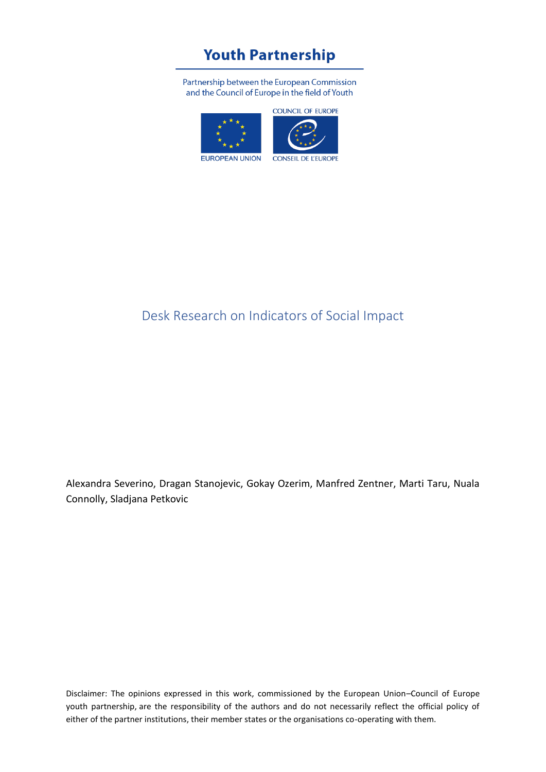**Youth Partnership**

Partnership between the European Commission and the Council of Europe in the field of Youth

EUROPEAN UNION

COUNCIL OF EUROPE

CONSEIL DE L'EUROPE

# Desk Research on Indicators of Social Impact

Alexandra Severino, Dragan Stanojevic, Gokay Ozerim, Manfred Zentner, Marti Taru, Nuala Connolly, Sladjana Petkovic

Disclaimer: The opinions expressed in this work, commissioned by the European Union–Council of Europe youth partnership, are the responsibility of the authors and do not necessarily reflect the official policy of either of the partner institutions, their member states or the organisations co-operating with them.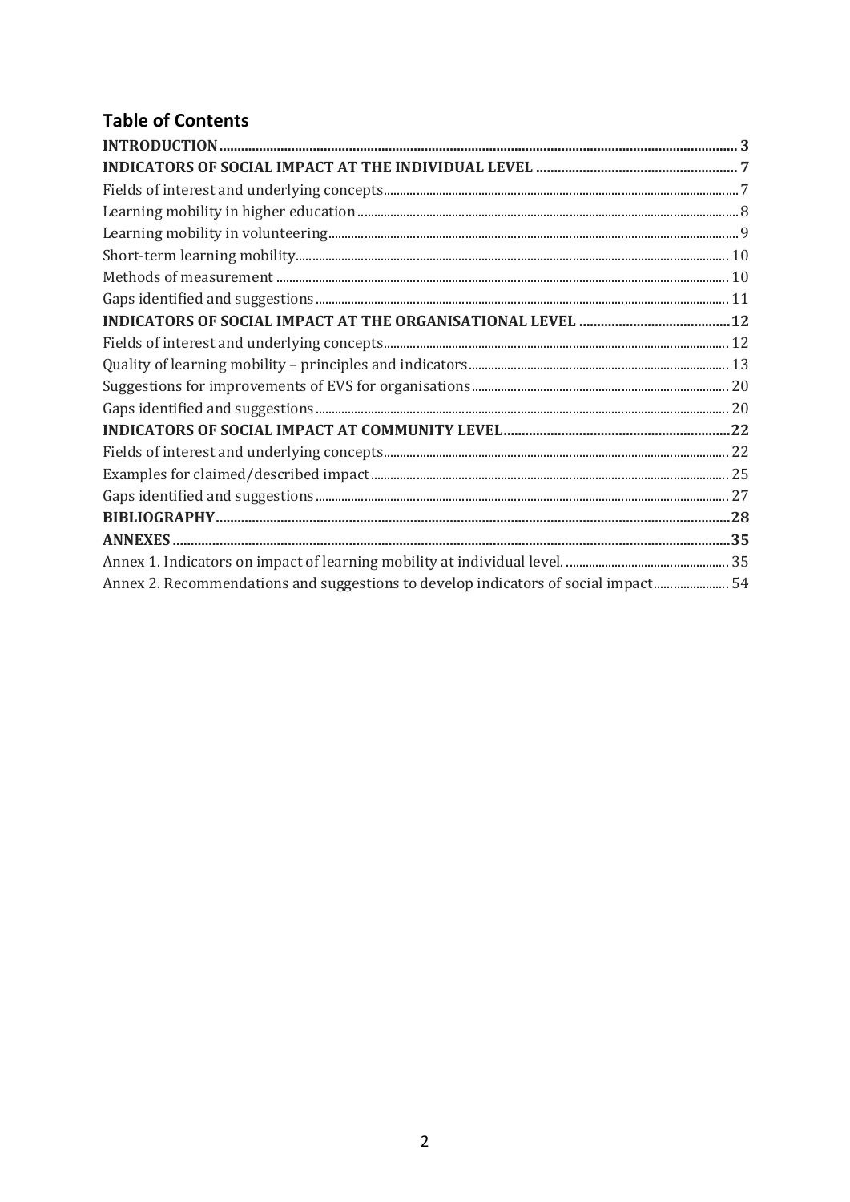## Table of Contents

**INTRODUCTION** ..... **3**

**INDICATORS OF SOCIAL IMPACT AT THE INDIVIDUAL LEVEL** ..... **7**

Fields of interest and underlying concepts ..... 7

Learning mobility in higher education ..... 8

Learning mobility in volunteering ..... 9

Short-term learning mobility ..... 10

Methods of measurement ..... 10

Gaps identified and suggestions ..... 11

**INDICATORS OF SOCIAL IMPACT AT THE ORGANISATIONAL LEVEL** ..... **12**

Fields of interest and underlying concepts ..... 12

Quality of learning mobility – principles and indicators ..... 13

Suggestions for improvements of EVS for organisations ..... 20

Gaps identified and suggestions ..... 20

**INDICATORS OF SOCIAL IMPACT AT COMMUNITY LEVEL** ..... **22**

Fields of interest and underlying concepts ..... 22

Examples for claimed/described impact ..... 25

Gaps identified and suggestions ..... 27

**BIBLIOGRAPHY** ..... **28**

**ANNEXES** ..... **35**

Annex 1. Indicators on impact of learning mobility at individual level. ..... 35

Annex 2. Recommendations and suggestions to develop indicators of social impact ..... 54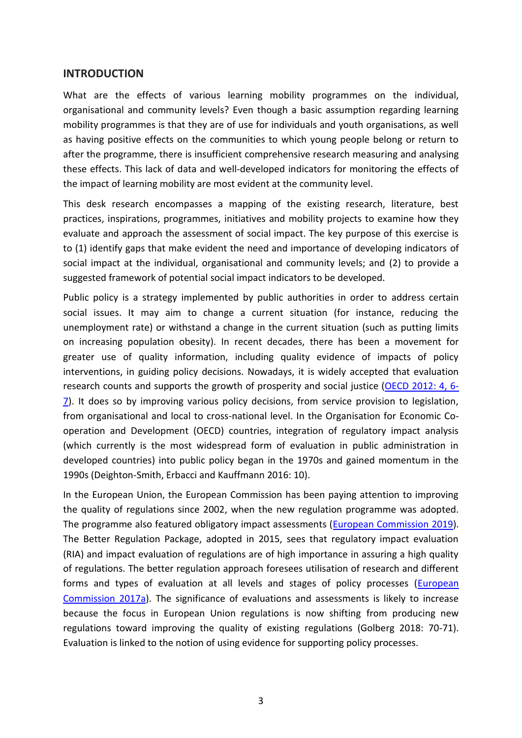## INTRODUCTION

What are the effects of various learning mobility programmes on the individual, organisational and community levels? Even though a basic assumption regarding learning mobility programmes is that they are of use for individuals and youth organisations, as well as having positive effects on the communities to which young people belong or return to after the programme, there is insufficient comprehensive research measuring and analysing these effects. This lack of data and well-developed indicators for monitoring the effects of the impact of learning mobility are most evident at the community level.

This desk research encompasses a mapping of the existing research, literature, best practices, inspirations, programmes, initiatives and mobility projects to examine how they evaluate and approach the assessment of social impact. The key purpose of this exercise is to (1) identify gaps that make evident the need and importance of developing indicators of social impact at the individual, organisational and community levels; and (2) to provide a suggested framework of potential social impact indicators to be developed.

Public policy is a strategy implemented by public authorities in order to address certain social issues. It may aim to change a current situation (for instance, reducing the unemployment rate) or withstand a change in the current situation (such as putting limits on increasing population obesity). In recent decades, there has been a movement for greater use of quality information, including quality evidence of impacts of policy interventions, in guiding policy decisions. Nowadays, it is widely accepted that evaluation research counts and supports the growth of prosperity and social justice (OECD 2012: 4, 6-7). It does so by improving various policy decisions, from service provision to legislation, from organisational and local to cross-national level. In the Organisation for Economic Co-operation and Development (OECD) countries, integration of regulatory impact analysis (which currently is the most widespread form of evaluation in public administration in developed countries) into public policy began in the 1970s and gained momentum in the 1990s (Deighton-Smith, Erbacci and Kauffmann 2016: 10).

In the European Union, the European Commission has been paying attention to improving the quality of regulations since 2002, when the new regulation programme was adopted. The programme also featured obligatory impact assessments (European Commission 2019). The Better Regulation Package, adopted in 2015, sees that regulatory impact evaluation (RIA) and impact evaluation of regulations are of high importance in assuring a high quality of regulations. The better regulation approach foresees utilisation of research and different forms and types of evaluation at all levels and stages of policy processes (European Commission 2017a). The significance of evaluations and assessments is likely to increase because the focus in European Union regulations is now shifting from producing new regulations toward improving the quality of existing regulations (Golberg 2018: 70-71). Evaluation is linked to the notion of using evidence for supporting policy processes.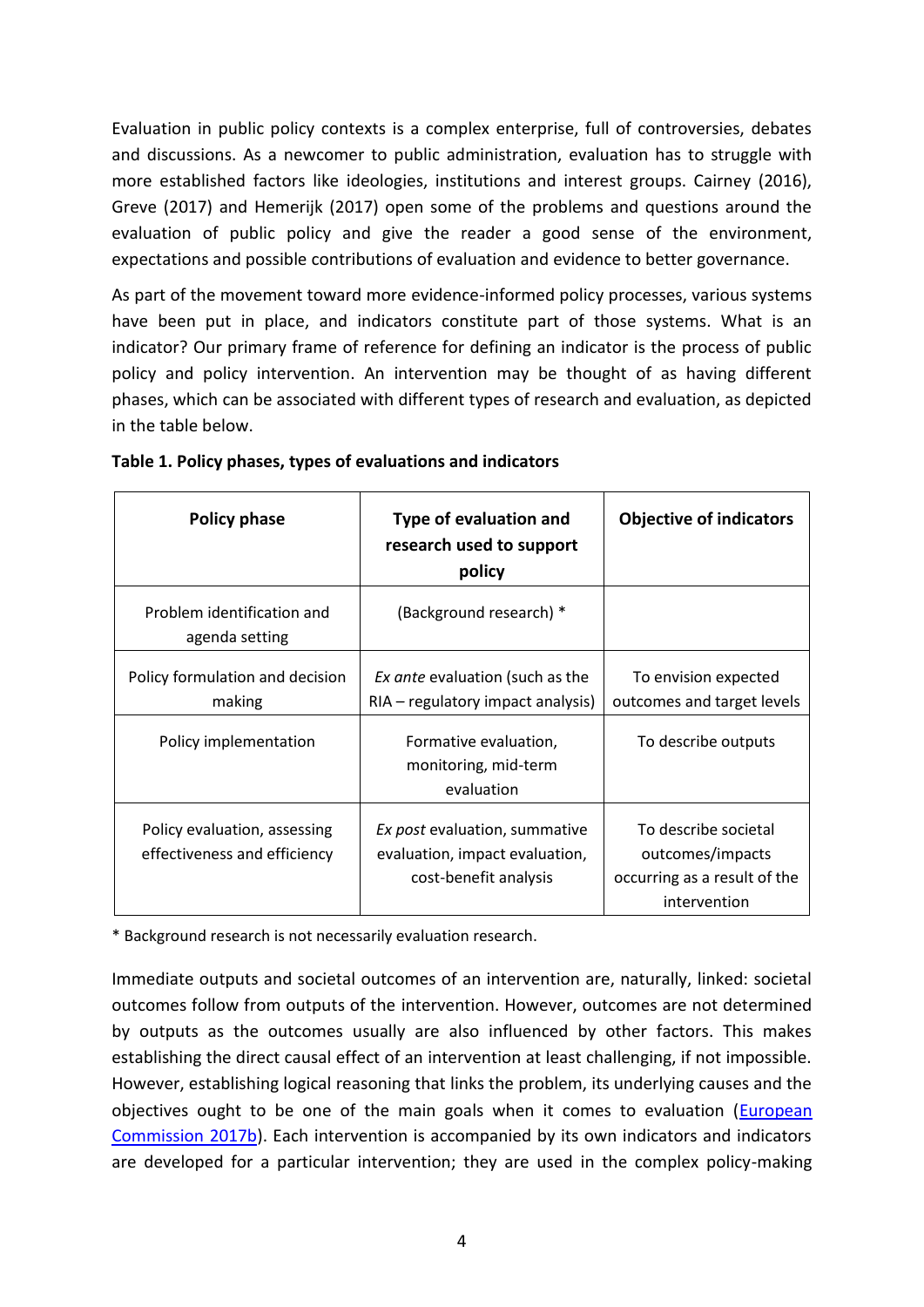Evaluation in public policy contexts is a complex enterprise, full of controversies, debates and discussions. As a newcomer to public administration, evaluation has to struggle with more established factors like ideologies, institutions and interest groups. Cairney (2016), Greve (2017) and Hemerijk (2017) open some of the problems and questions around the evaluation of public policy and give the reader a good sense of the environment, expectations and possible contributions of evaluation and evidence to better governance.

As part of the movement toward more evidence-informed policy processes, various systems have been put in place, and indicators constitute part of those systems. What is an indicator? Our primary frame of reference for defining an indicator is the process of public policy and policy intervention. An intervention may be thought of as having different phases, which can be associated with different types of research and evaluation, as depicted in the table below.

**Table 1. Policy phases, types of evaluations and indicators**

| Policy phase | Type of evaluation and research used to support policy | Objective of indicators |
|---|---|---|
| Problem identification and agenda setting | (Background research) * | |
| Policy formulation and decision making | *Ex ante* evaluation (such as the RIA – regulatory impact analysis) | To envision expected outcomes and target levels |
| Policy implementation | Formative evaluation, monitoring, mid-term evaluation | To describe outputs |
| Policy evaluation, assessing effectiveness and efficiency | *Ex post* evaluation, summative evaluation, impact evaluation, cost-benefit analysis | To describe societal outcomes/impacts occurring as a result of the intervention |

* Background research is not necessarily evaluation research.

Immediate outputs and societal outcomes of an intervention are, naturally, linked: societal outcomes follow from outputs of the intervention. However, outcomes are not determined by outputs as the outcomes usually are also influenced by other factors. This makes establishing the direct causal effect of an intervention at least challenging, if not impossible. However, establishing logical reasoning that links the problem, its underlying causes and the objectives ought to be one of the main goals when it comes to evaluation (European Commission 2017b). Each intervention is accompanied by its own indicators and indicators are developed for a particular intervention; they are used in the complex policy-making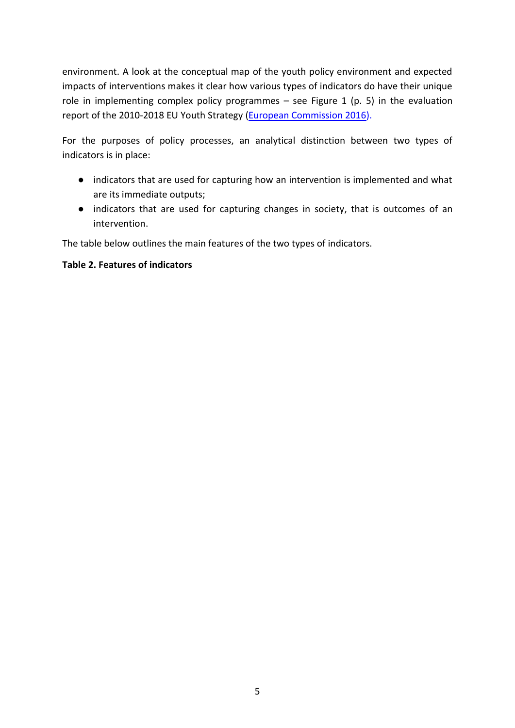environment. A look at the conceptual map of the youth policy environment and expected impacts of interventions makes it clear how various types of indicators do have their unique role in implementing complex policy programmes – see Figure 1 (p. 5) in the evaluation report of the 2010-2018 EU Youth Strategy ([European Commission 2016](European Commission 2016)).

For the purposes of policy processes, an analytical distinction between two types of indicators is in place:

- indicators that are used for capturing how an intervention is implemented and what are its immediate outputs;
- indicators that are used for capturing changes in society, that is outcomes of an intervention.

The table below outlines the main features of the two types of indicators.

**Table 2. Features of indicators**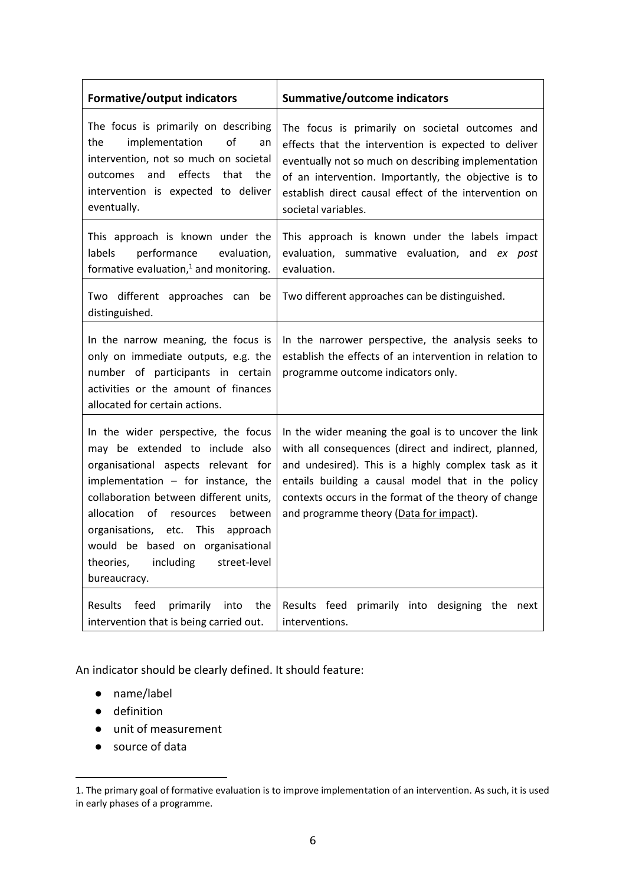| **Formative/output indicators** | **Summative/outcome indicators** |
| --- | --- |
| The focus is primarily on describing the implementation of an intervention, not so much on societal outcomes and effects that the intervention is expected to deliver eventually. | The focus is primarily on societal outcomes and effects that the intervention is expected to deliver eventually not so much on describing implementation of an intervention. Importantly, the objective is to establish direct causal effect of the intervention on societal variables. |
| This approach is known under the labels performance evaluation, formative evaluation,[1] and monitoring. | This approach is known under the labels impact evaluation, summative evaluation, and *ex post* evaluation. |
| Two different approaches can be distinguished. | Two different approaches can be distinguished. |
| In the narrow meaning, the focus is only on immediate outputs, e.g. the number of participants in certain activities or the amount of finances allocated for certain actions. | In the narrower perspective, the analysis seeks to establish the effects of an intervention in relation to programme outcome indicators only. |
| In the wider perspective, the focus may be extended to include also organisational aspects relevant for implementation – for instance, the collaboration between different units, allocation of resources between organisations, etc. This approach would be based on organisational theories, including street-level bureaucracy. | In the wider meaning the goal is to uncover the link with all consequences (direct and indirect, planned, and undesired). This is a highly complex task as it entails building a causal model that in the policy contexts occurs in the format of the theory of change and programme theory (Data for impact). |
| Results feed primarily into the intervention that is being carried out. | Results feed primarily into designing the next interventions. |

An indicator should be clearly defined. It should feature:

- name/label
- definition
- unit of measurement
- source of data

1. The primary goal of formative evaluation is to improve implementation of an intervention. As such, it is used in early phases of a programme.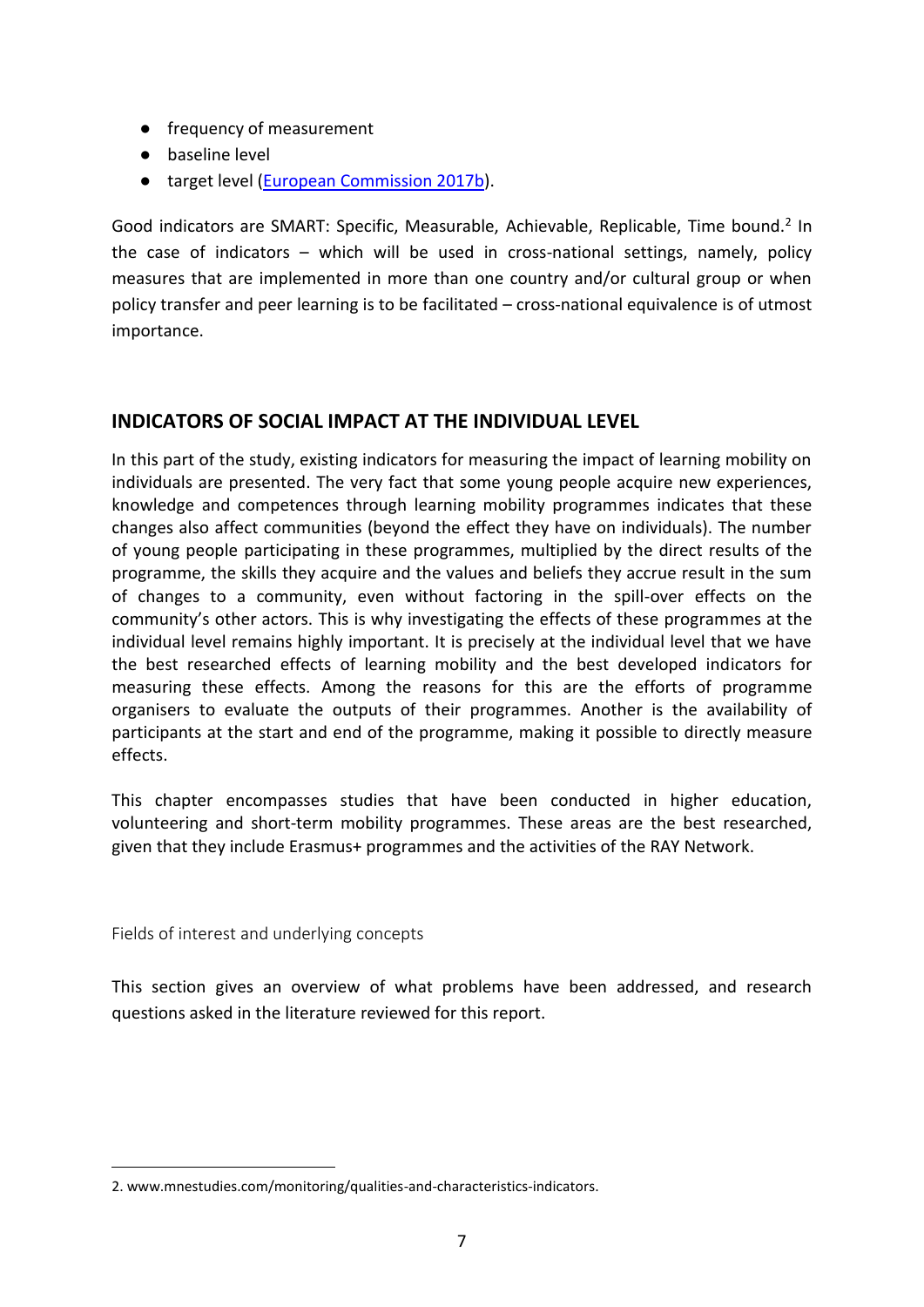- frequency of measurement
- baseline level
- target level (European Commission 2017b).

Good indicators are SMART: Specific, Measurable, Achievable, Replicable, Time bound.[2] In the case of indicators – which will be used in cross-national settings, namely, policy measures that are implemented in more than one country and/or cultural group or when policy transfer and peer learning is to be facilitated – cross-national equivalence is of utmost importance.

## INDICATORS OF SOCIAL IMPACT AT THE INDIVIDUAL LEVEL

In this part of the study, existing indicators for measuring the impact of learning mobility on individuals are presented. The very fact that some young people acquire new experiences, knowledge and competences through learning mobility programmes indicates that these changes also affect communities (beyond the effect they have on individuals). The number of young people participating in these programmes, multiplied by the direct results of the programme, the skills they acquire and the values and beliefs they accrue result in the sum of changes to a community, even without factoring in the spill-over effects on the community's other actors. This is why investigating the effects of these programmes at the individual level remains highly important. It is precisely at the individual level that we have the best researched effects of learning mobility and the best developed indicators for measuring these effects. Among the reasons for this are the efforts of programme organisers to evaluate the outputs of their programmes. Another is the availability of participants at the start and end of the programme, making it possible to directly measure effects.

This chapter encompasses studies that have been conducted in higher education, volunteering and short-term mobility programmes. These areas are the best researched, given that they include Erasmus+ programmes and the activities of the RAY Network.

### Fields of interest and underlying concepts

This section gives an overview of what problems have been addressed, and research questions asked in the literature reviewed for this report.

---

2. www.mnestudies.com/monitoring/qualities-and-characteristics-indicators.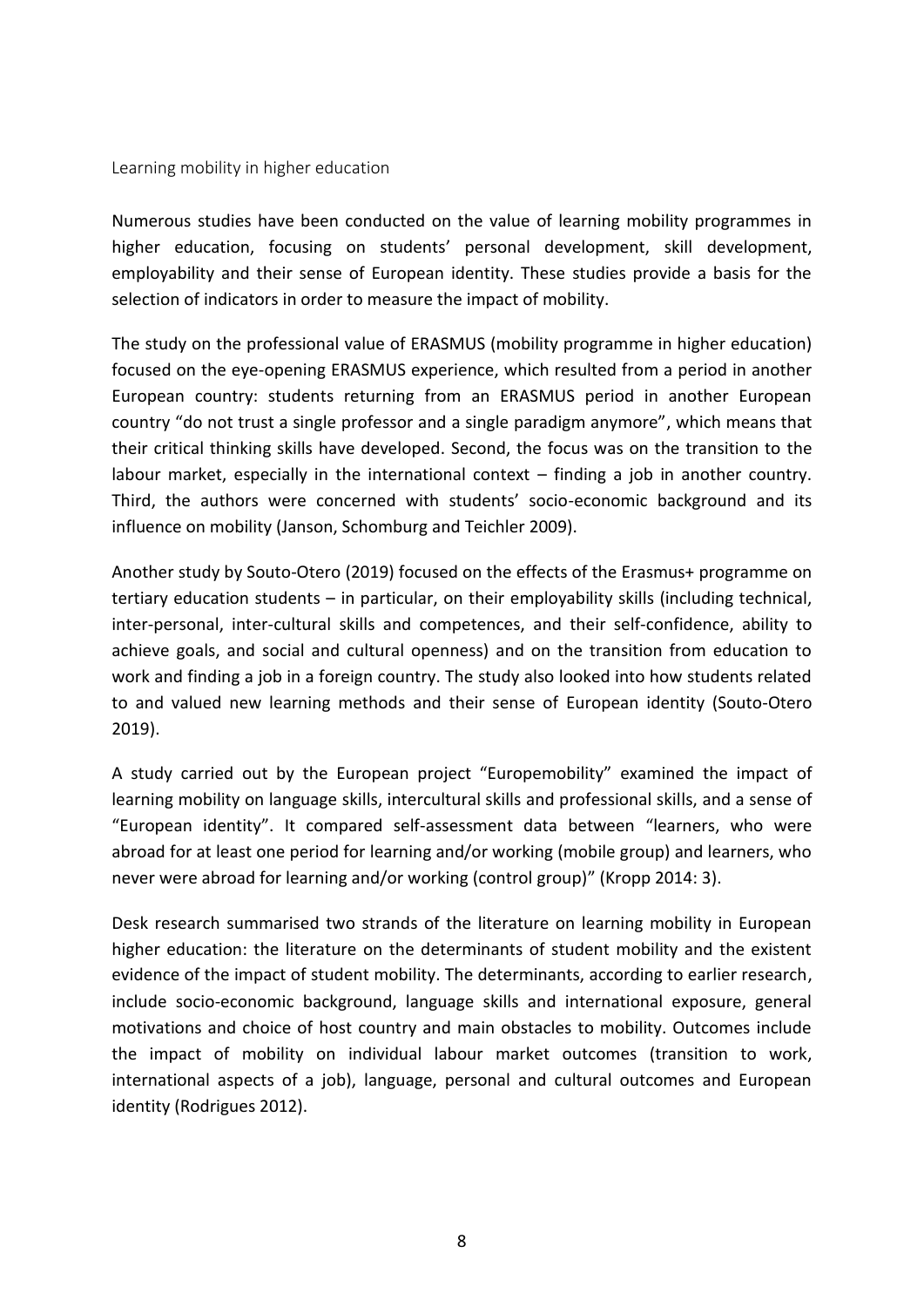## Learning mobility in higher education

Numerous studies have been conducted on the value of learning mobility programmes in higher education, focusing on students' personal development, skill development, employability and their sense of European identity. These studies provide a basis for the selection of indicators in order to measure the impact of mobility.

The study on the professional value of ERASMUS (mobility programme in higher education) focused on the eye-opening ERASMUS experience, which resulted from a period in another European country: students returning from an ERASMUS period in another European country "do not trust a single professor and a single paradigm anymore", which means that their critical thinking skills have developed. Second, the focus was on the transition to the labour market, especially in the international context – finding a job in another country. Third, the authors were concerned with students' socio-economic background and its influence on mobility (Janson, Schomburg and Teichler 2009).

Another study by Souto-Otero (2019) focused on the effects of the Erasmus+ programme on tertiary education students – in particular, on their employability skills (including technical, inter-personal, inter-cultural skills and competences, and their self-confidence, ability to achieve goals, and social and cultural openness) and on the transition from education to work and finding a job in a foreign country. The study also looked into how students related to and valued new learning methods and their sense of European identity (Souto-Otero 2019).

A study carried out by the European project "Europemobility" examined the impact of learning mobility on language skills, intercultural skills and professional skills, and a sense of "European identity". It compared self-assessment data between "learners, who were abroad for at least one period for learning and/or working (mobile group) and learners, who never were abroad for learning and/or working (control group)" (Kropp 2014: 3).

Desk research summarised two strands of the literature on learning mobility in European higher education: the literature on the determinants of student mobility and the existent evidence of the impact of student mobility. The determinants, according to earlier research, include socio-economic background, language skills and international exposure, general motivations and choice of host country and main obstacles to mobility. Outcomes include the impact of mobility on individual labour market outcomes (transition to work, international aspects of a job), language, personal and cultural outcomes and European identity (Rodrigues 2012).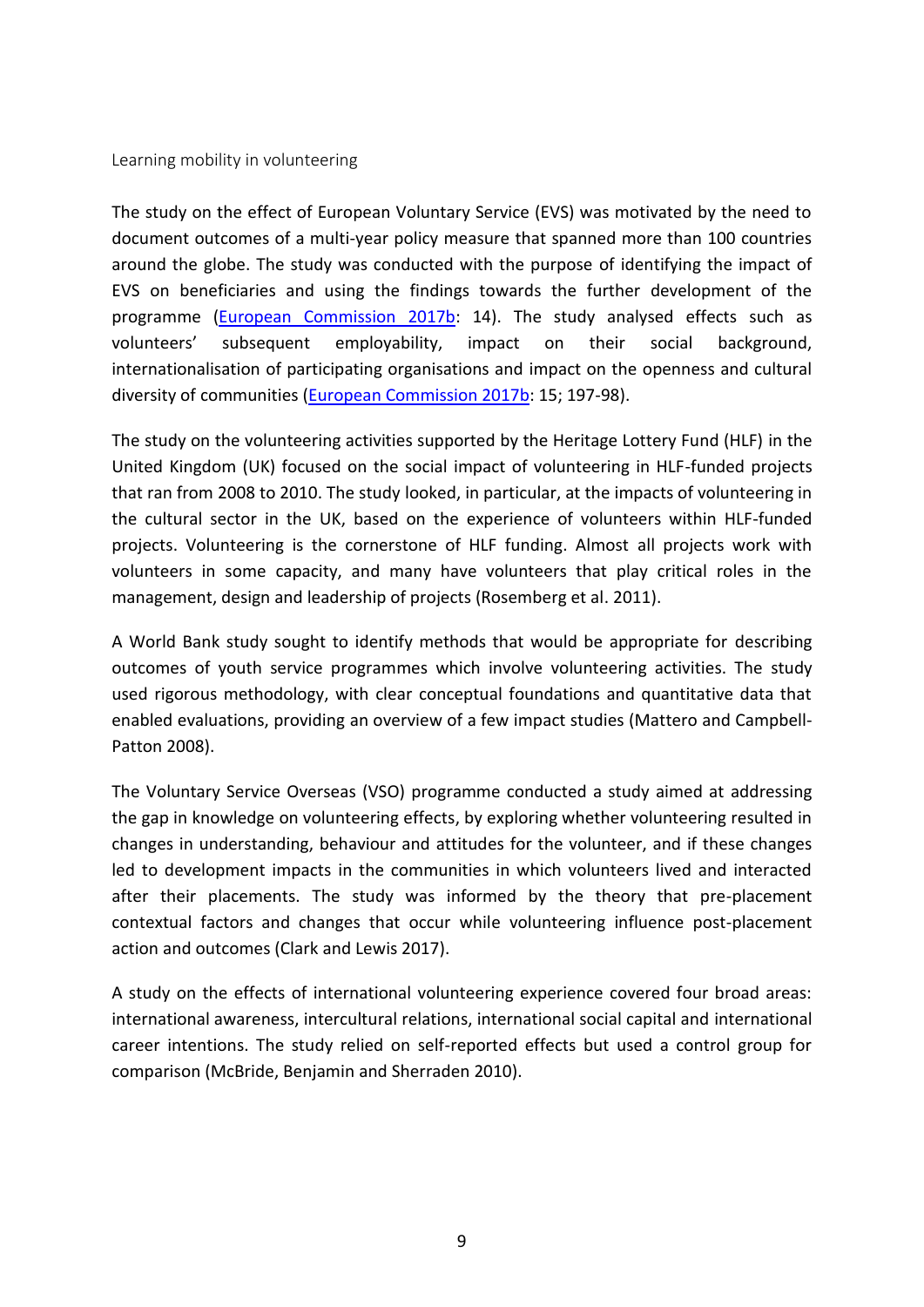### Learning mobility in volunteering

The study on the effect of European Voluntary Service (EVS) was motivated by the need to document outcomes of a multi-year policy measure that spanned more than 100 countries around the globe. The study was conducted with the purpose of identifying the impact of EVS on beneficiaries and using the findings towards the further development of the programme (European Commission 2017b: 14). The study analysed effects such as volunteers' subsequent employability, impact on their social background, internationalisation of participating organisations and impact on the openness and cultural diversity of communities (European Commission 2017b: 15; 197-98).

The study on the volunteering activities supported by the Heritage Lottery Fund (HLF) in the United Kingdom (UK) focused on the social impact of volunteering in HLF-funded projects that ran from 2008 to 2010. The study looked, in particular, at the impacts of volunteering in the cultural sector in the UK, based on the experience of volunteers within HLF-funded projects. Volunteering is the cornerstone of HLF funding. Almost all projects work with volunteers in some capacity, and many have volunteers that play critical roles in the management, design and leadership of projects (Rosemberg et al. 2011).

A World Bank study sought to identify methods that would be appropriate for describing outcomes of youth service programmes which involve volunteering activities. The study used rigorous methodology, with clear conceptual foundations and quantitative data that enabled evaluations, providing an overview of a few impact studies (Mattero and Campbell-Patton 2008).

The Voluntary Service Overseas (VSO) programme conducted a study aimed at addressing the gap in knowledge on volunteering effects, by exploring whether volunteering resulted in changes in understanding, behaviour and attitudes for the volunteer, and if these changes led to development impacts in the communities in which volunteers lived and interacted after their placements. The study was informed by the theory that pre-placement contextual factors and changes that occur while volunteering influence post-placement action and outcomes (Clark and Lewis 2017).

A study on the effects of international volunteering experience covered four broad areas: international awareness, intercultural relations, international social capital and international career intentions. The study relied on self-reported effects but used a control group for comparison (McBride, Benjamin and Sherraden 2010).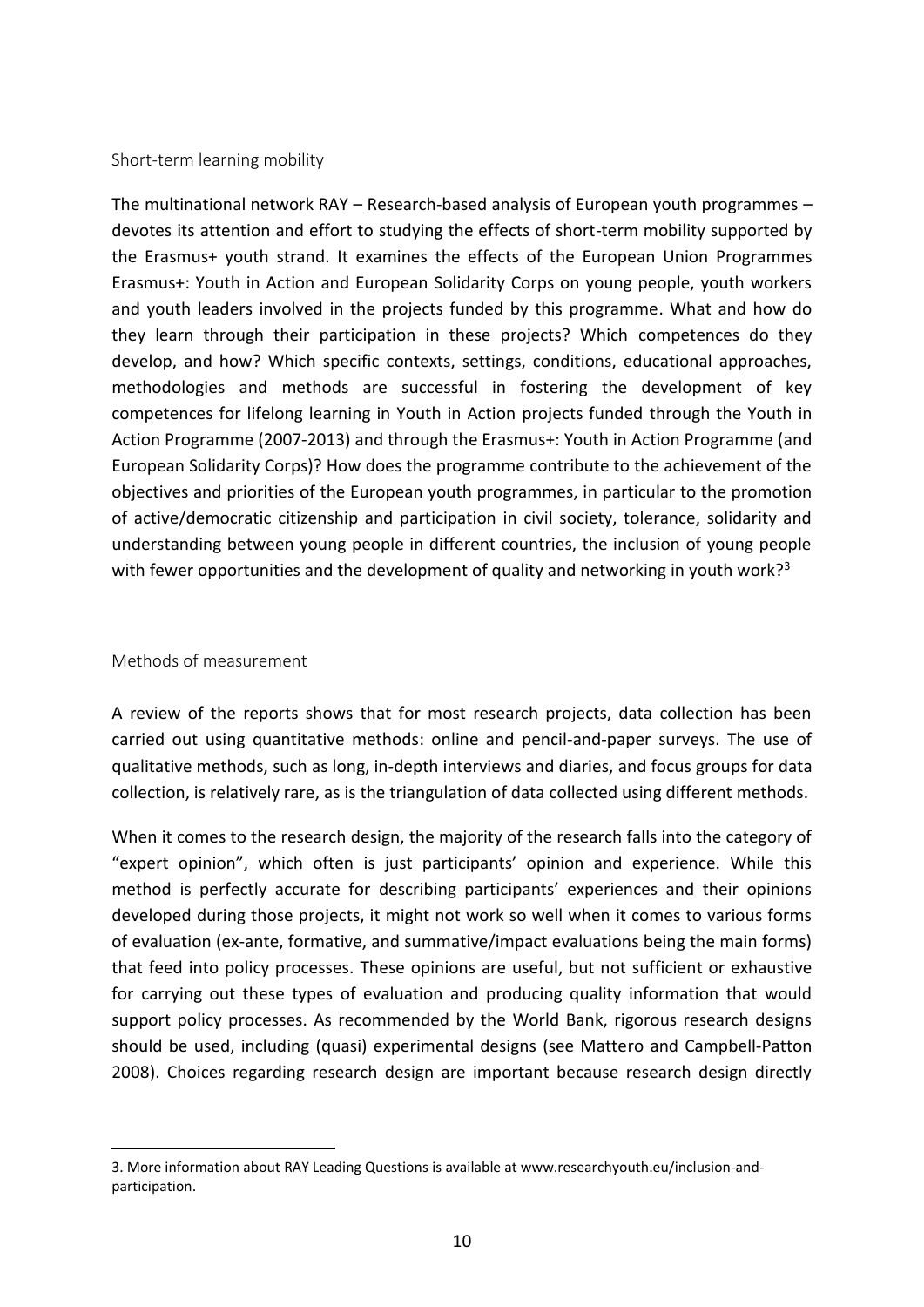## Short-term learning mobility

The multinational network RAY – Research-based analysis of European youth programmes – devotes its attention and effort to studying the effects of short-term mobility supported by the Erasmus+ youth strand. It examines the effects of the European Union Programmes Erasmus+: Youth in Action and European Solidarity Corps on young people, youth workers and youth leaders involved in the projects funded by this programme. What and how do they learn through their participation in these projects? Which competences do they develop, and how? Which specific contexts, settings, conditions, educational approaches, methodologies and methods are successful in fostering the development of key competences for lifelong learning in Youth in Action projects funded through the Youth in Action Programme (2007-2013) and through the Erasmus+: Youth in Action Programme (and European Solidarity Corps)? How does the programme contribute to the achievement of the objectives and priorities of the European youth programmes, in particular to the promotion of active/democratic citizenship and participation in civil society, tolerance, solidarity and understanding between young people in different countries, the inclusion of young people with fewer opportunities and the development of quality and networking in youth work?[3]

## Methods of measurement

A review of the reports shows that for most research projects, data collection has been carried out using quantitative methods: online and pencil-and-paper surveys. The use of qualitative methods, such as long, in-depth interviews and diaries, and focus groups for data collection, is relatively rare, as is the triangulation of data collected using different methods.

When it comes to the research design, the majority of the research falls into the category of "expert opinion", which often is just participants' opinion and experience. While this method is perfectly accurate for describing participants' experiences and their opinions developed during those projects, it might not work so well when it comes to various forms of evaluation (ex-ante, formative, and summative/impact evaluations being the main forms) that feed into policy processes. These opinions are useful, but not sufficient or exhaustive for carrying out these types of evaluation and producing quality information that would support policy processes. As recommended by the World Bank, rigorous research designs should be used, including (quasi) experimental designs (see Mattero and Campbell-Patton 2008). Choices regarding research design are important because research design directly

---

3. More information about RAY Leading Questions is available at www.researchyouth.eu/inclusion-and-participation.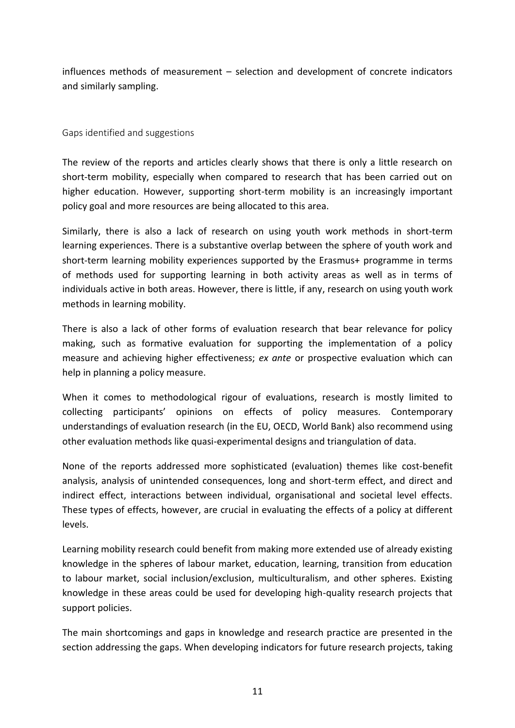influences methods of measurement – selection and development of concrete indicators and similarly sampling.

## Gaps identified and suggestions

The review of the reports and articles clearly shows that there is only a little research on short-term mobility, especially when compared to research that has been carried out on higher education. However, supporting short-term mobility is an increasingly important policy goal and more resources are being allocated to this area.

Similarly, there is also a lack of research on using youth work methods in short-term learning experiences. There is a substantive overlap between the sphere of youth work and short-term learning mobility experiences supported by the Erasmus+ programme in terms of methods used for supporting learning in both activity areas as well as in terms of individuals active in both areas. However, there is little, if any, research on using youth work methods in learning mobility.

There is also a lack of other forms of evaluation research that bear relevance for policy making, such as formative evaluation for supporting the implementation of a policy measure and achieving higher effectiveness; *ex ante* or prospective evaluation which can help in planning a policy measure.

When it comes to methodological rigour of evaluations, research is mostly limited to collecting participants' opinions on effects of policy measures. Contemporary understandings of evaluation research (in the EU, OECD, World Bank) also recommend using other evaluation methods like quasi-experimental designs and triangulation of data.

None of the reports addressed more sophisticated (evaluation) themes like cost-benefit analysis, analysis of unintended consequences, long and short-term effect, and direct and indirect effect, interactions between individual, organisational and societal level effects. These types of effects, however, are crucial in evaluating the effects of a policy at different levels.

Learning mobility research could benefit from making more extended use of already existing knowledge in the spheres of labour market, education, learning, transition from education to labour market, social inclusion/exclusion, multiculturalism, and other spheres. Existing knowledge in these areas could be used for developing high-quality research projects that support policies.

The main shortcomings and gaps in knowledge and research practice are presented in the section addressing the gaps. When developing indicators for future research projects, taking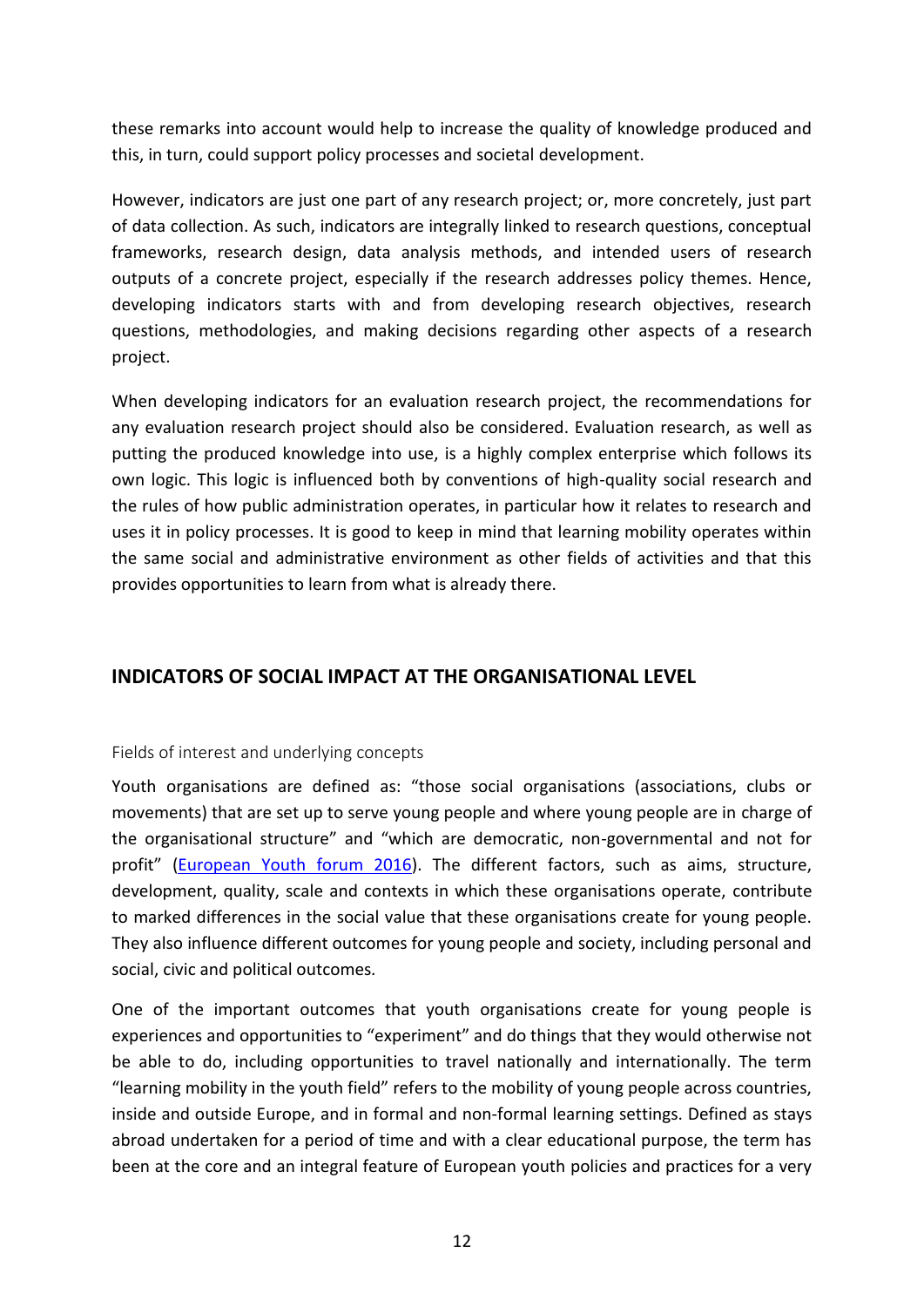these remarks into account would help to increase the quality of knowledge produced and this, in turn, could support policy processes and societal development.

However, indicators are just one part of any research project; or, more concretely, just part of data collection. As such, indicators are integrally linked to research questions, conceptual frameworks, research design, data analysis methods, and intended users of research outputs of a concrete project, especially if the research addresses policy themes. Hence, developing indicators starts with and from developing research objectives, research questions, methodologies, and making decisions regarding other aspects of a research project.

When developing indicators for an evaluation research project, the recommendations for any evaluation research project should also be considered. Evaluation research, as well as putting the produced knowledge into use, is a highly complex enterprise which follows its own logic. This logic is influenced both by conventions of high-quality social research and the rules of how public administration operates, in particular how it relates to research and uses it in policy processes. It is good to keep in mind that learning mobility operates within the same social and administrative environment as other fields of activities and that this provides opportunities to learn from what is already there.

## INDICATORS OF SOCIAL IMPACT AT THE ORGANISATIONAL LEVEL

### Fields of interest and underlying concepts

Youth organisations are defined as: "those social organisations (associations, clubs or movements) that are set up to serve young people and where young people are in charge of the organisational structure" and "which are democratic, non-governmental and not for profit" (European Youth forum 2016). The different factors, such as aims, structure, development, quality, scale and contexts in which these organisations operate, contribute to marked differences in the social value that these organisations create for young people. They also influence different outcomes for young people and society, including personal and social, civic and political outcomes.

One of the important outcomes that youth organisations create for young people is experiences and opportunities to "experiment" and do things that they would otherwise not be able to do, including opportunities to travel nationally and internationally. The term "learning mobility in the youth field" refers to the mobility of young people across countries, inside and outside Europe, and in formal and non-formal learning settings. Defined as stays abroad undertaken for a period of time and with a clear educational purpose, the term has been at the core and an integral feature of European youth policies and practices for a very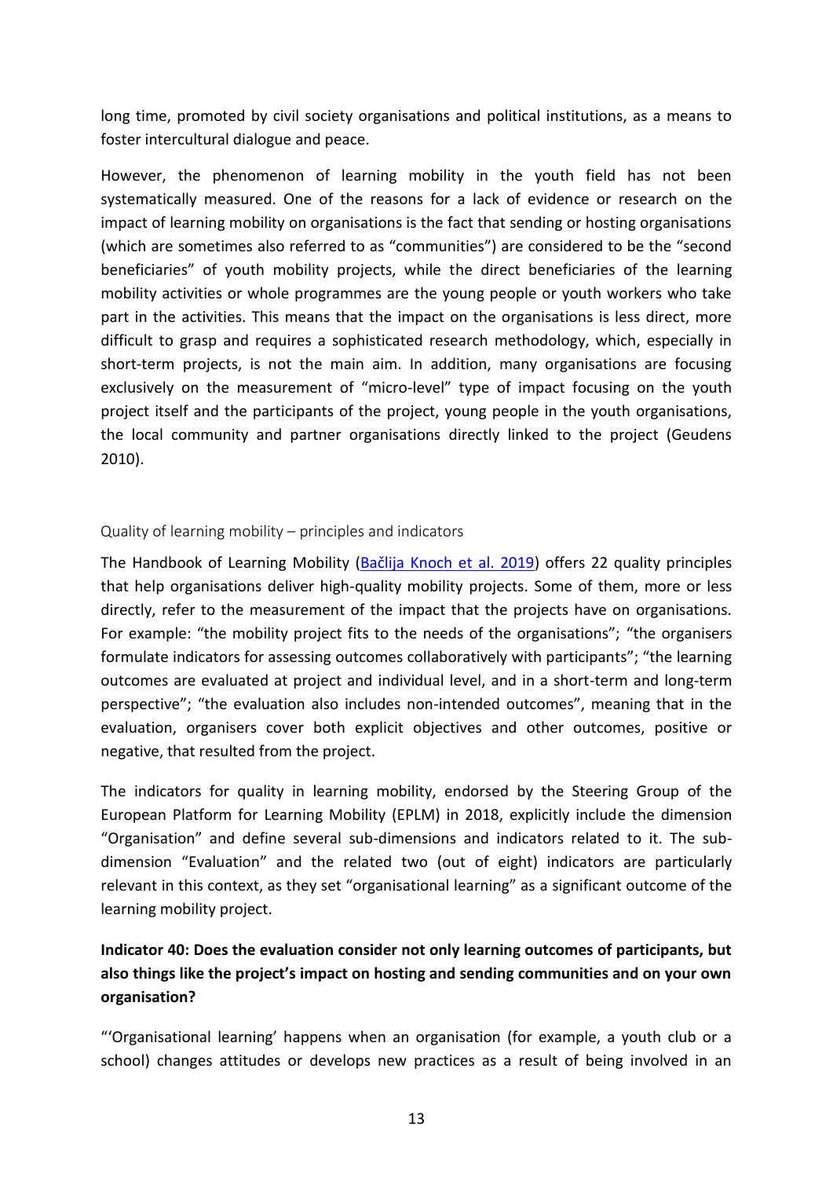long time, promoted by civil society organisations and political institutions, as a means to foster intercultural dialogue and peace.

However, the phenomenon of learning mobility in the youth field has not been systematically measured. One of the reasons for a lack of evidence or research on the impact of learning mobility on organisations is the fact that sending or hosting organisations (which are sometimes also referred to as "communities") are considered to be the "second beneficiaries" of youth mobility projects, while the direct beneficiaries of the learning mobility activities or whole programmes are the young people or youth workers who take part in the activities. This means that the impact on the organisations is less direct, more difficult to grasp and requires a sophisticated research methodology, which, especially in short-term projects, is not the main aim. In addition, many organisations are focusing exclusively on the measurement of "micro-level" type of impact focusing on the youth project itself and the participants of the project, young people in the youth organisations, the local community and partner organisations directly linked to the project (Geudens 2010).

### Quality of learning mobility – principles and indicators

The Handbook of Learning Mobility ([Bačlija Knoch et al. 2019]) offers 22 quality principles that help organisations deliver high-quality mobility projects. Some of them, more or less directly, refer to the measurement of the impact that the projects have on organisations. For example: "the mobility project fits to the needs of the organisations"; "the organisers formulate indicators for assessing outcomes collaboratively with participants"; "the learning outcomes are evaluated at project and individual level, and in a short-term and long-term perspective"; "the evaluation also includes non-intended outcomes", meaning that in the evaluation, organisers cover both explicit objectives and other outcomes, positive or negative, that resulted from the project.

The indicators for quality in learning mobility, endorsed by the Steering Group of the European Platform for Learning Mobility (EPLM) in 2018, explicitly include the dimension "Organisation" and define several sub-dimensions and indicators related to it. The sub-dimension "Evaluation" and the related two (out of eight) indicators are particularly relevant in this context, as they set "organisational learning" as a significant outcome of the learning mobility project.

**Indicator 40: Does the evaluation consider not only learning outcomes of participants, but also things like the project's impact on hosting and sending communities and on your own organisation?**

"'Organisational learning' happens when an organisation (for example, a youth club or a school) changes attitudes or develops new practices as a result of being involved in an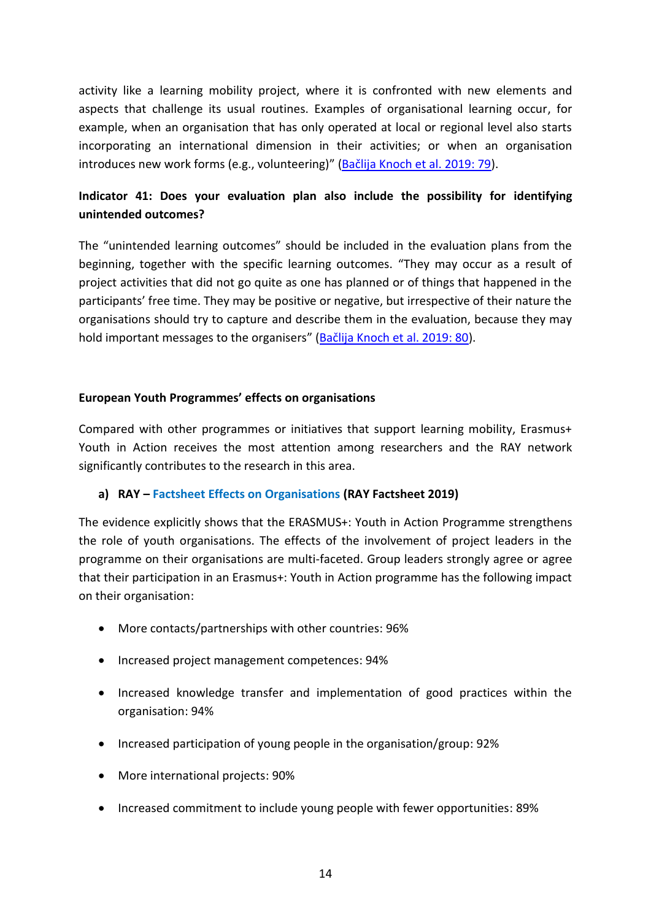activity like a learning mobility project, where it is confronted with new elements and aspects that challenge its usual routines. Examples of organisational learning occur, for example, when an organisation that has only operated at local or regional level also starts incorporating an international dimension in their activities; or when an organisation introduces new work forms (e.g., volunteering)" (Bačlija Knoch et al. 2019: 79).

**Indicator 41: Does your evaluation plan also include the possibility for identifying unintended outcomes?**

The "unintended learning outcomes" should be included in the evaluation plans from the beginning, together with the specific learning outcomes. "They may occur as a result of project activities that did not go quite as one has planned or of things that happened in the participants' free time. They may be positive or negative, but irrespective of their nature the organisations should try to capture and describe them in the evaluation, because they may hold important messages to the organisers" (Bačlija Knoch et al. 2019: 80).

**European Youth Programmes' effects on organisations**

Compared with other programmes or initiatives that support learning mobility, Erasmus+ Youth in Action receives the most attention among researchers and the RAY network significantly contributes to the research in this area.

**a) RAY – Factsheet Effects on Organisations (RAY Factsheet 2019)**

The evidence explicitly shows that the ERASMUS+: Youth in Action Programme strengthens the role of youth organisations. The effects of the involvement of project leaders in the programme on their organisations are multi-faceted. Group leaders strongly agree or agree that their participation in an Erasmus+: Youth in Action programme has the following impact on their organisation:

- More contacts/partnerships with other countries: 96%
- Increased project management competences: 94%
- Increased knowledge transfer and implementation of good practices within the organisation: 94%
- Increased participation of young people in the organisation/group: 92%
- More international projects: 90%
- Increased commitment to include young people with fewer opportunities: 89%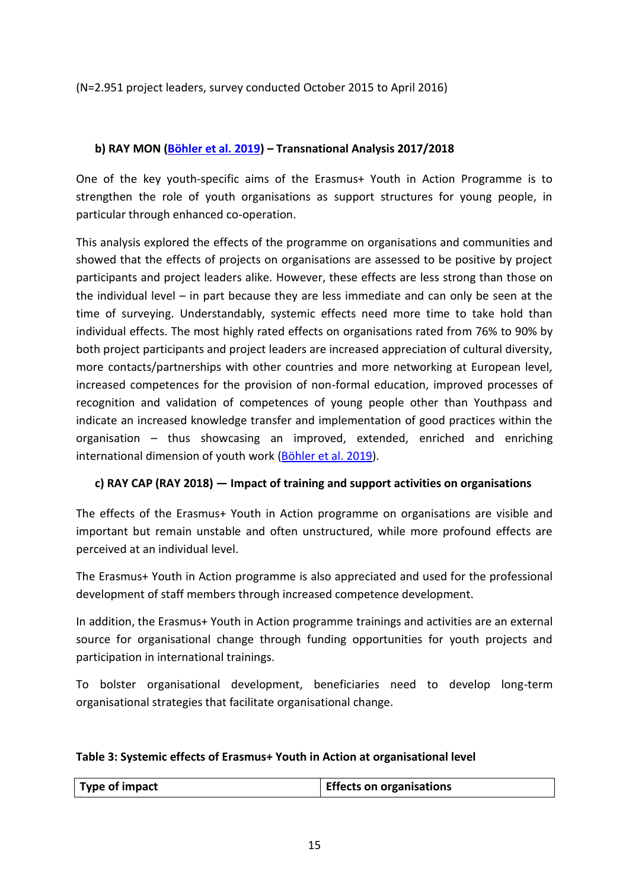(N=2.951 project leaders, survey conducted October 2015 to April 2016)

**b) RAY MON ([Böhler et al. 2019]) – Transnational Analysis 2017/2018**

One of the key youth-specific aims of the Erasmus+ Youth in Action Programme is to strengthen the role of youth organisations as support structures for young people, in particular through enhanced co-operation.

This analysis explored the effects of the programme on organisations and communities and showed that the effects of projects on organisations are assessed to be positive by project participants and project leaders alike. However, these effects are less strong than those on the individual level – in part because they are less immediate and can only be seen at the time of surveying. Understandably, systemic effects need more time to take hold than individual effects. The most highly rated effects on organisations rated from 76% to 90% by both project participants and project leaders are increased appreciation of cultural diversity, more contacts/partnerships with other countries and more networking at European level, increased competences for the provision of non-formal education, improved processes of recognition and validation of competences of young people other than Youthpass and indicate an increased knowledge transfer and implementation of good practices within the organisation – thus showcasing an improved, extended, enriched and enriching international dimension of youth work ([Böhler et al. 2019]).

**c) RAY CAP (RAY 2018) — Impact of training and support activities on organisations**

The effects of the Erasmus+ Youth in Action programme on organisations are visible and important but remain unstable and often unstructured, while more profound effects are perceived at an individual level.

The Erasmus+ Youth in Action programme is also appreciated and used for the professional development of staff members through increased competence development.

In addition, the Erasmus+ Youth in Action programme trainings and activities are an external source for organisational change through funding opportunities for youth projects and participation in international trainings.

To bolster organisational development, beneficiaries need to develop long-term organisational strategies that facilitate organisational change.

**Table 3: Systemic effects of Erasmus+ Youth in Action at organisational level**

| Type of impact | Effects on organisations |
|---|---|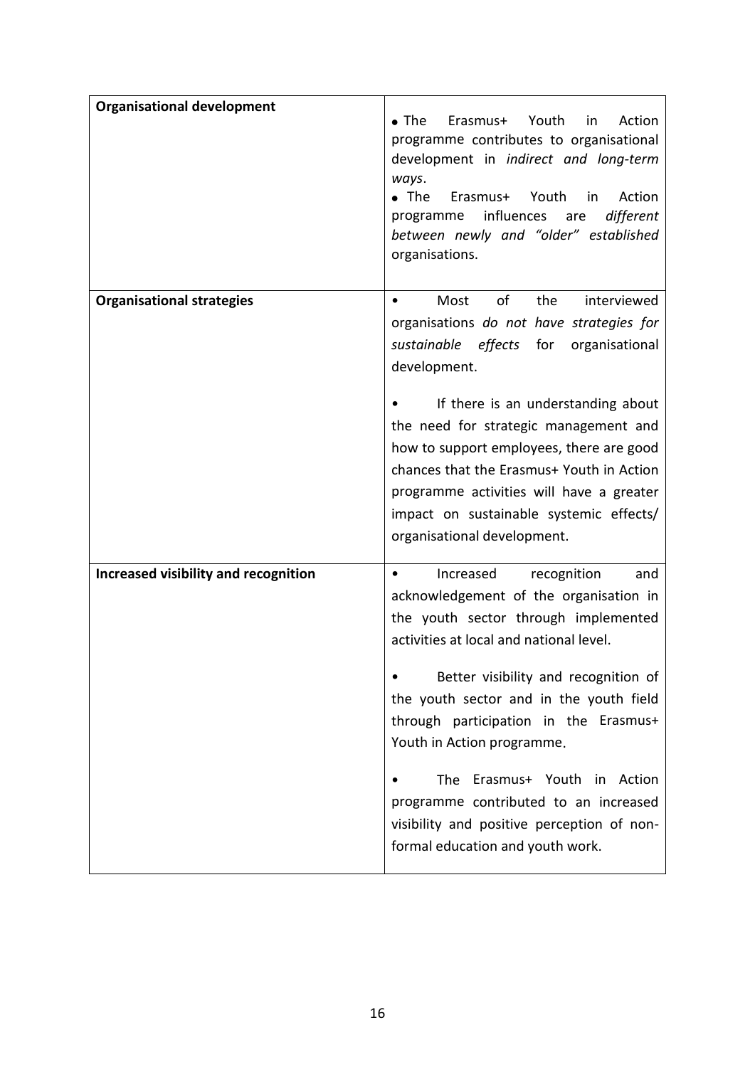| **Organisational development** | • The Erasmus+ Youth in Action programme contributes to organisational development in *indirect and long-term ways*.<br>• The Erasmus+ Youth in Action programme influences are *different between newly and "older" established* organisations. |
|---|---|
| **Organisational strategies** | • Most of the interviewed organisations *do not have strategies for sustainable effects* for organisational development.<br><br>• If there is an understanding about the need for strategic management and how to support employees, there are good chances that the Erasmus+ Youth in Action programme activities will have a greater impact on sustainable systemic effects/ organisational development. |
| **Increased visibility and recognition** | • Increased recognition and acknowledgement of the organisation in the youth sector through implemented activities at local and national level.<br><br>• Better visibility and recognition of the youth sector and in the youth field through participation in the Erasmus+ Youth in Action programme.<br><br>• The Erasmus+ Youth in Action programme contributed to an increased visibility and positive perception of non-formal education and youth work. |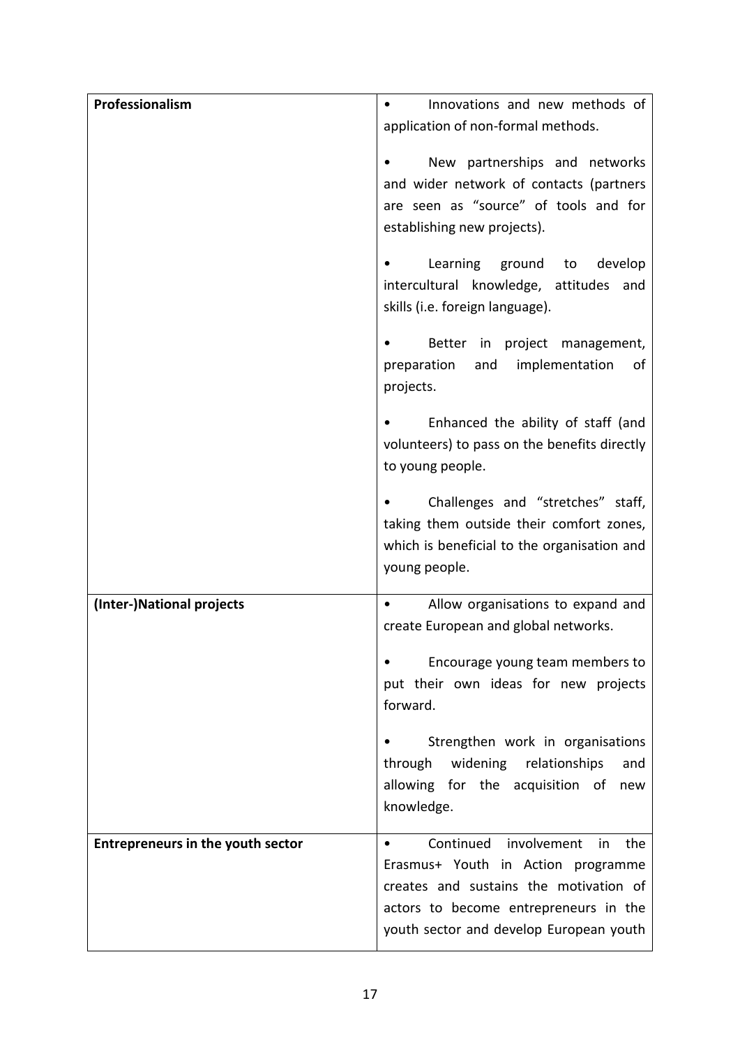| | |
|---|---|
| **Professionalism** | • Innovations and new methods of application of non-formal methods.<br><br>• New partnerships and networks and wider network of contacts (partners are seen as "source" of tools and for establishing new projects).<br><br>• Learning ground to develop intercultural knowledge, attitudes and skills (i.e. foreign language).<br><br>• Better in project management, preparation and implementation of projects.<br><br>• Enhanced the ability of staff (and volunteers) to pass on the benefits directly to young people.<br><br>• Challenges and "stretches" staff, taking them outside their comfort zones, which is beneficial to the organisation and young people. |
| **(Inter-)National projects** | • Allow organisations to expand and create European and global networks.<br><br>• Encourage young team members to put their own ideas for new projects forward.<br><br>• Strengthen work in organisations through widening relationships and allowing for the acquisition of new knowledge. |
| **Entrepreneurs in the youth sector** | • Continued involvement in the Erasmus+ Youth in Action programme creates and sustains the motivation of actors to become entrepreneurs in the youth sector and develop European youth |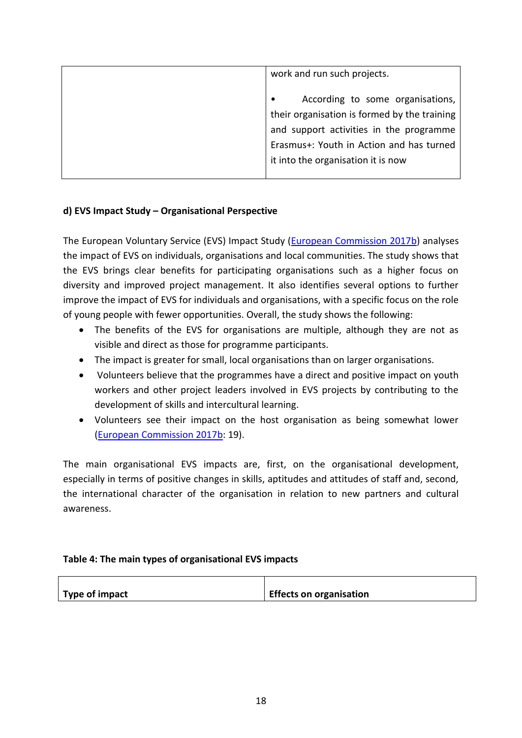| | work and run such projects.<br><br>• According to some organisations, their organisation is formed by the training and support activities in the programme Erasmus+: Youth in Action and has turned it into the organisation it is now |
|---|---|

**d) EVS Impact Study – Organisational Perspective**

The European Voluntary Service (EVS) Impact Study (European Commission 2017b) analyses the impact of EVS on individuals, organisations and local communities. The study shows that the EVS brings clear benefits for participating organisations such as a higher focus on diversity and improved project management. It also identifies several options to further improve the impact of EVS for individuals and organisations, with a specific focus on the role of young people with fewer opportunities. Overall, the study shows the following:

- The benefits of the EVS for organisations are multiple, although they are not as visible and direct as those for programme participants.
- The impact is greater for small, local organisations than on larger organisations.
- Volunteers believe that the programmes have a direct and positive impact on youth workers and other project leaders involved in EVS projects by contributing to the development of skills and intercultural learning.
- Volunteers see their impact on the host organisation as being somewhat lower (European Commission 2017b: 19).

The main organisational EVS impacts are, first, on the organisational development, especially in terms of positive changes in skills, aptitudes and attitudes of staff and, second, the international character of the organisation in relation to new partners and cultural awareness.

**Table 4: The main types of organisational EVS impacts**

| Type of impact | Effects on organisation |
|---|---|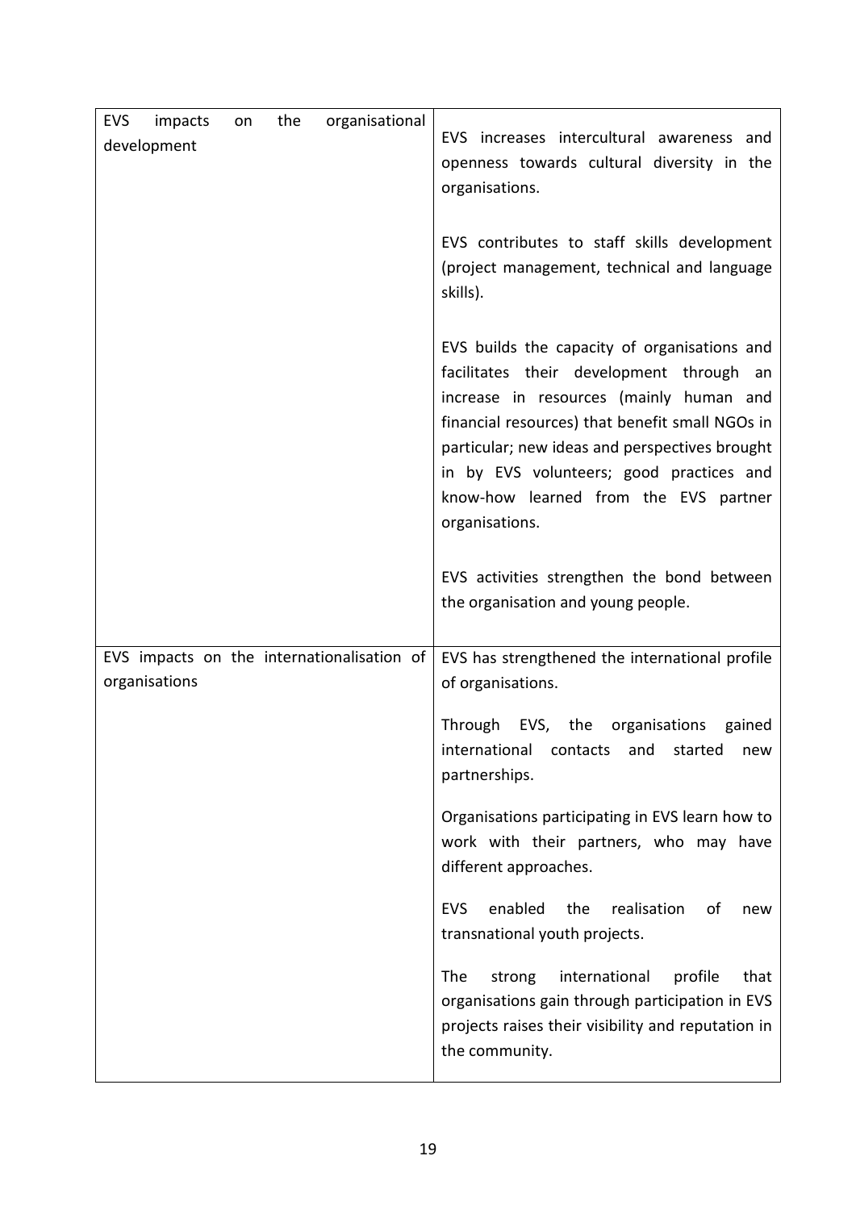| | |
|---|---|
| EVS impacts on the organisational development | EVS increases intercultural awareness and openness towards cultural diversity in the organisations.<br><br>EVS contributes to staff skills development (project management, technical and language skills).<br><br>EVS builds the capacity of organisations and facilitates their development through an increase in resources (mainly human and financial resources) that benefit small NGOs in particular; new ideas and perspectives brought in by EVS volunteers; good practices and know-how learned from the EVS partner organisations.<br><br>EVS activities strengthen the bond between the organisation and young people. |
| EVS impacts on the internationalisation of organisations | EVS has strengthened the international profile of organisations.<br><br>Through EVS, the organisations gained international contacts and started new partnerships.<br><br>Organisations participating in EVS learn how to work with their partners, who may have different approaches.<br><br>EVS enabled the realisation of new transnational youth projects.<br><br>The strong international profile that organisations gain through participation in EVS projects raises their visibility and reputation in the community. |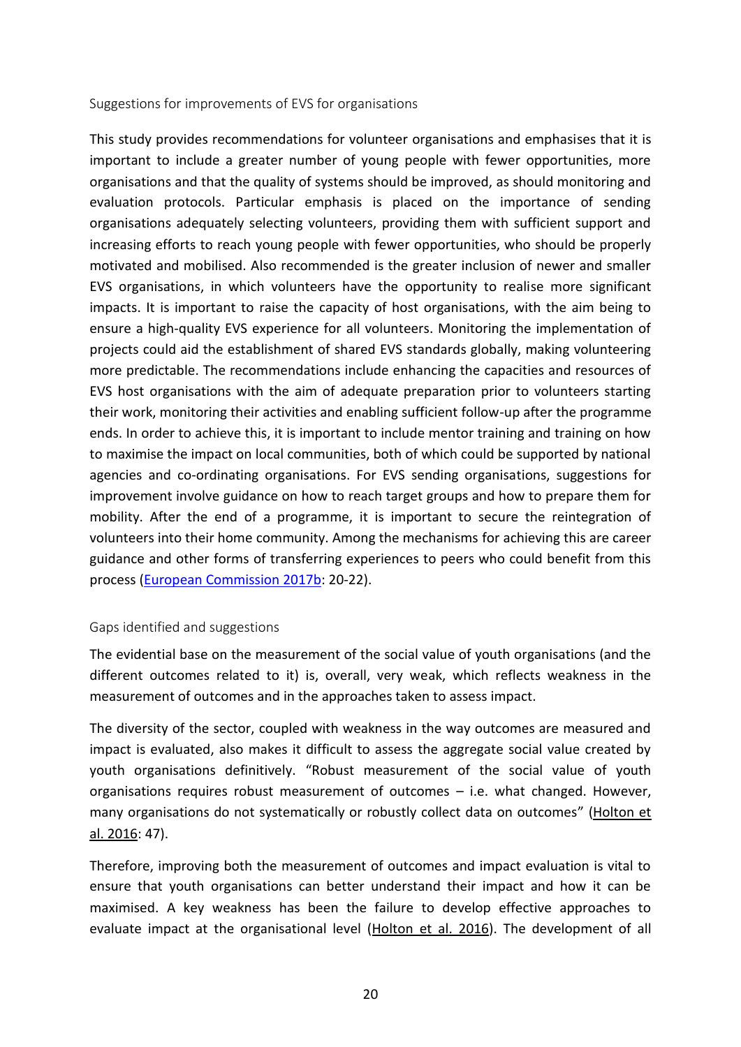### Suggestions for improvements of EVS for organisations

This study provides recommendations for volunteer organisations and emphasises that it is important to include a greater number of young people with fewer opportunities, more organisations and that the quality of systems should be improved, as should monitoring and evaluation protocols. Particular emphasis is placed on the importance of sending organisations adequately selecting volunteers, providing them with sufficient support and increasing efforts to reach young people with fewer opportunities, who should be properly motivated and mobilised. Also recommended is the greater inclusion of newer and smaller EVS organisations, in which volunteers have the opportunity to realise more significant impacts. It is important to raise the capacity of host organisations, with the aim being to ensure a high-quality EVS experience for all volunteers. Monitoring the implementation of projects could aid the establishment of shared EVS standards globally, making volunteering more predictable. The recommendations include enhancing the capacities and resources of EVS host organisations with the aim of adequate preparation prior to volunteers starting their work, monitoring their activities and enabling sufficient follow-up after the programme ends. In order to achieve this, it is important to include mentor training and training on how to maximise the impact on local communities, both of which could be supported by national agencies and co-ordinating organisations. For EVS sending organisations, suggestions for improvement involve guidance on how to reach target groups and how to prepare them for mobility. After the end of a programme, it is important to secure the reintegration of volunteers into their home community. Among the mechanisms for achieving this are career guidance and other forms of transferring experiences to peers who could benefit from this process (European Commission 2017b: 20-22).

### Gaps identified and suggestions

The evidential base on the measurement of the social value of youth organisations (and the different outcomes related to it) is, overall, very weak, which reflects weakness in the measurement of outcomes and in the approaches taken to assess impact.

The diversity of the sector, coupled with weakness in the way outcomes are measured and impact is evaluated, also makes it difficult to assess the aggregate social value created by youth organisations definitively. "Robust measurement of the social value of youth organisations requires robust measurement of outcomes – i.e. what changed. However, many organisations do not systematically or robustly collect data on outcomes" (Holton et al. 2016: 47).

Therefore, improving both the measurement of outcomes and impact evaluation is vital to ensure that youth organisations can better understand their impact and how it can be maximised. A key weakness has been the failure to develop effective approaches to evaluate impact at the organisational level (Holton et al. 2016). The development of all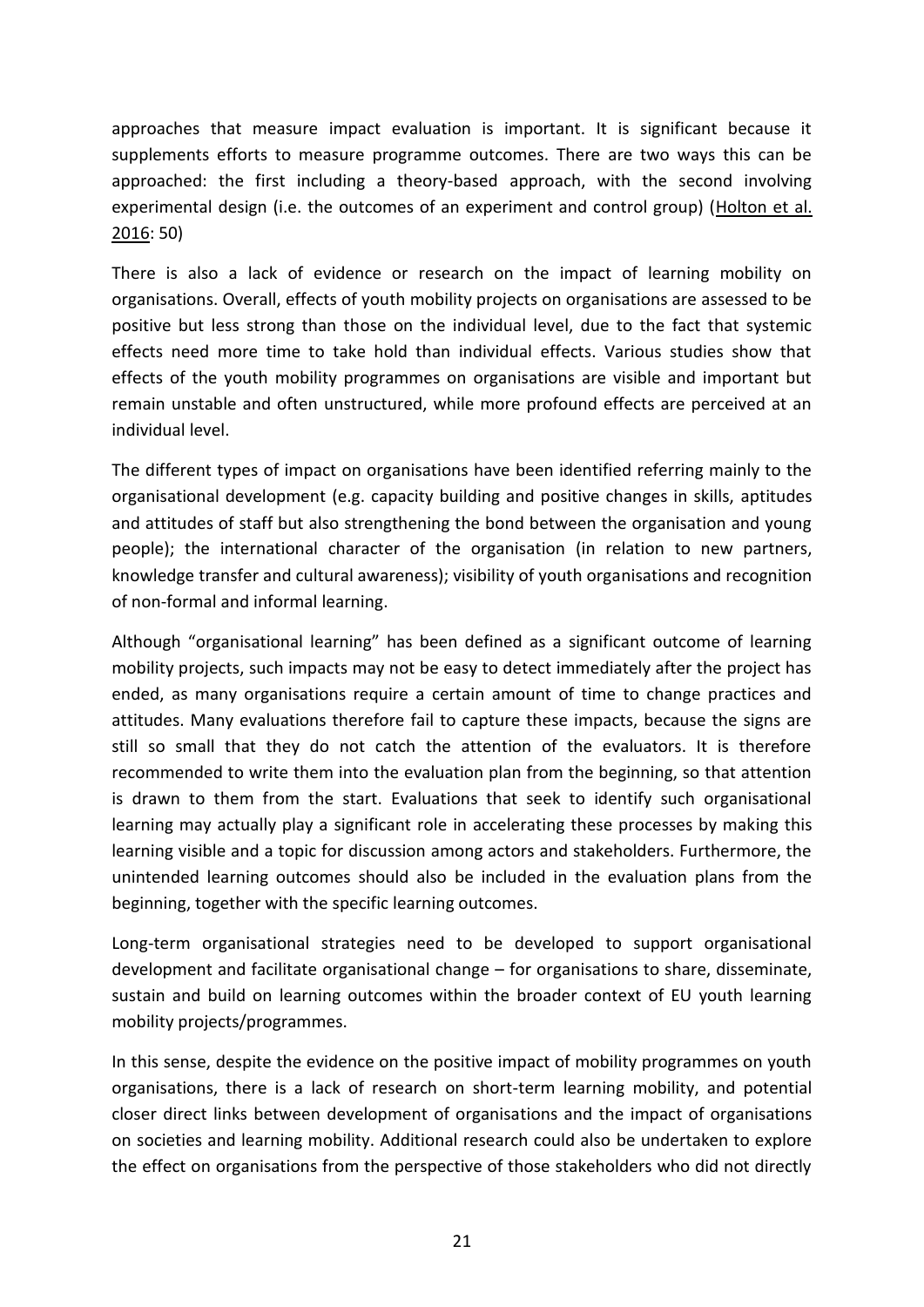approaches that measure impact evaluation is important. It is significant because it supplements efforts to measure programme outcomes. There are two ways this can be approached: the first including a theory-based approach, with the second involving experimental design (i.e. the outcomes of an experiment and control group) (Holton et al. 2016: 50)

There is also a lack of evidence or research on the impact of learning mobility on organisations. Overall, effects of youth mobility projects on organisations are assessed to be positive but less strong than those on the individual level, due to the fact that systemic effects need more time to take hold than individual effects. Various studies show that effects of the youth mobility programmes on organisations are visible and important but remain unstable and often unstructured, while more profound effects are perceived at an individual level.

The different types of impact on organisations have been identified referring mainly to the organisational development (e.g. capacity building and positive changes in skills, aptitudes and attitudes of staff but also strengthening the bond between the organisation and young people); the international character of the organisation (in relation to new partners, knowledge transfer and cultural awareness); visibility of youth organisations and recognition of non-formal and informal learning.

Although "organisational learning" has been defined as a significant outcome of learning mobility projects, such impacts may not be easy to detect immediately after the project has ended, as many organisations require a certain amount of time to change practices and attitudes. Many evaluations therefore fail to capture these impacts, because the signs are still so small that they do not catch the attention of the evaluators. It is therefore recommended to write them into the evaluation plan from the beginning, so that attention is drawn to them from the start. Evaluations that seek to identify such organisational learning may actually play a significant role in accelerating these processes by making this learning visible and a topic for discussion among actors and stakeholders. Furthermore, the unintended learning outcomes should also be included in the evaluation plans from the beginning, together with the specific learning outcomes.

Long-term organisational strategies need to be developed to support organisational development and facilitate organisational change – for organisations to share, disseminate, sustain and build on learning outcomes within the broader context of EU youth learning mobility projects/programmes.

In this sense, despite the evidence on the positive impact of mobility programmes on youth organisations, there is a lack of research on short-term learning mobility, and potential closer direct links between development of organisations and the impact of organisations on societies and learning mobility. Additional research could also be undertaken to explore the effect on organisations from the perspective of those stakeholders who did not directly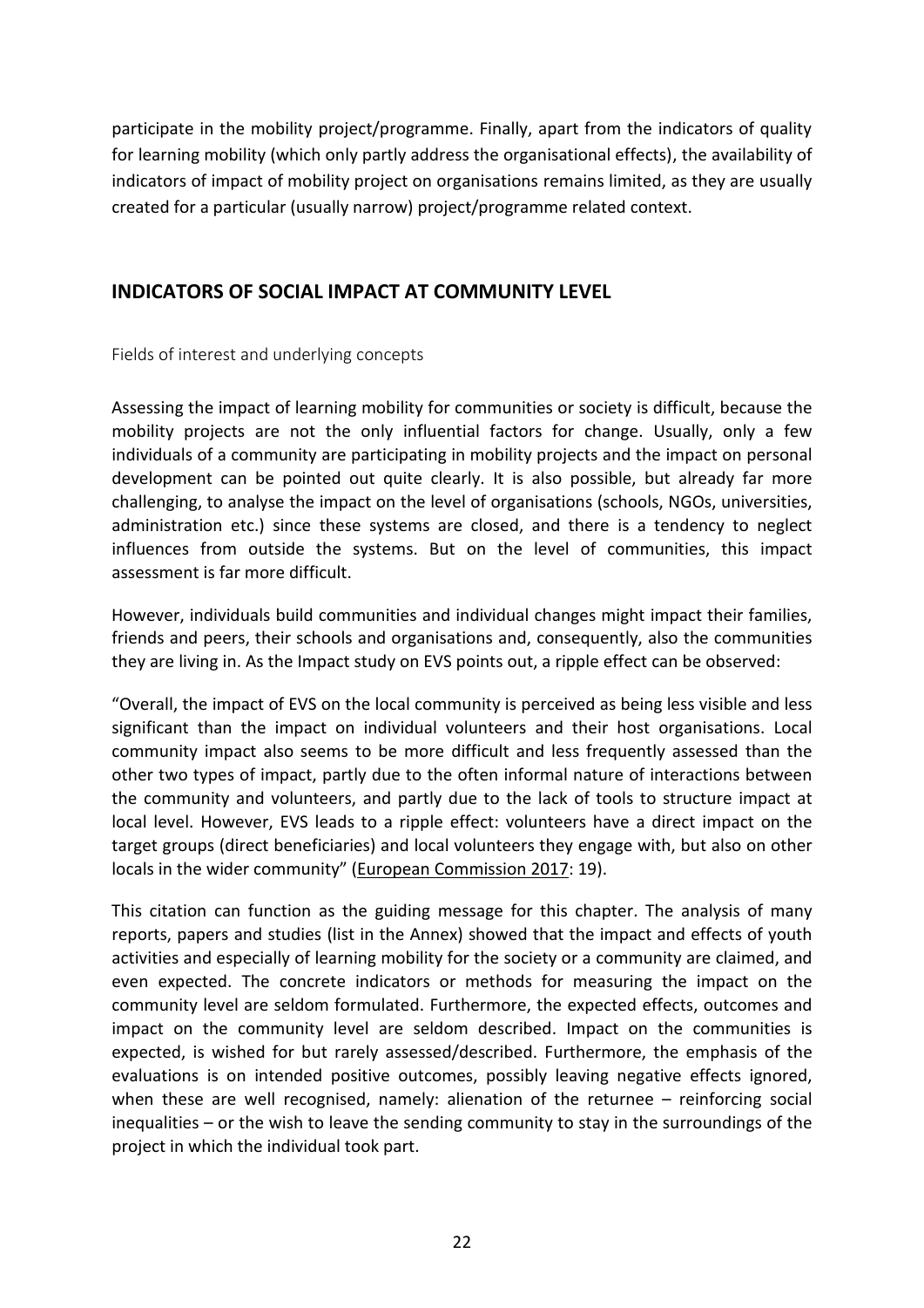participate in the mobility project/programme. Finally, apart from the indicators of quality for learning mobility (which only partly address the organisational effects), the availability of indicators of impact of mobility project on organisations remains limited, as they are usually created for a particular (usually narrow) project/programme related context.

## INDICATORS OF SOCIAL IMPACT AT COMMUNITY LEVEL

### Fields of interest and underlying concepts

Assessing the impact of learning mobility for communities or society is difficult, because the mobility projects are not the only influential factors for change. Usually, only a few individuals of a community are participating in mobility projects and the impact on personal development can be pointed out quite clearly. It is also possible, but already far more challenging, to analyse the impact on the level of organisations (schools, NGOs, universities, administration etc.) since these systems are closed, and there is a tendency to neglect influences from outside the systems. But on the level of communities, this impact assessment is far more difficult.

However, individuals build communities and individual changes might impact their families, friends and peers, their schools and organisations and, consequently, also the communities they are living in. As the Impact study on EVS points out, a ripple effect can be observed:

"Overall, the impact of EVS on the local community is perceived as being less visible and less significant than the impact on individual volunteers and their host organisations. Local community impact also seems to be more difficult and less frequently assessed than the other two types of impact, partly due to the often informal nature of interactions between the community and volunteers, and partly due to the lack of tools to structure impact at local level. However, EVS leads to a ripple effect: volunteers have a direct impact on the target groups (direct beneficiaries) and local volunteers they engage with, but also on other locals in the wider community" (European Commission 2017: 19).

This citation can function as the guiding message for this chapter. The analysis of many reports, papers and studies (list in the Annex) showed that the impact and effects of youth activities and especially of learning mobility for the society or a community are claimed, and even expected. The concrete indicators or methods for measuring the impact on the community level are seldom formulated. Furthermore, the expected effects, outcomes and impact on the community level are seldom described. Impact on the communities is expected, is wished for but rarely assessed/described. Furthermore, the emphasis of the evaluations is on intended positive outcomes, possibly leaving negative effects ignored, when these are well recognised, namely: alienation of the returnee – reinforcing social inequalities – or the wish to leave the sending community to stay in the surroundings of the project in which the individual took part.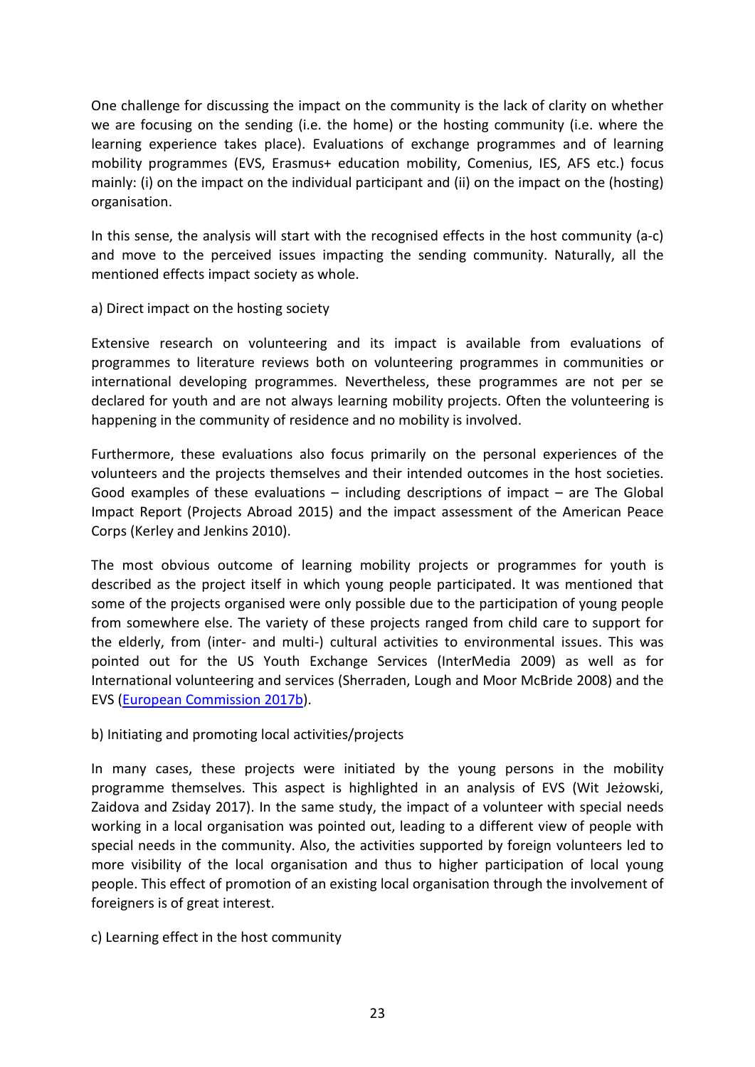One challenge for discussing the impact on the community is the lack of clarity on whether we are focusing on the sending (i.e. the home) or the hosting community (i.e. where the learning experience takes place). Evaluations of exchange programmes and of learning mobility programmes (EVS, Erasmus+ education mobility, Comenius, IES, AFS etc.) focus mainly: (i) on the impact on the individual participant and (ii) on the impact on the (hosting) organisation.

In this sense, the analysis will start with the recognised effects in the host community (a-c) and move to the perceived issues impacting the sending community. Naturally, all the mentioned effects impact society as whole.

a) Direct impact on the hosting society

Extensive research on volunteering and its impact is available from evaluations of programmes to literature reviews both on volunteering programmes in communities or international developing programmes. Nevertheless, these programmes are not per se declared for youth and are not always learning mobility projects. Often the volunteering is happening in the community of residence and no mobility is involved.

Furthermore, these evaluations also focus primarily on the personal experiences of the volunteers and the projects themselves and their intended outcomes in the host societies. Good examples of these evaluations – including descriptions of impact – are The Global Impact Report (Projects Abroad 2015) and the impact assessment of the American Peace Corps (Kerley and Jenkins 2010).

The most obvious outcome of learning mobility projects or programmes for youth is described as the project itself in which young people participated. It was mentioned that some of the projects organised were only possible due to the participation of young people from somewhere else. The variety of these projects ranged from child care to support for the elderly, from (inter- and multi-) cultural activities to environmental issues. This was pointed out for the US Youth Exchange Services (InterMedia 2009) as well as for International volunteering and services (Sherraden, Lough and Moor McBride 2008) and the EVS (European Commission 2017b).

b) Initiating and promoting local activities/projects

In many cases, these projects were initiated by the young persons in the mobility programme themselves. This aspect is highlighted in an analysis of EVS (Wit Jeżowski, Zaidova and Zsiday 2017). In the same study, the impact of a volunteer with special needs working in a local organisation was pointed out, leading to a different view of people with special needs in the community. Also, the activities supported by foreign volunteers led to more visibility of the local organisation and thus to higher participation of local young people. This effect of promotion of an existing local organisation through the involvement of foreigners is of great interest.

c) Learning effect in the host community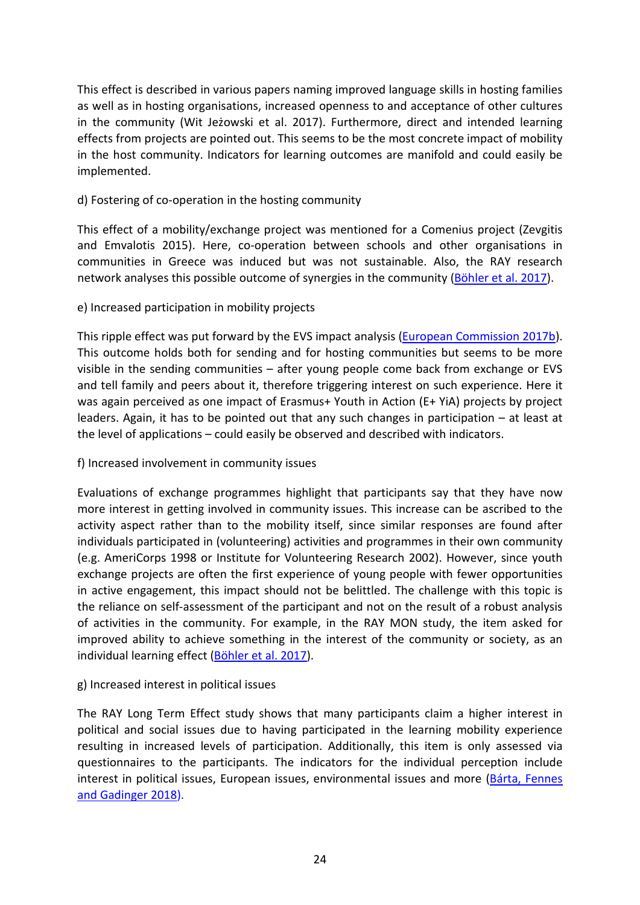This effect is described in various papers naming improved language skills in hosting families as well as in hosting organisations, increased openness to and acceptance of other cultures in the community (Wit Jeżowski et al. 2017). Furthermore, direct and intended learning effects from projects are pointed out. This seems to be the most concrete impact of mobility in the host community. Indicators for learning outcomes are manifold and could easily be implemented.

d) Fostering of co-operation in the hosting community

This effect of a mobility/exchange project was mentioned for a Comenius project (Zevgitis and Emvalotis 2015). Here, co-operation between schools and other organisations in communities in Greece was induced but was not sustainable. Also, the RAY research network analyses this possible outcome of synergies in the community (Böhler et al. 2017).

e) Increased participation in mobility projects

This ripple effect was put forward by the EVS impact analysis (European Commission 2017b). This outcome holds both for sending and for hosting communities but seems to be more visible in the sending communities – after young people come back from exchange or EVS and tell family and peers about it, therefore triggering interest on such experience. Here it was again perceived as one impact of Erasmus+ Youth in Action (E+ YiA) projects by project leaders. Again, it has to be pointed out that any such changes in participation – at least at the level of applications – could easily be observed and described with indicators.

f) Increased involvement in community issues

Evaluations of exchange programmes highlight that participants say that they have now more interest in getting involved in community issues. This increase can be ascribed to the activity aspect rather than to the mobility itself, since similar responses are found after individuals participated in (volunteering) activities and programmes in their own community (e.g. AmeriCorps 1998 or Institute for Volunteering Research 2002). However, since youth exchange projects are often the first experience of young people with fewer opportunities in active engagement, this impact should not be belittled. The challenge with this topic is the reliance on self-assessment of the participant and not on the result of a robust analysis of activities in the community. For example, in the RAY MON study, the item asked for improved ability to achieve something in the interest of the community or society, as an individual learning effect (Böhler et al. 2017).

g) Increased interest in political issues

The RAY Long Term Effect study shows that many participants claim a higher interest in political and social issues due to having participated in the learning mobility experience resulting in increased levels of participation. Additionally, this item is only assessed via questionnaires to the participants. The indicators for the individual perception include interest in political issues, European issues, environmental issues and more (Bárta, Fennes and Gadinger 2018).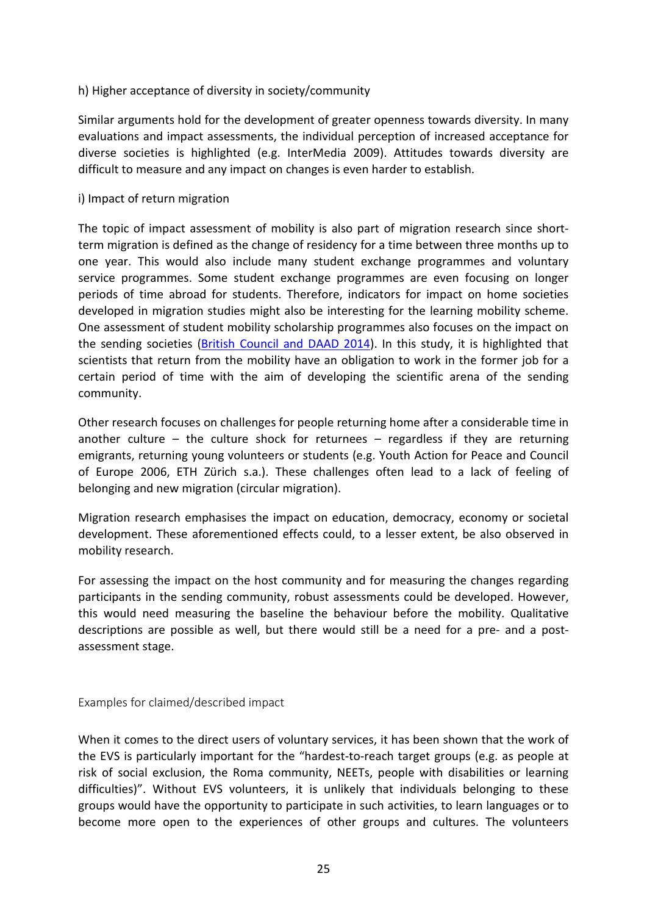h) Higher acceptance of diversity in society/community

Similar arguments hold for the development of greater openness towards diversity. In many evaluations and impact assessments, the individual perception of increased acceptance for diverse societies is highlighted (e.g. InterMedia 2009). Attitudes towards diversity are difficult to measure and any impact on changes is even harder to establish.

i) Impact of return migration

The topic of impact assessment of mobility is also part of migration research since short-term migration is defined as the change of residency for a time between three months up to one year. This would also include many student exchange programmes and voluntary service programmes. Some student exchange programmes are even focusing on longer periods of time abroad for students. Therefore, indicators for impact on home societies developed in migration studies might also be interesting for the learning mobility scheme. One assessment of student mobility scholarship programmes also focuses on the impact on the sending societies (British Council and DAAD 2014). In this study, it is highlighted that scientists that return from the mobility have an obligation to work in the former job for a certain period of time with the aim of developing the scientific arena of the sending community.

Other research focuses on challenges for people returning home after a considerable time in another culture – the culture shock for returnees – regardless if they are returning emigrants, returning young volunteers or students (e.g. Youth Action for Peace and Council of Europe 2006, ETH Zürich s.a.). These challenges often lead to a lack of feeling of belonging and new migration (circular migration).

Migration research emphasises the impact on education, democracy, economy or societal development. These aforementioned effects could, to a lesser extent, be also observed in mobility research.

For assessing the impact on the host community and for measuring the changes regarding participants in the sending community, robust assessments could be developed. However, this would need measuring the baseline the behaviour before the mobility. Qualitative descriptions are possible as well, but there would still be a need for a pre- and a post-assessment stage.

Examples for claimed/described impact

When it comes to the direct users of voluntary services, it has been shown that the work of the EVS is particularly important for the "hardest-to-reach target groups (e.g. as people at risk of social exclusion, the Roma community, NEETs, people with disabilities or learning difficulties)". Without EVS volunteers, it is unlikely that individuals belonging to these groups would have the opportunity to participate in such activities, to learn languages or to become more open to the experiences of other groups and cultures. The volunteers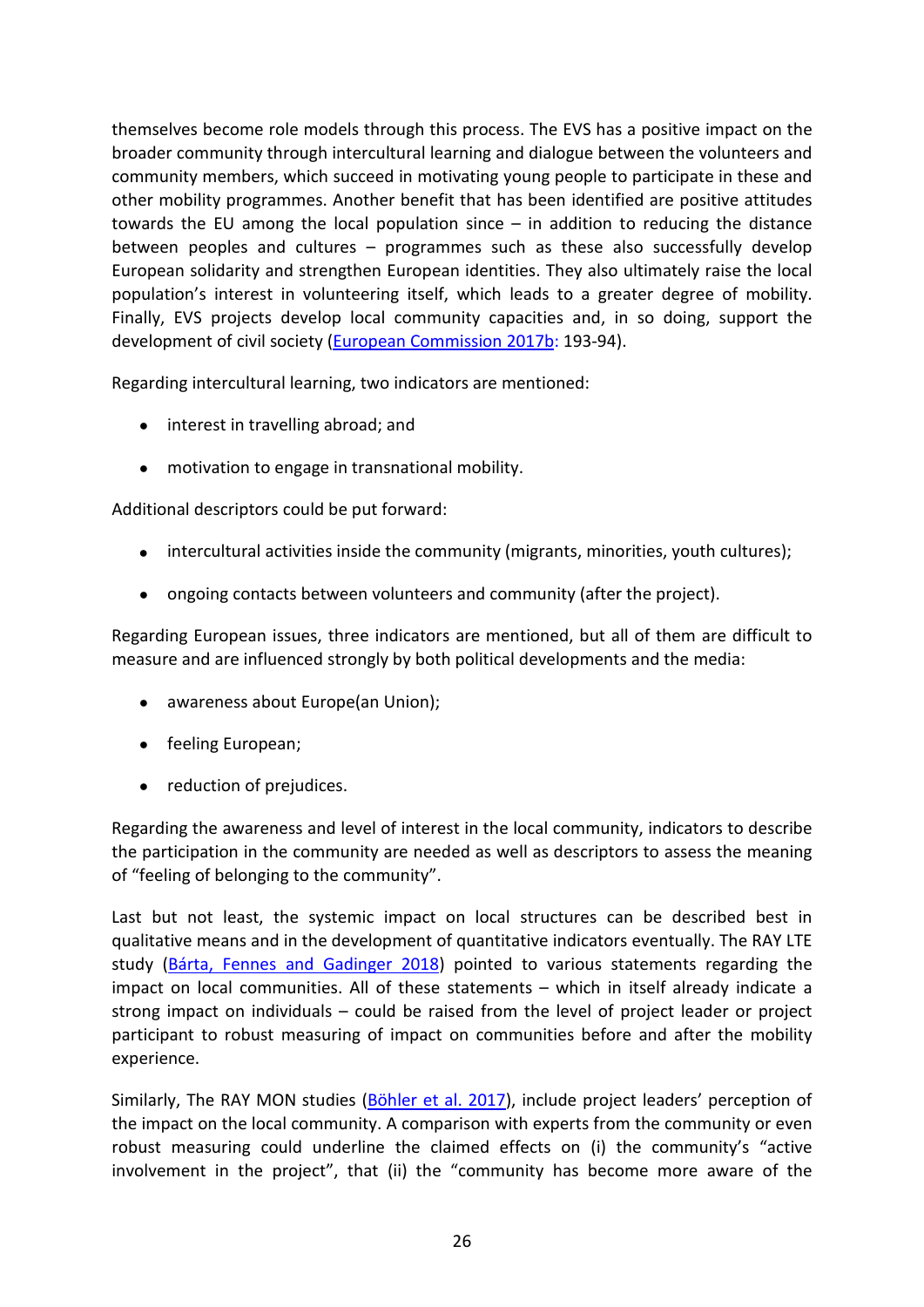themselves become role models through this process. The EVS has a positive impact on the broader community through intercultural learning and dialogue between the volunteers and community members, which succeed in motivating young people to participate in these and other mobility programmes. Another benefit that has been identified are positive attitudes towards the EU among the local population since – in addition to reducing the distance between peoples and cultures – programmes such as these also successfully develop European solidarity and strengthen European identities. They also ultimately raise the local population's interest in volunteering itself, which leads to a greater degree of mobility. Finally, EVS projects develop local community capacities and, in so doing, support the development of civil society (European Commission 2017b: 193-94).

Regarding intercultural learning, two indicators are mentioned:

- interest in travelling abroad; and
- motivation to engage in transnational mobility.

Additional descriptors could be put forward:

- intercultural activities inside the community (migrants, minorities, youth cultures);
- ongoing contacts between volunteers and community (after the project).

Regarding European issues, three indicators are mentioned, but all of them are difficult to measure and are influenced strongly by both political developments and the media:

- awareness about Europe(an Union);
- feeling European;
- reduction of prejudices.

Regarding the awareness and level of interest in the local community, indicators to describe the participation in the community are needed as well as descriptors to assess the meaning of "feeling of belonging to the community".

Last but not least, the systemic impact on local structures can be described best in qualitative means and in the development of quantitative indicators eventually. The RAY LTE study (Bárta, Fennes and Gadinger 2018) pointed to various statements regarding the impact on local communities. All of these statements – which in itself already indicate a strong impact on individuals – could be raised from the level of project leader or project participant to robust measuring of impact on communities before and after the mobility experience.

Similarly, The RAY MON studies (Böhler et al. 2017), include project leaders' perception of the impact on the local community. A comparison with experts from the community or even robust measuring could underline the claimed effects on (i) the community's "active involvement in the project", that (ii) the "community has become more aware of the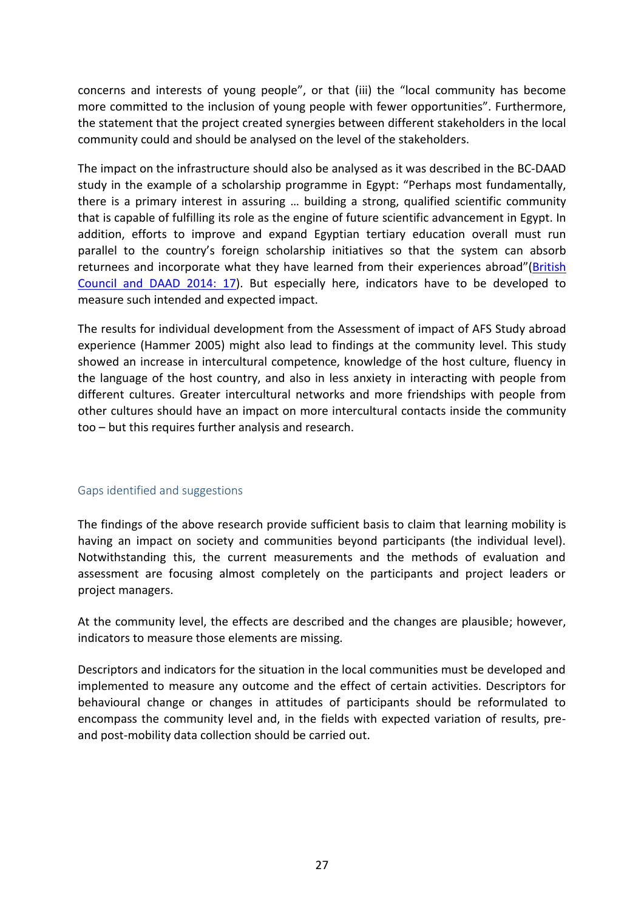concerns and interests of young people", or that (iii) the "local community has become more committed to the inclusion of young people with fewer opportunities". Furthermore, the statement that the project created synergies between different stakeholders in the local community could and should be analysed on the level of the stakeholders.

The impact on the infrastructure should also be analysed as it was described in the BC-DAAD study in the example of a scholarship programme in Egypt: "Perhaps most fundamentally, there is a primary interest in assuring … building a strong, qualified scientific community that is capable of fulfilling its role as the engine of future scientific advancement in Egypt. In addition, efforts to improve and expand Egyptian tertiary education overall must run parallel to the country's foreign scholarship initiatives so that the system can absorb returnees and incorporate what they have learned from their experiences abroad"(British Council and DAAD 2014: 17). But especially here, indicators have to be developed to measure such intended and expected impact.

The results for individual development from the Assessment of impact of AFS Study abroad experience (Hammer 2005) might also lead to findings at the community level. This study showed an increase in intercultural competence, knowledge of the host culture, fluency in the language of the host country, and also in less anxiety in interacting with people from different cultures. Greater intercultural networks and more friendships with people from other cultures should have an impact on more intercultural contacts inside the community too – but this requires further analysis and research.

### Gaps identified and suggestions

The findings of the above research provide sufficient basis to claim that learning mobility is having an impact on society and communities beyond participants (the individual level). Notwithstanding this, the current measurements and the methods of evaluation and assessment are focusing almost completely on the participants and project leaders or project managers.

At the community level, the effects are described and the changes are plausible; however, indicators to measure those elements are missing.

Descriptors and indicators for the situation in the local communities must be developed and implemented to measure any outcome and the effect of certain activities. Descriptors for behavioural change or changes in attitudes of participants should be reformulated to encompass the community level and, in the fields with expected variation of results, pre- and post-mobility data collection should be carried out.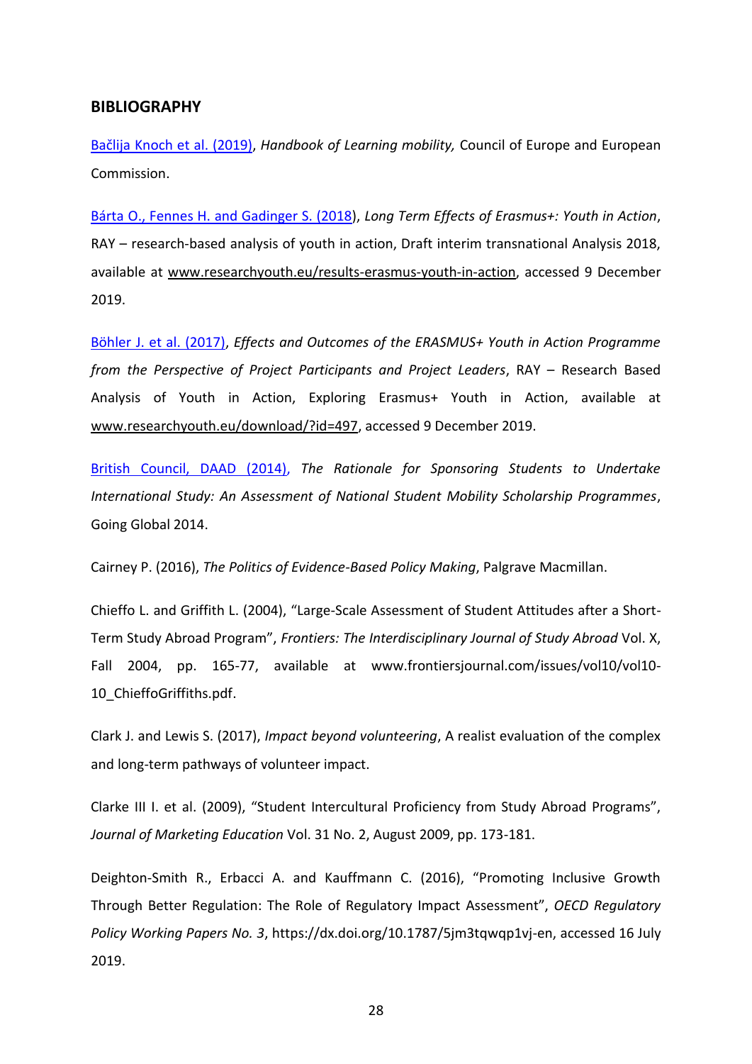## BIBLIOGRAPHY

Bačlija Knoch et al. (2019), *Handbook of Learning mobility,* Council of Europe and European Commission.

Bárta O., Fennes H. and Gadinger S. (2018), *Long Term Effects of Erasmus+: Youth in Action*, RAY – research-based analysis of youth in action, Draft interim transnational Analysis 2018, available at www.researchyouth.eu/results-erasmus-youth-in-action, accessed 9 December 2019.

Böhler J. et al. (2017), *Effects and Outcomes of the ERASMUS+ Youth in Action Programme from the Perspective of Project Participants and Project Leaders*, RAY – Research Based Analysis of Youth in Action, Exploring Erasmus+ Youth in Action, available at www.researchyouth.eu/download/?id=497, accessed 9 December 2019.

British Council, DAAD (2014), *The Rationale for Sponsoring Students to Undertake International Study: An Assessment of National Student Mobility Scholarship Programmes*, Going Global 2014.

Cairney P. (2016), *The Politics of Evidence-Based Policy Making*, Palgrave Macmillan.

Chieffo L. and Griffith L. (2004), "Large-Scale Assessment of Student Attitudes after a Short-Term Study Abroad Program", *Frontiers: The Interdisciplinary Journal of Study Abroad* Vol. X, Fall 2004, pp. 165-77, available at www.frontiersjournal.com/issues/vol10/vol10-10_ChieffoGriffiths.pdf.

Clark J. and Lewis S. (2017), *Impact beyond volunteering*, A realist evaluation of the complex and long-term pathways of volunteer impact.

Clarke III I. et al. (2009), "Student Intercultural Proficiency from Study Abroad Programs", *Journal of Marketing Education* Vol. 31 No. 2, August 2009, pp. 173-181.

Deighton-Smith R., Erbacci A. and Kauffmann C. (2016), "Promoting Inclusive Growth Through Better Regulation: The Role of Regulatory Impact Assessment", *OECD Regulatory Policy Working Papers No. 3*, https://dx.doi.org/10.1787/5jm3tqwqp1vj-en, accessed 16 July 2019.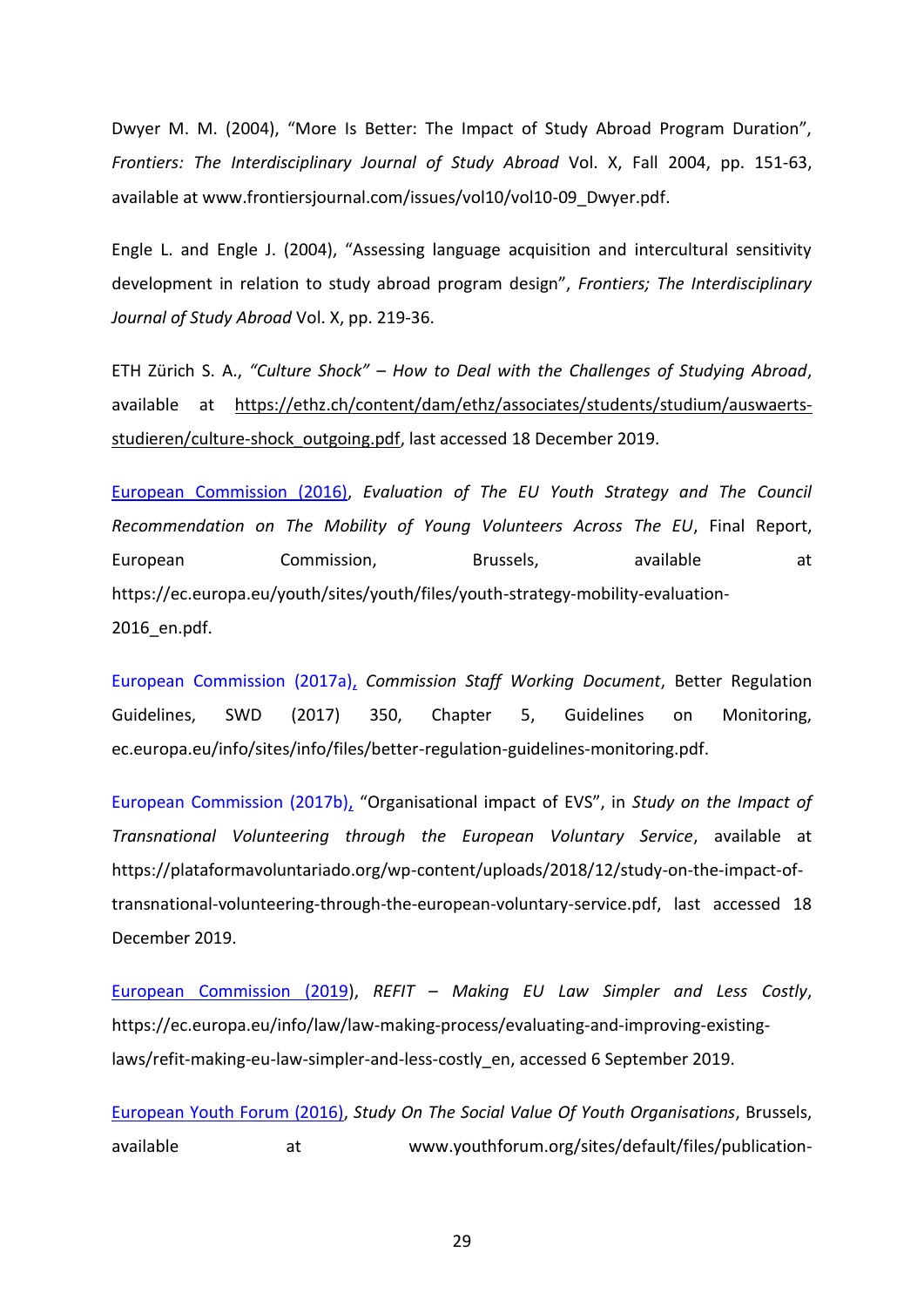Dwyer M. M. (2004), "More Is Better: The Impact of Study Abroad Program Duration", *Frontiers: The Interdisciplinary Journal of Study Abroad* Vol. X, Fall 2004, pp. 151-63, available at www.frontiersjournal.com/issues/vol10/vol10-09_Dwyer.pdf.

Engle L. and Engle J. (2004), "Assessing language acquisition and intercultural sensitivity development in relation to study abroad program design", *Frontiers; The Interdisciplinary Journal of Study Abroad* Vol. X, pp. 219-36.

ETH Zürich S. A., *"Culture Shock" – How to Deal with the Challenges of Studying Abroad*, available at https://ethz.ch/content/dam/ethz/associates/students/studium/auswaerts-studieren/culture-shock_outgoing.pdf, last accessed 18 December 2019.

European Commission (2016), *Evaluation of The EU Youth Strategy and The Council Recommendation on The Mobility of Young Volunteers Across The EU*, Final Report, European Commission, Brussels, available at https://ec.europa.eu/youth/sites/youth/files/youth-strategy-mobility-evaluation-2016_en.pdf.

European Commission (2017a), *Commission Staff Working Document*, Better Regulation Guidelines, SWD (2017) 350, Chapter 5, Guidelines on Monitoring, ec.europa.eu/info/sites/info/files/better-regulation-guidelines-monitoring.pdf.

European Commission (2017b), "Organisational impact of EVS", in *Study on the Impact of Transnational Volunteering through the European Voluntary Service*, available at https://plataformavoluntariado.org/wp-content/uploads/2018/12/study-on-the-impact-of-transnational-volunteering-through-the-european-voluntary-service.pdf, last accessed 18 December 2019.

European Commission (2019), *REFIT – Making EU Law Simpler and Less Costly*, https://ec.europa.eu/info/law/law-making-process/evaluating-and-improving-existing-laws/refit-making-eu-law-simpler-and-less-costly_en, accessed 6 September 2019.

European Youth Forum (2016), *Study On The Social Value Of Youth Organisations*, Brussels, available at www.youthforum.org/sites/default/files/publication-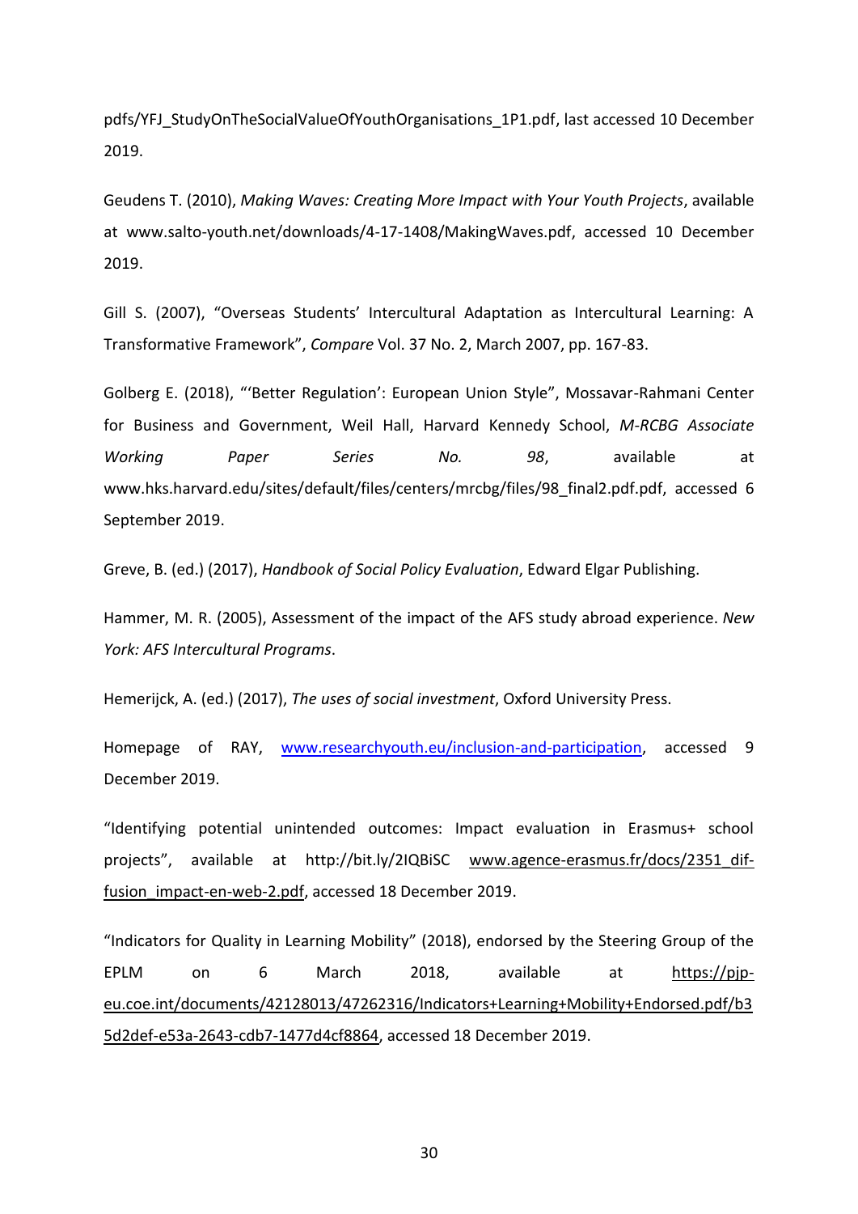pdfs/YFJ_StudyOnTheSocialValueOfYouthOrganisations_1P1.pdf, last accessed 10 December 2019.

Geudens T. (2010), *Making Waves: Creating More Impact with Your Youth Projects*, available at www.salto-youth.net/downloads/4-17-1408/MakingWaves.pdf, accessed 10 December 2019.

Gill S. (2007), "Overseas Students' Intercultural Adaptation as Intercultural Learning: A Transformative Framework", *Compare* Vol. 37 No. 2, March 2007, pp. 167-83.

Golberg E. (2018), "'Better Regulation': European Union Style", Mossavar-Rahmani Center for Business and Government, Weil Hall, Harvard Kennedy School, *M-RCBG Associate Working Paper Series No. 98*, available at www.hks.harvard.edu/sites/default/files/centers/mrcbg/files/98_final2.pdf.pdf, accessed 6 September 2019.

Greve, B. (ed.) (2017), *Handbook of Social Policy Evaluation*, Edward Elgar Publishing.

Hammer, M. R. (2005), Assessment of the impact of the AFS study abroad experience. *New York: AFS Intercultural Programs*.

Hemerijck, A. (ed.) (2017), *The uses of social investment*, Oxford University Press.

Homepage of RAY, www.researchyouth.eu/inclusion-and-participation, accessed 9 December 2019.

"Identifying potential unintended outcomes: Impact evaluation in Erasmus+ school projects", available at http://bit.ly/2IQBiSC www.agence-erasmus.fr/docs/2351_dif-fusion_impact-en-web-2.pdf, accessed 18 December 2019.

"Indicators for Quality in Learning Mobility" (2018), endorsed by the Steering Group of the EPLM on 6 March 2018, available at https://pjp-eu.coe.int/documents/42128013/47262316/Indicators+Learning+Mobility+Endorsed.pdf/b35d2def-e53a-2643-cdb7-1477d4cf8864, accessed 18 December 2019.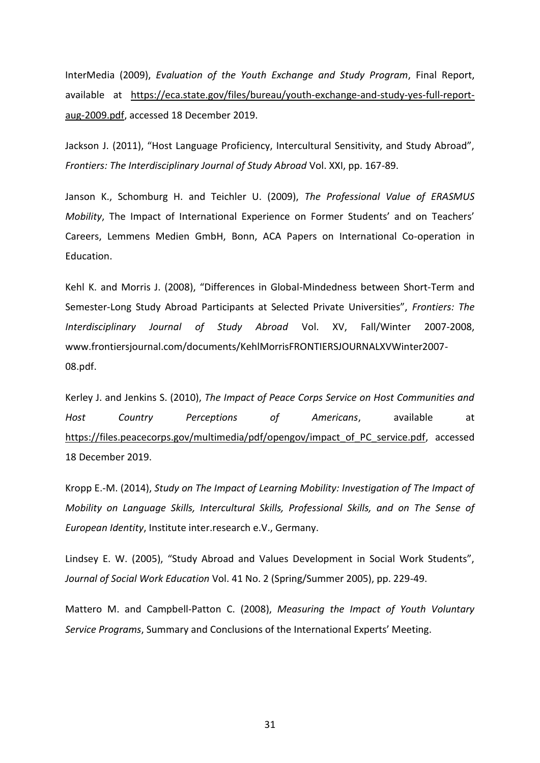InterMedia (2009), *Evaluation of the Youth Exchange and Study Program*, Final Report, available at https://eca.state.gov/files/bureau/youth-exchange-and-study-yes-full-report-aug-2009.pdf, accessed 18 December 2019.

Jackson J. (2011), "Host Language Proficiency, Intercultural Sensitivity, and Study Abroad", *Frontiers: The Interdisciplinary Journal of Study Abroad* Vol. XXI, pp. 167-89.

Janson K., Schomburg H. and Teichler U. (2009), *The Professional Value of ERASMUS Mobility*, The Impact of International Experience on Former Students' and on Teachers' Careers, Lemmens Medien GmbH, Bonn, ACA Papers on International Co-operation in Education.

Kehl K. and Morris J. (2008), "Differences in Global-Mindedness between Short-Term and Semester-Long Study Abroad Participants at Selected Private Universities", *Frontiers: The Interdisciplinary Journal of Study Abroad* Vol. XV, Fall/Winter 2007-2008, www.frontiersjournal.com/documents/KehlMorrisFRONTIERSJOURNALXVWinter2007-08.pdf.

Kerley J. and Jenkins S. (2010), *The Impact of Peace Corps Service on Host Communities and Host Country Perceptions of Americans*, available at https://files.peacecorps.gov/multimedia/pdf/opengov/impact_of_PC_service.pdf, accessed 18 December 2019.

Kropp E.-M. (2014), *Study on The Impact of Learning Mobility: Investigation of The Impact of Mobility on Language Skills, Intercultural Skills, Professional Skills, and on The Sense of European Identity*, Institute inter.research e.V., Germany.

Lindsey E. W. (2005), "Study Abroad and Values Development in Social Work Students", *Journal of Social Work Education* Vol. 41 No. 2 (Spring/Summer 2005), pp. 229-49.

Mattero M. and Campbell-Patton C. (2008), *Measuring the Impact of Youth Voluntary Service Programs*, Summary and Conclusions of the International Experts' Meeting.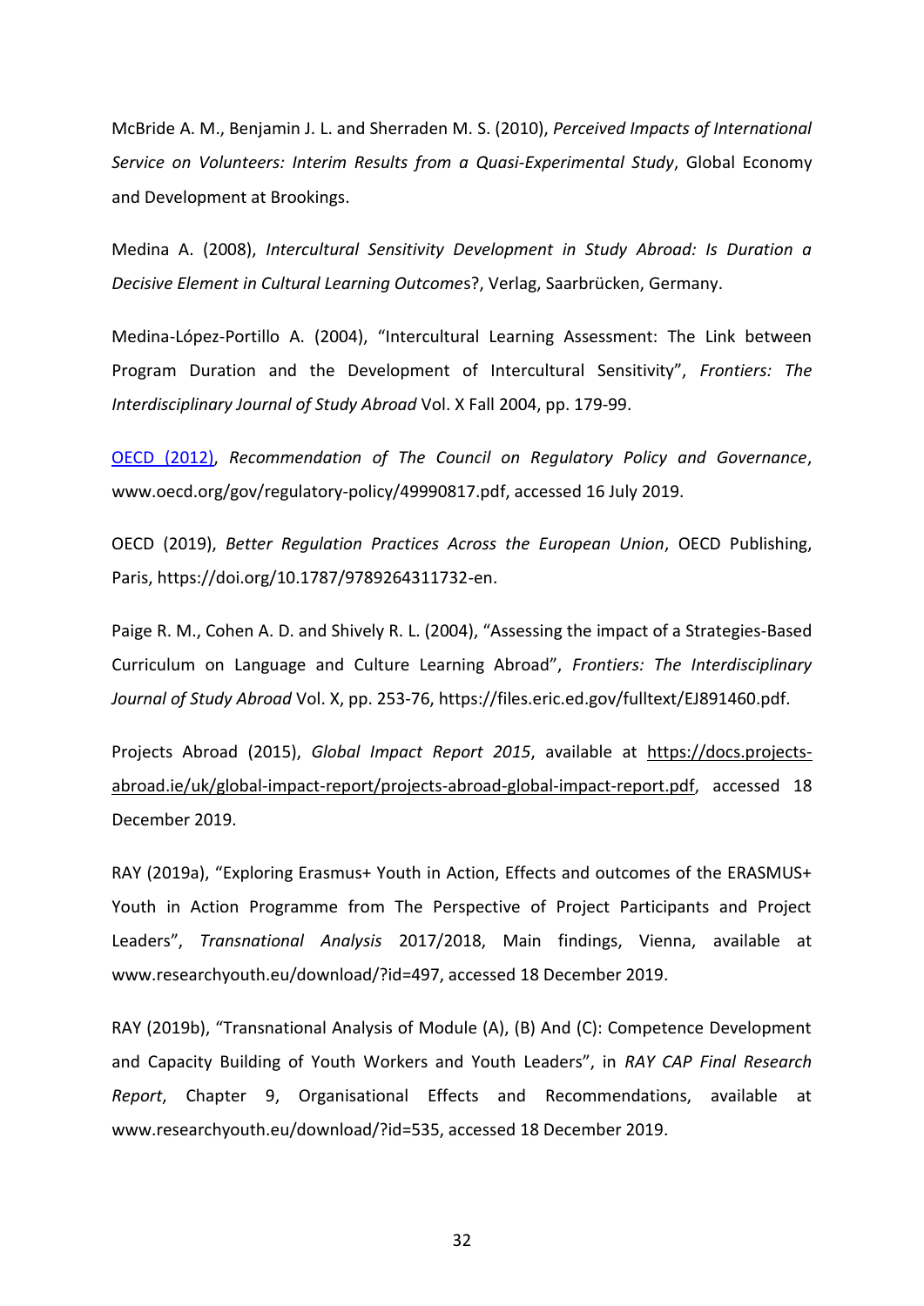McBride A. M., Benjamin J. L. and Sherraden M. S. (2010), *Perceived Impacts of International Service on Volunteers: Interim Results from a Quasi-Experimental Study*, Global Economy and Development at Brookings.

Medina A. (2008), *Intercultural Sensitivity Development in Study Abroad: Is Duration a Decisive Element in Cultural Learning Outcomes*?, Verlag, Saarbrücken, Germany.

Medina-López-Portillo A. (2004), "Intercultural Learning Assessment: The Link between Program Duration and the Development of Intercultural Sensitivity", *Frontiers: The Interdisciplinary Journal of Study Abroad* Vol. X Fall 2004, pp. 179-99.

OECD (2012), *Recommendation of The Council on Regulatory Policy and Governance*, www.oecd.org/gov/regulatory-policy/49990817.pdf, accessed 16 July 2019.

OECD (2019), *Better Regulation Practices Across the European Union*, OECD Publishing, Paris, https://doi.org/10.1787/9789264311732-en.

Paige R. M., Cohen A. D. and Shively R. L. (2004), "Assessing the impact of a Strategies-Based Curriculum on Language and Culture Learning Abroad", *Frontiers: The Interdisciplinary Journal of Study Abroad* Vol. X, pp. 253-76, https://files.eric.ed.gov/fulltext/EJ891460.pdf.

Projects Abroad (2015), *Global Impact Report 2015*, available at https://docs.projects-abroad.ie/uk/global-impact-report/projects-abroad-global-impact-report.pdf, accessed 18 December 2019.

RAY (2019a), "Exploring Erasmus+ Youth in Action, Effects and outcomes of the ERASMUS+ Youth in Action Programme from The Perspective of Project Participants and Project Leaders", *Transnational Analysis* 2017/2018, Main findings, Vienna, available at www.researchyouth.eu/download/?id=497, accessed 18 December 2019.

RAY (2019b), "Transnational Analysis of Module (A), (B) And (C): Competence Development and Capacity Building of Youth Workers and Youth Leaders", in *RAY CAP Final Research Report*, Chapter 9, Organisational Effects and Recommendations, available at www.researchyouth.eu/download/?id=535, accessed 18 December 2019.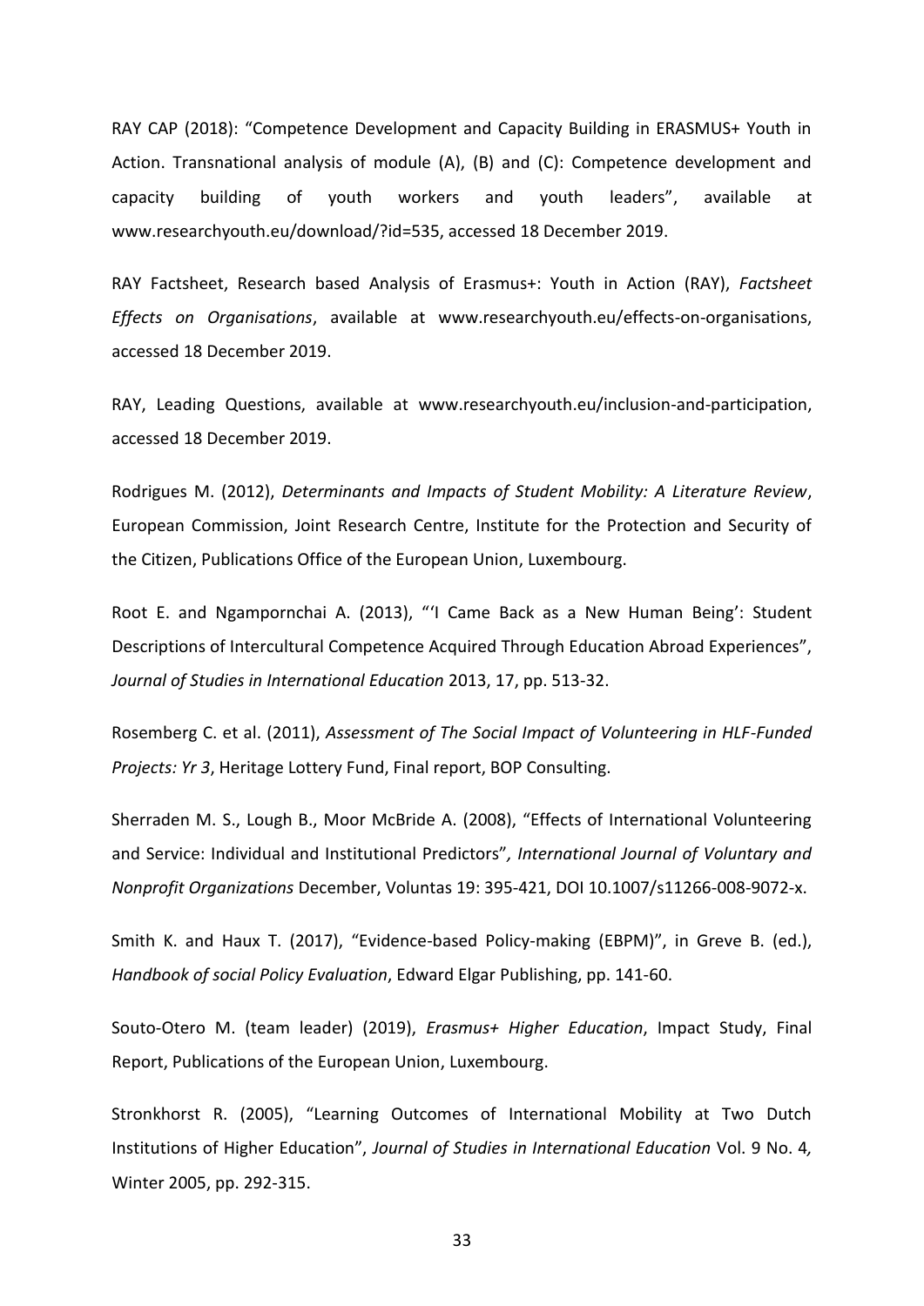RAY CAP (2018): "Competence Development and Capacity Building in ERASMUS+ Youth in Action. Transnational analysis of module (A), (B) and (C): Competence development and capacity building of youth workers and youth leaders", available at www.researchyouth.eu/download/?id=535, accessed 18 December 2019.

RAY Factsheet, Research based Analysis of Erasmus+: Youth in Action (RAY), *Factsheet Effects on Organisations*, available at www.researchyouth.eu/effects-on-organisations, accessed 18 December 2019.

RAY, Leading Questions, available at www.researchyouth.eu/inclusion-and-participation, accessed 18 December 2019.

Rodrigues M. (2012), *Determinants and Impacts of Student Mobility: A Literature Review*, European Commission, Joint Research Centre, Institute for the Protection and Security of the Citizen, Publications Office of the European Union, Luxembourg.

Root E. and Ngampornchai A. (2013), "'I Came Back as a New Human Being': Student Descriptions of Intercultural Competence Acquired Through Education Abroad Experiences", *Journal of Studies in International Education* 2013, 17, pp. 513-32.

Rosemberg C. et al. (2011), *Assessment of The Social Impact of Volunteering in HLF-Funded Projects: Yr 3*, Heritage Lottery Fund, Final report, BOP Consulting.

Sherraden M. S., Lough B., Moor McBride A. (2008), "Effects of International Volunteering and Service: Individual and Institutional Predictors"*, International Journal of Voluntary and Nonprofit Organizations* December, Voluntas 19: 395-421, DOI 10.1007/s11266-008-9072-x.

Smith K. and Haux T. (2017), "Evidence-based Policy-making (EBPM)", in Greve B. (ed.), *Handbook of social Policy Evaluation*, Edward Elgar Publishing, pp. 141-60.

Souto-Otero M. (team leader) (2019), *Erasmus+ Higher Education*, Impact Study, Final Report, Publications of the European Union, Luxembourg.

Stronkhorst R. (2005), "Learning Outcomes of International Mobility at Two Dutch Institutions of Higher Education", *Journal of Studies in International Education* Vol. 9 No. 4*,* Winter 2005, pp. 292-315.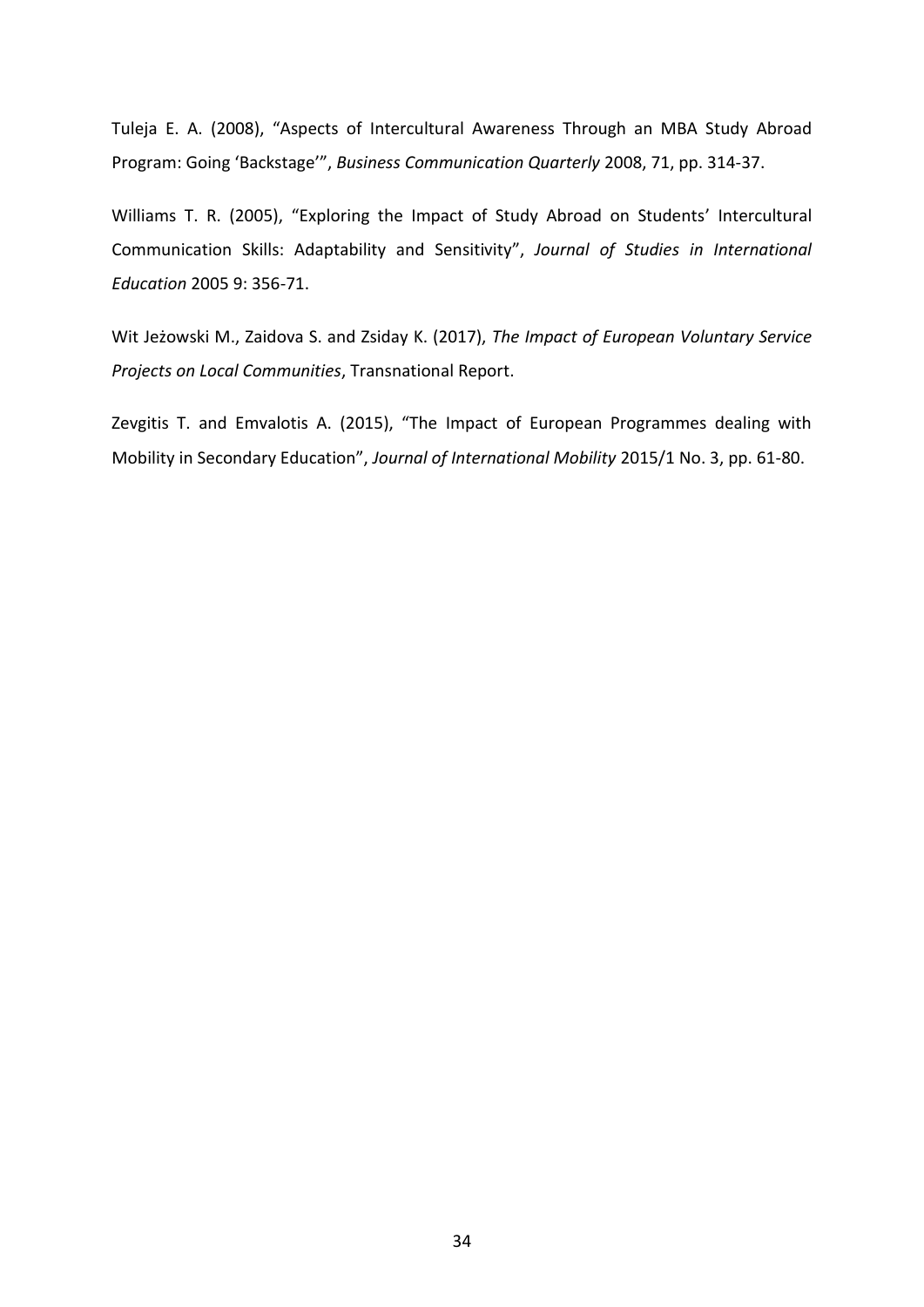Tuleja E. A. (2008), “Aspects of Intercultural Awareness Through an MBA Study Abroad Program: Going ‘Backstage’”, *Business Communication Quarterly* 2008, 71, pp. 314-37.

Williams T. R. (2005), “Exploring the Impact of Study Abroad on Students’ Intercultural Communication Skills: Adaptability and Sensitivity”, *Journal of Studies in International Education* 2005 9: 356-71.

Wit Jeżowski M., Zaidova S. and Zsiday K. (2017), *The Impact of European Voluntary Service Projects on Local Communities*, Transnational Report.

Zevgitis T. and Emvalotis A. (2015), “The Impact of European Programmes dealing with Mobility in Secondary Education”, *Journal of International Mobility* 2015/1 No. 3, pp. 61-80.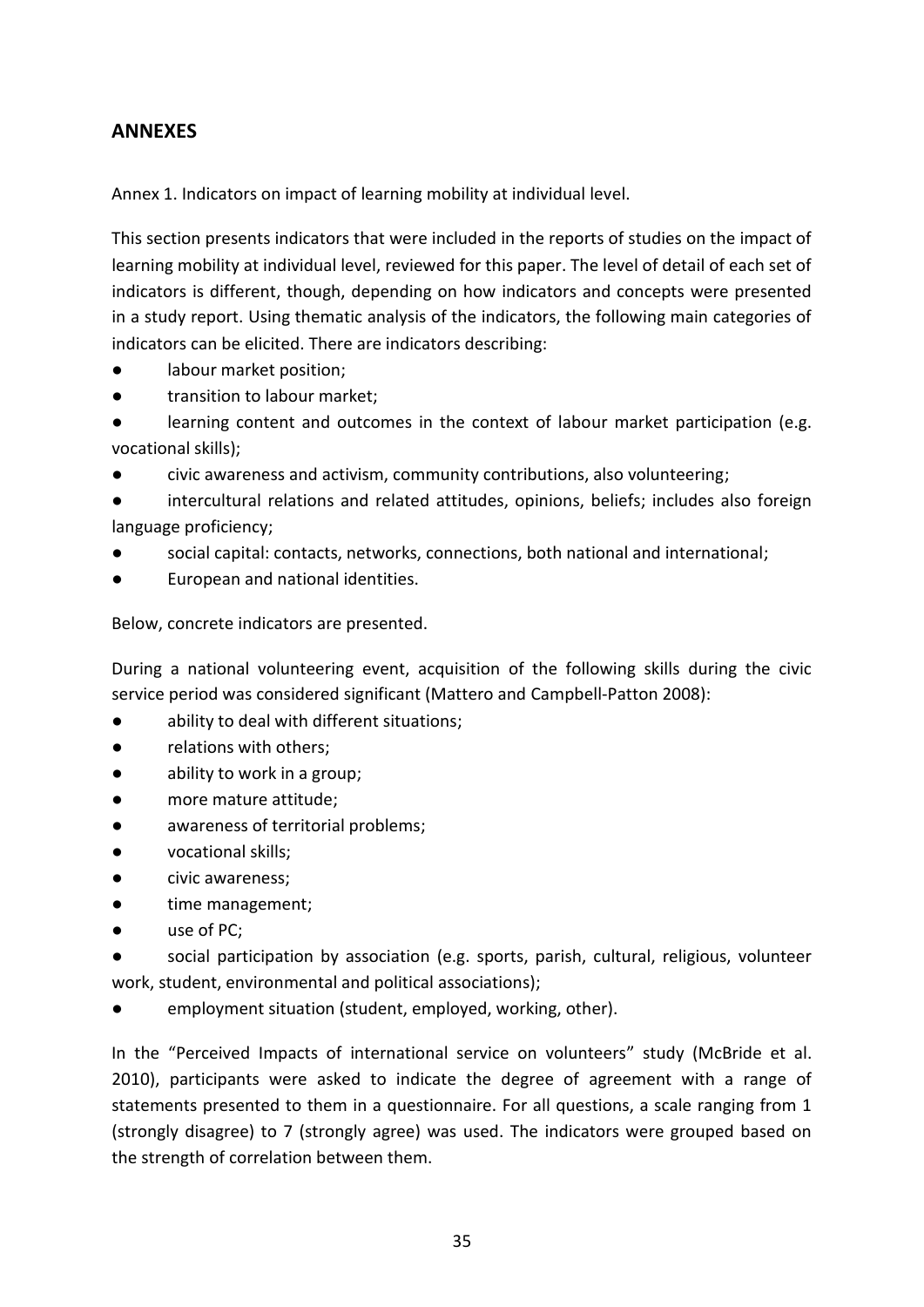## ANNEXES

Annex 1. Indicators on impact of learning mobility at individual level.

This section presents indicators that were included in the reports of studies on the impact of learning mobility at individual level, reviewed for this paper. The level of detail of each set of indicators is different, though, depending on how indicators and concepts were presented in a study report. Using thematic analysis of the indicators, the following main categories of indicators can be elicited. There are indicators describing:

- labour market position;
- transition to labour market;
- learning content and outcomes in the context of labour market participation (e.g. vocational skills);
- civic awareness and activism, community contributions, also volunteering;
- intercultural relations and related attitudes, opinions, beliefs; includes also foreign language proficiency;
- social capital: contacts, networks, connections, both national and international;
- European and national identities.

Below, concrete indicators are presented.

During a national volunteering event, acquisition of the following skills during the civic service period was considered significant (Mattero and Campbell-Patton 2008):

- ability to deal with different situations;
- relations with others;
- ability to work in a group;
- more mature attitude;
- awareness of territorial problems;
- vocational skills;
- civic awareness;
- time management;
- use of PC;
- social participation by association (e.g. sports, parish, cultural, religious, volunteer work, student, environmental and political associations);
- employment situation (student, employed, working, other).

In the "Perceived Impacts of international service on volunteers" study (McBride et al. 2010), participants were asked to indicate the degree of agreement with a range of statements presented to them in a questionnaire. For all questions, a scale ranging from 1 (strongly disagree) to 7 (strongly agree) was used. The indicators were grouped based on the strength of correlation between them.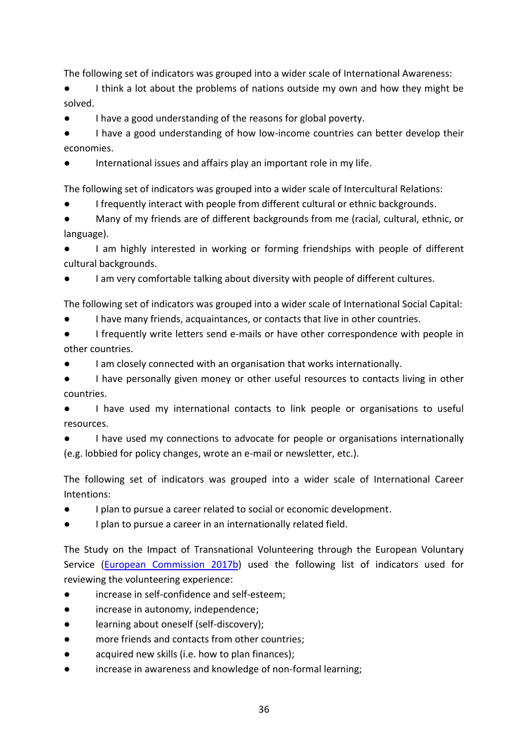The following set of indicators was grouped into a wider scale of International Awareness:

- I think a lot about the problems of nations outside my own and how they might be solved.
- I have a good understanding of the reasons for global poverty.
- I have a good understanding of how low-income countries can better develop their economies.
- International issues and affairs play an important role in my life.

The following set of indicators was grouped into a wider scale of Intercultural Relations:

- I frequently interact with people from different cultural or ethnic backgrounds.
- Many of my friends are of different backgrounds from me (racial, cultural, ethnic, or language).
- I am highly interested in working or forming friendships with people of different cultural backgrounds.
- I am very comfortable talking about diversity with people of different cultures.

The following set of indicators was grouped into a wider scale of International Social Capital:

- I have many friends, acquaintances, or contacts that live in other countries.
- I frequently write letters send e-mails or have other correspondence with people in other countries.
- I am closely connected with an organisation that works internationally.
- I have personally given money or other useful resources to contacts living in other countries.
- I have used my international contacts to link people or organisations to useful resources.
- I have used my connections to advocate for people or organisations internationally (e.g. lobbied for policy changes, wrote an e-mail or newsletter, etc.).

The following set of indicators was grouped into a wider scale of International Career Intentions:

- I plan to pursue a career related to social or economic development.
- I plan to pursue a career in an internationally related field.

The Study on the Impact of Transnational Volunteering through the European Voluntary Service (European Commission 2017b) used the following list of indicators used for reviewing the volunteering experience:

- increase in self-confidence and self-esteem;
- increase in autonomy, independence;
- learning about oneself (self-discovery);
- more friends and contacts from other countries;
- acquired new skills (i.e. how to plan finances);
- increase in awareness and knowledge of non-formal learning;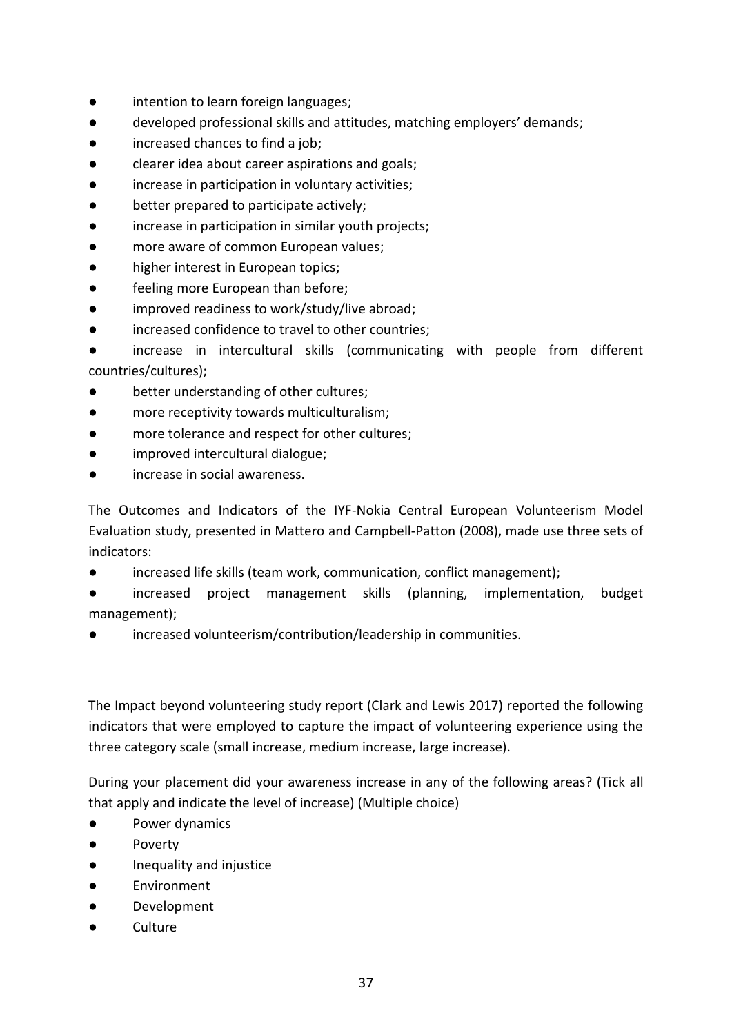- intention to learn foreign languages;
- developed professional skills and attitudes, matching employers' demands;
- increased chances to find a job;
- clearer idea about career aspirations and goals;
- increase in participation in voluntary activities;
- better prepared to participate actively;
- increase in participation in similar youth projects;
- more aware of common European values;
- higher interest in European topics;
- feeling more European than before;
- improved readiness to work/study/live abroad;
- increased confidence to travel to other countries;
- increase in intercultural skills (communicating with people from different countries/cultures);
- better understanding of other cultures;
- more receptivity towards multiculturalism;
- more tolerance and respect for other cultures;
- improved intercultural dialogue;
- increase in social awareness.

The Outcomes and Indicators of the IYF-Nokia Central European Volunteerism Model Evaluation study, presented in Mattero and Campbell-Patton (2008), made use three sets of indicators:

- increased life skills (team work, communication, conflict management);
- increased project management skills (planning, implementation, budget management);
- increased volunteerism/contribution/leadership in communities.

The Impact beyond volunteering study report (Clark and Lewis 2017) reported the following indicators that were employed to capture the impact of volunteering experience using the three category scale (small increase, medium increase, large increase).

During your placement did your awareness increase in any of the following areas? (Tick all that apply and indicate the level of increase) (Multiple choice)

- Power dynamics
- Poverty
- Inequality and injustice
- Environment
- Development
- Culture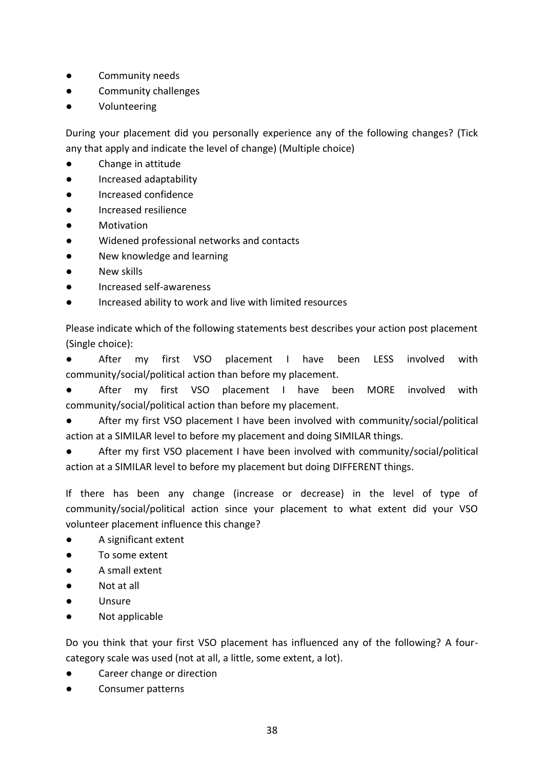- Community needs
- Community challenges
- Volunteering

During your placement did you personally experience any of the following changes? (Tick any that apply and indicate the level of change) (Multiple choice)

- Change in attitude
- Increased adaptability
- Increased confidence
- Increased resilience
- Motivation
- Widened professional networks and contacts
- New knowledge and learning
- New skills
- Increased self-awareness
- Increased ability to work and live with limited resources

Please indicate which of the following statements best describes your action post placement (Single choice):

- After my first VSO placement I have been LESS involved with community/social/political action than before my placement.
- After my first VSO placement I have been MORE involved with community/social/political action than before my placement.
- After my first VSO placement I have been involved with community/social/political action at a SIMILAR level to before my placement and doing SIMILAR things.
- After my first VSO placement I have been involved with community/social/political action at a SIMILAR level to before my placement but doing DIFFERENT things.

If there has been any change (increase or decrease) in the level of type of community/social/political action since your placement to what extent did your VSO volunteer placement influence this change?

- A significant extent
- To some extent
- A small extent
- Not at all
- Unsure
- Not applicable

Do you think that your first VSO placement has influenced any of the following? A four-category scale was used (not at all, a little, some extent, a lot).

- Career change or direction
- Consumer patterns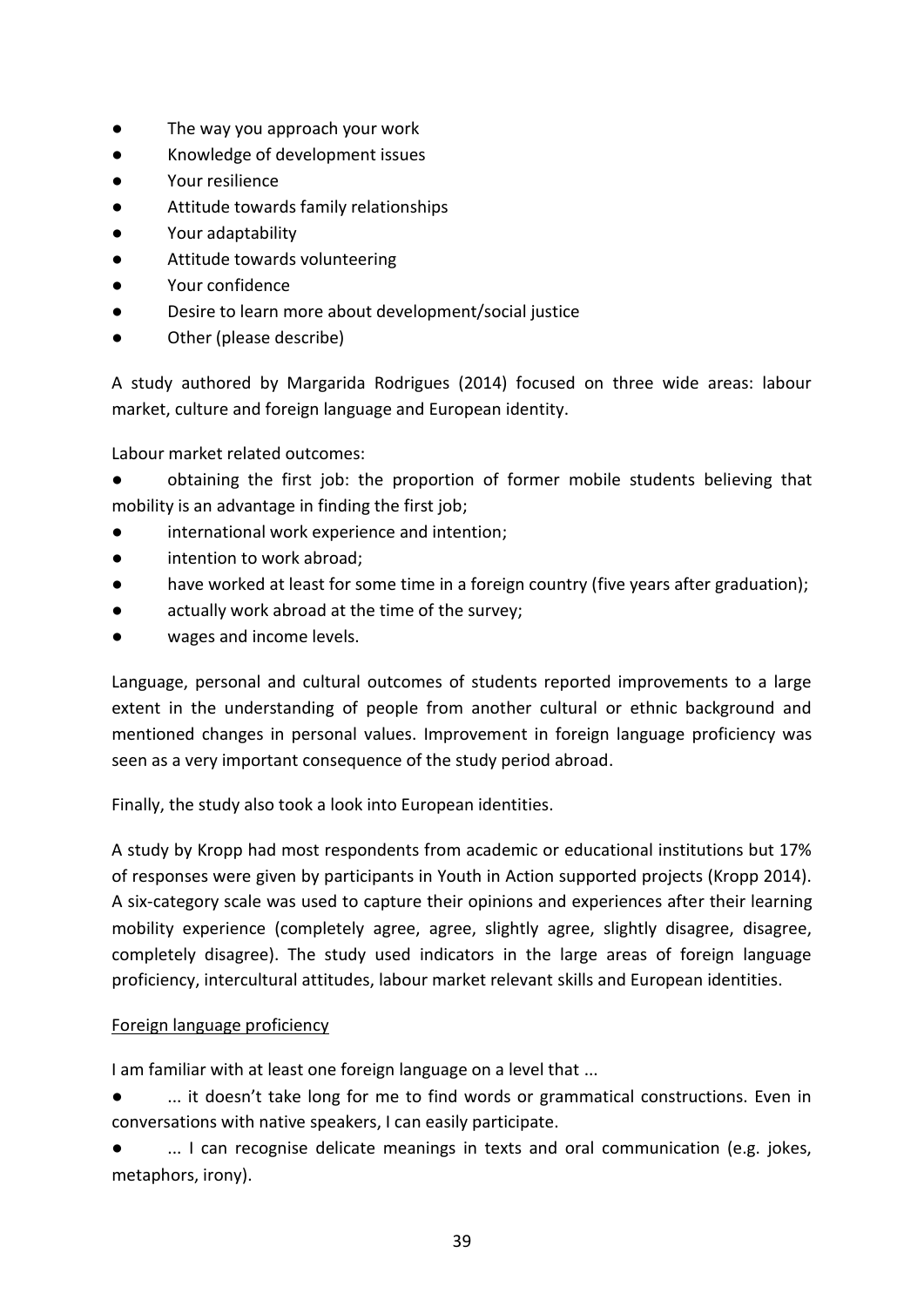- The way you approach your work
- Knowledge of development issues
- Your resilience
- Attitude towards family relationships
- Your adaptability
- Attitude towards volunteering
- Your confidence
- Desire to learn more about development/social justice
- Other (please describe)

A study authored by Margarida Rodrigues (2014) focused on three wide areas: labour market, culture and foreign language and European identity.

Labour market related outcomes:

- obtaining the first job: the proportion of former mobile students believing that mobility is an advantage in finding the first job;
- international work experience and intention;
- intention to work abroad;
- have worked at least for some time in a foreign country (five years after graduation);
- actually work abroad at the time of the survey;
- wages and income levels.

Language, personal and cultural outcomes of students reported improvements to a large extent in the understanding of people from another cultural or ethnic background and mentioned changes in personal values. Improvement in foreign language proficiency was seen as a very important consequence of the study period abroad.

Finally, the study also took a look into European identities.

A study by Kropp had most respondents from academic or educational institutions but 17% of responses were given by participants in Youth in Action supported projects (Kropp 2014). A six-category scale was used to capture their opinions and experiences after their learning mobility experience (completely agree, agree, slightly agree, slightly disagree, disagree, completely disagree). The study used indicators in the large areas of foreign language proficiency, intercultural attitudes, labour market relevant skills and European identities.

<u>Foreign language proficiency</u>

I am familiar with at least one foreign language on a level that ...

- ... it doesn't take long for me to find words or grammatical constructions. Even in conversations with native speakers, I can easily participate.
- ... I can recognise delicate meanings in texts and oral communication (e.g. jokes, metaphors, irony).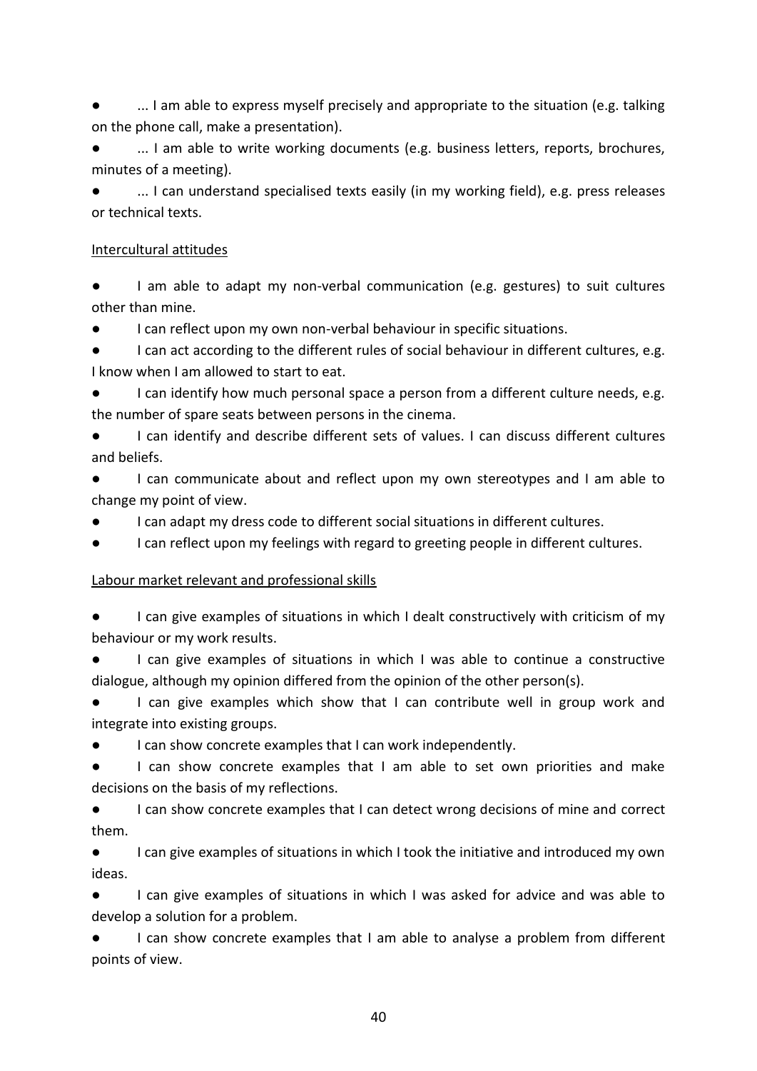- ... I am able to express myself precisely and appropriate to the situation (e.g. talking on the phone call, make a presentation).
- ... I am able to write working documents (e.g. business letters, reports, brochures, minutes of a meeting).
- ... I can understand specialised texts easily (in my working field), e.g. press releases or technical texts.

<u>Intercultural attitudes</u>

- I am able to adapt my non-verbal communication (e.g. gestures) to suit cultures other than mine.
- I can reflect upon my own non-verbal behaviour in specific situations.
- I can act according to the different rules of social behaviour in different cultures, e.g. I know when I am allowed to start to eat.
- I can identify how much personal space a person from a different culture needs, e.g. the number of spare seats between persons in the cinema.
- I can identify and describe different sets of values. I can discuss different cultures and beliefs.
- I can communicate about and reflect upon my own stereotypes and I am able to change my point of view.
- I can adapt my dress code to different social situations in different cultures.
- I can reflect upon my feelings with regard to greeting people in different cultures.

<u>Labour market relevant and professional skills</u>

- I can give examples of situations in which I dealt constructively with criticism of my behaviour or my work results.
- I can give examples of situations in which I was able to continue a constructive dialogue, although my opinion differed from the opinion of the other person(s).
- I can give examples which show that I can contribute well in group work and integrate into existing groups.
- I can show concrete examples that I can work independently.
- I can show concrete examples that I am able to set own priorities and make decisions on the basis of my reflections.
- I can show concrete examples that I can detect wrong decisions of mine and correct them.
- I can give examples of situations in which I took the initiative and introduced my own ideas.
- I can give examples of situations in which I was asked for advice and was able to develop a solution for a problem.
- I can show concrete examples that I am able to analyse a problem from different points of view.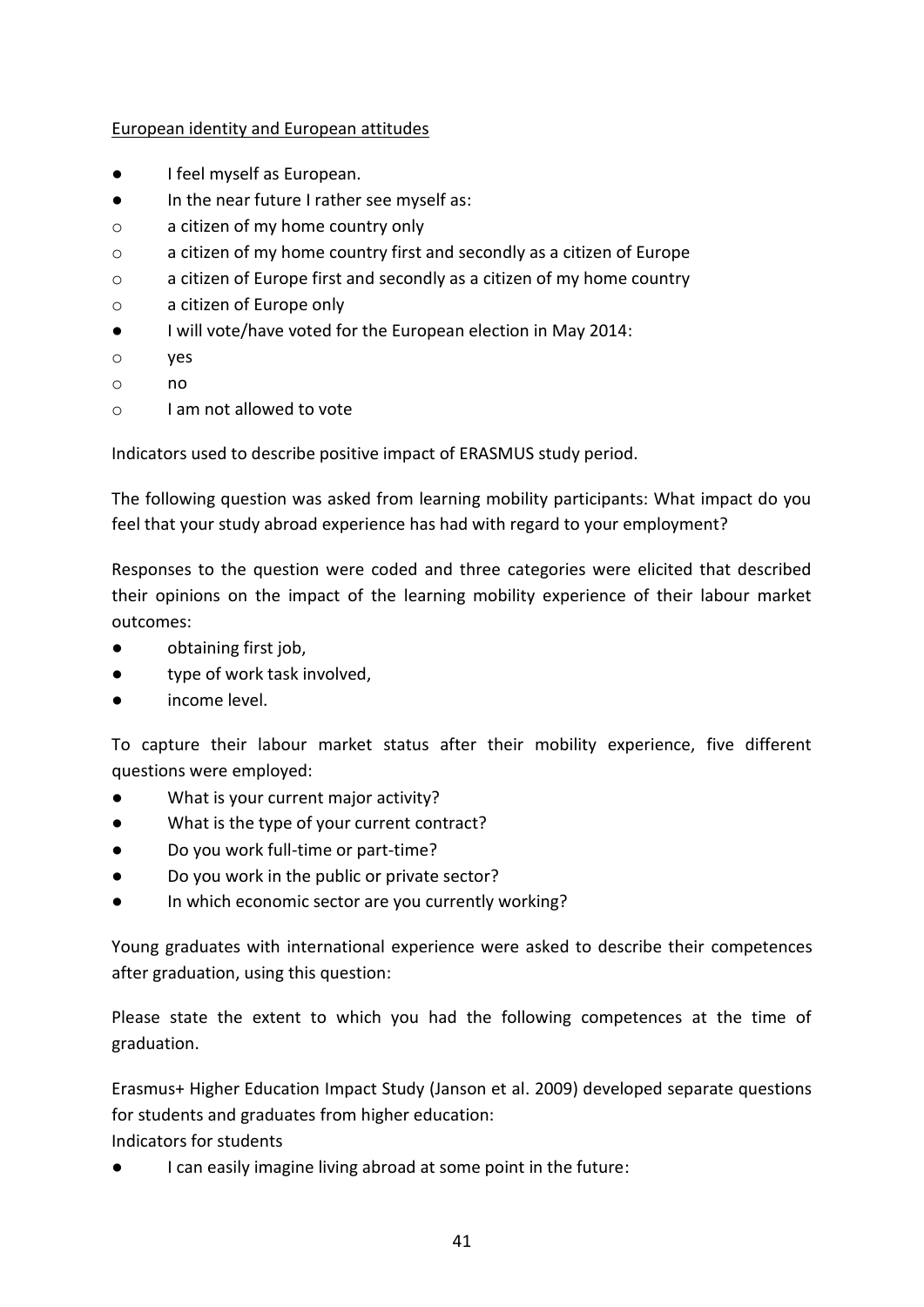European identity and European attitudes

- I feel myself as European.
- In the near future I rather see myself as:
  - a citizen of my home country only
  - a citizen of my home country first and secondly as a citizen of Europe
  - a citizen of Europe first and secondly as a citizen of my home country
  - a citizen of Europe only
- I will vote/have voted for the European election in May 2014:
  - yes
  - no
  - I am not allowed to vote

Indicators used to describe positive impact of ERASMUS study period.

The following question was asked from learning mobility participants: What impact do you feel that your study abroad experience has had with regard to your employment?

Responses to the question were coded and three categories were elicited that described their opinions on the impact of the learning mobility experience of their labour market outcomes:

- obtaining first job,
- type of work task involved,
- income level.

To capture their labour market status after their mobility experience, five different questions were employed:

- What is your current major activity?
- What is the type of your current contract?
- Do you work full-time or part-time?
- Do you work in the public or private sector?
- In which economic sector are you currently working?

Young graduates with international experience were asked to describe their competences after graduation, using this question:

Please state the extent to which you had the following competences at the time of graduation.

Erasmus+ Higher Education Impact Study (Janson et al. 2009) developed separate questions for students and graduates from higher education:

Indicators for students

- I can easily imagine living abroad at some point in the future: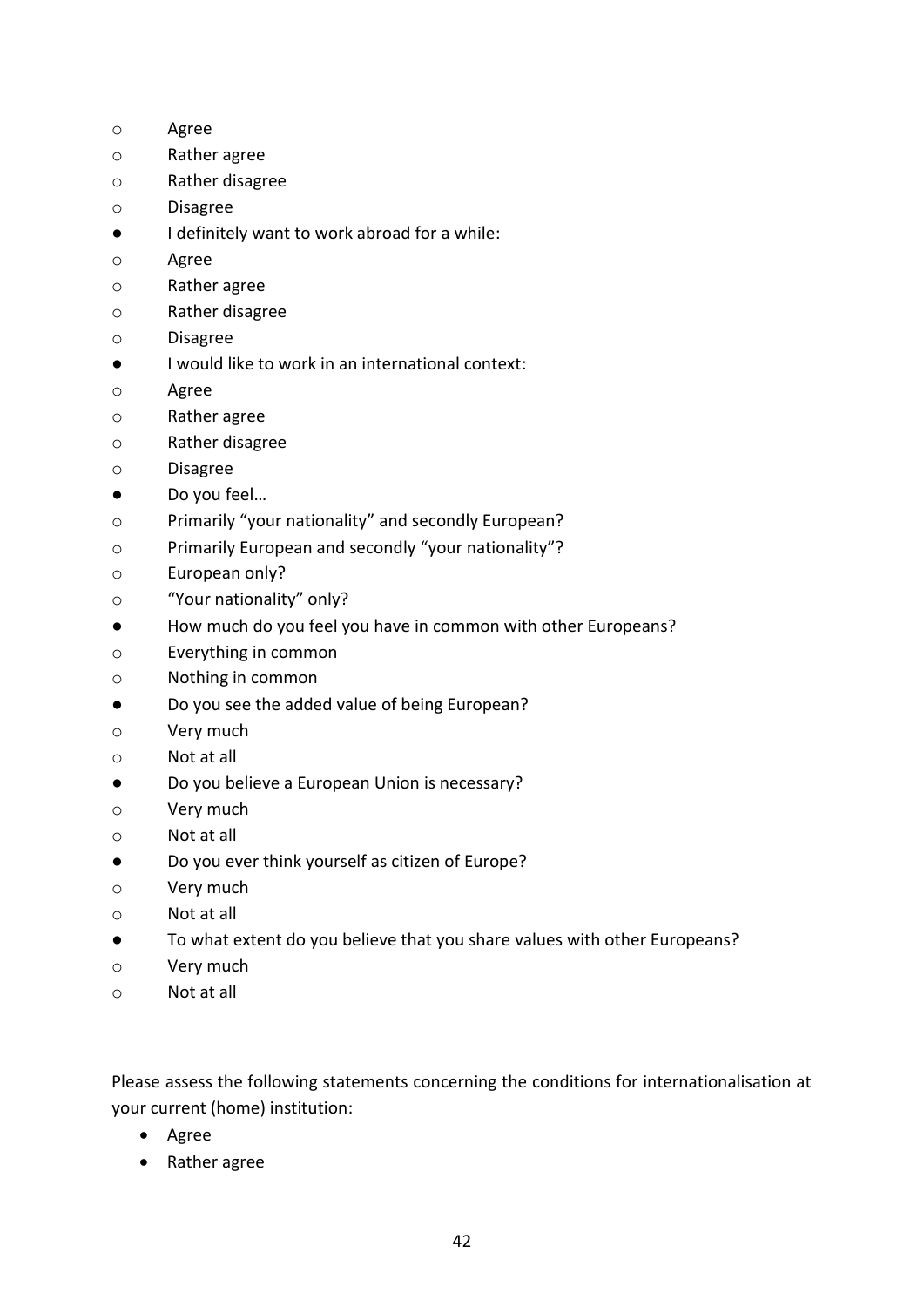- Agree
- Rather agree
- Rather disagree
- Disagree

- I definitely want to work abroad for a while:
  - Agree
  - Rather agree
  - Rather disagree
  - Disagree
- I would like to work in an international context:
  - Agree
  - Rather agree
  - Rather disagree
  - Disagree
- Do you feel…
  - Primarily “your nationality” and secondly European?
  - Primarily European and secondly “your nationality”?
  - European only?
  - “Your nationality” only?
- How much do you feel you have in common with other Europeans?
  - Everything in common
  - Nothing in common
- Do you see the added value of being European?
  - Very much
  - Not at all
- Do you believe a European Union is necessary?
  - Very much
  - Not at all
- Do you ever think yourself as citizen of Europe?
  - Very much
  - Not at all
- To what extent do you believe that you share values with other Europeans?
  - Very much
  - Not at all

Please assess the following statements concerning the conditions for internationalisation at your current (home) institution:

- Agree
- Rather agree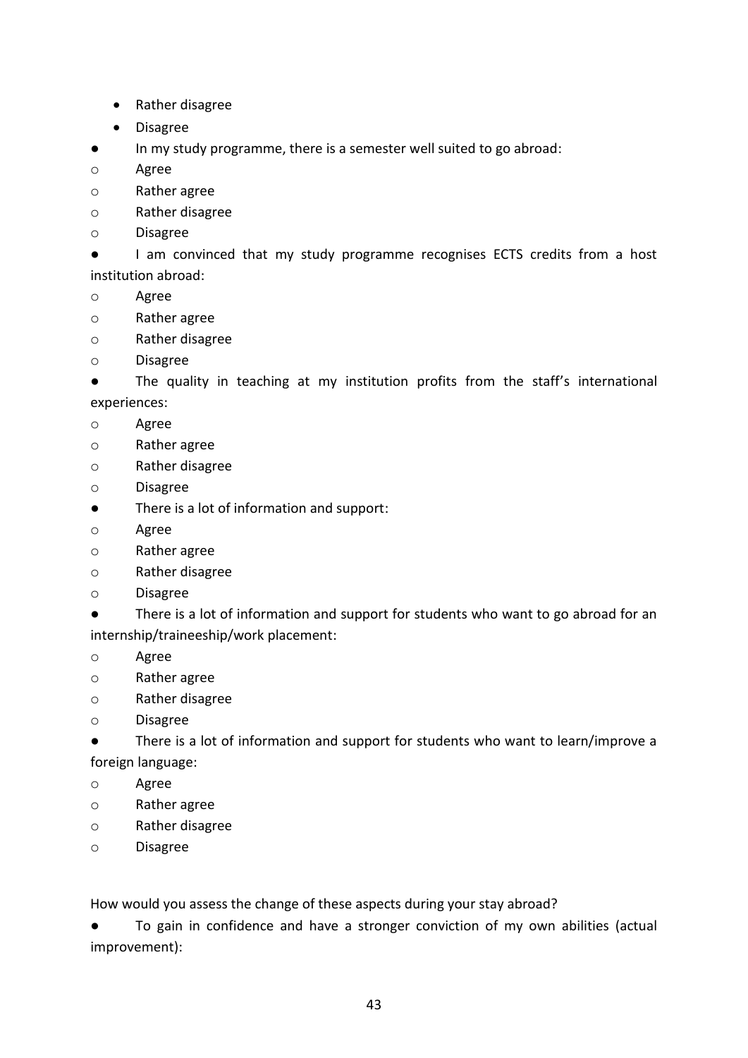- Rather disagree
- Disagree

- In my study programme, there is a semester well suited to go abroad:
  - Agree
  - Rather agree
  - Rather disagree
  - Disagree
- I am convinced that my study programme recognises ECTS credits from a host institution abroad:
  - Agree
  - Rather agree
  - Rather disagree
  - Disagree
- The quality in teaching at my institution profits from the staff's international experiences:
  - Agree
  - Rather agree
  - Rather disagree
  - Disagree
- There is a lot of information and support:
  - Agree
  - Rather agree
  - Rather disagree
  - Disagree
- There is a lot of information and support for students who want to go abroad for an internship/traineeship/work placement:
  - Agree
  - Rather agree
  - Rather disagree
  - Disagree
- There is a lot of information and support for students who want to learn/improve a foreign language:
  - Agree
  - Rather agree
  - Rather disagree
  - Disagree

How would you assess the change of these aspects during your stay abroad?

- To gain in confidence and have a stronger conviction of my own abilities (actual improvement):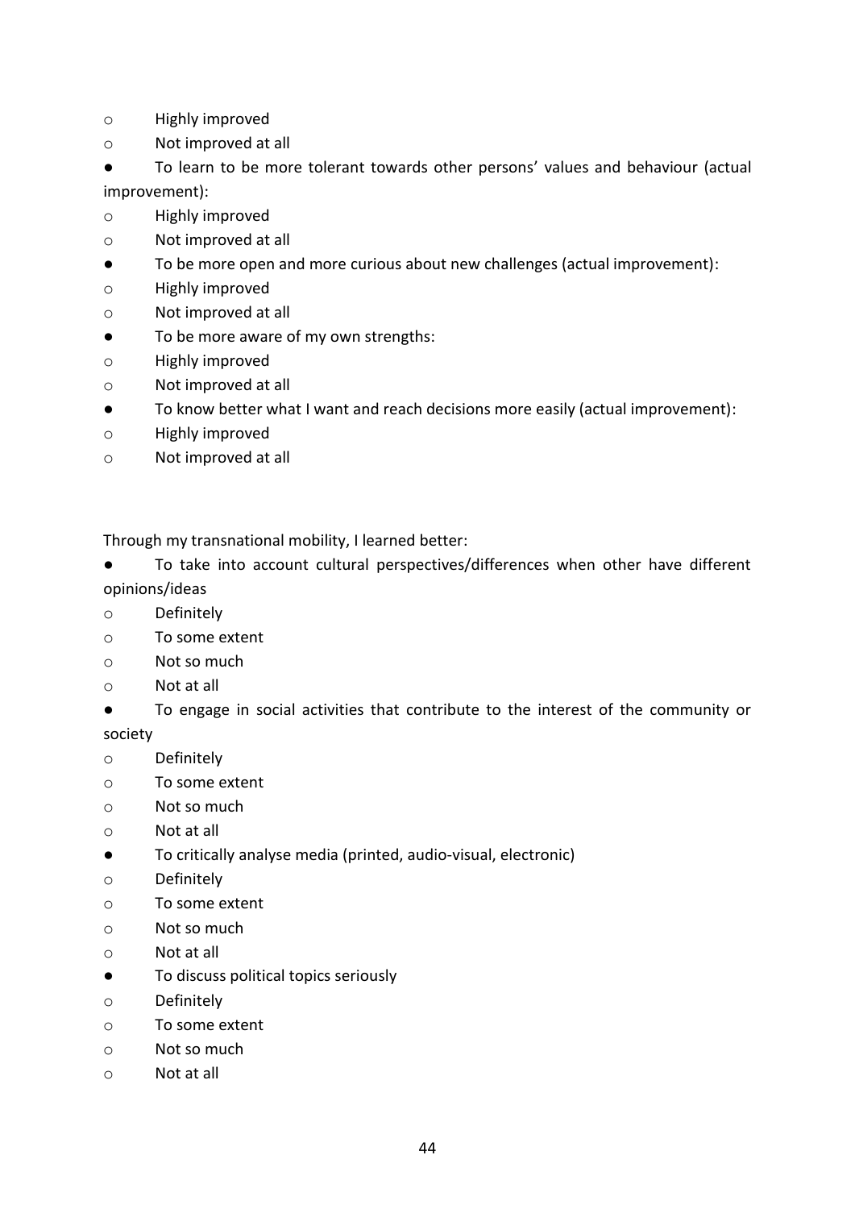- Highly improved
- Not improved at all

- To learn to be more tolerant towards other persons' values and behaviour (actual improvement):
  - Highly improved
  - Not improved at all
- To be more open and more curious about new challenges (actual improvement):
  - Highly improved
  - Not improved at all
- To be more aware of my own strengths:
  - Highly improved
  - Not improved at all
- To know better what I want and reach decisions more easily (actual improvement):
  - Highly improved
  - Not improved at all

Through my transnational mobility, I learned better:

- To take into account cultural perspectives/differences when other have different opinions/ideas
  - Definitely
  - To some extent
  - Not so much
  - Not at all
- To engage in social activities that contribute to the interest of the community or society
  - Definitely
  - To some extent
  - Not so much
  - Not at all
- To critically analyse media (printed, audio-visual, electronic)
  - Definitely
  - To some extent
  - Not so much
  - Not at all
- To discuss political topics seriously
  - Definitely
  - To some extent
  - Not so much
  - Not at all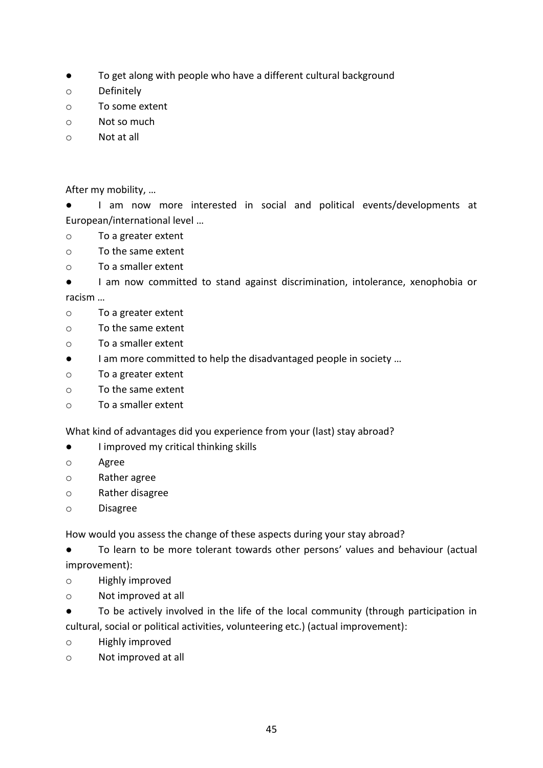- To get along with people who have a different cultural background
  - Definitely
  - To some extent
  - Not so much
  - Not at all

After my mobility, …

- I am now more interested in social and political events/developments at European/international level …
  - To a greater extent
  - To the same extent
  - To a smaller extent
- I am now committed to stand against discrimination, intolerance, xenophobia or racism …
  - To a greater extent
  - To the same extent
  - To a smaller extent
- I am more committed to help the disadvantaged people in society …
  - To a greater extent
  - To the same extent
  - To a smaller extent

What kind of advantages did you experience from your (last) stay abroad?

- I improved my critical thinking skills
  - Agree
  - Rather agree
  - Rather disagree
  - Disagree

How would you assess the change of these aspects during your stay abroad?

- To learn to be more tolerant towards other persons' values and behaviour (actual improvement):
  - Highly improved
  - Not improved at all
- To be actively involved in the life of the local community (through participation in cultural, social or political activities, volunteering etc.) (actual improvement):
  - Highly improved
  - Not improved at all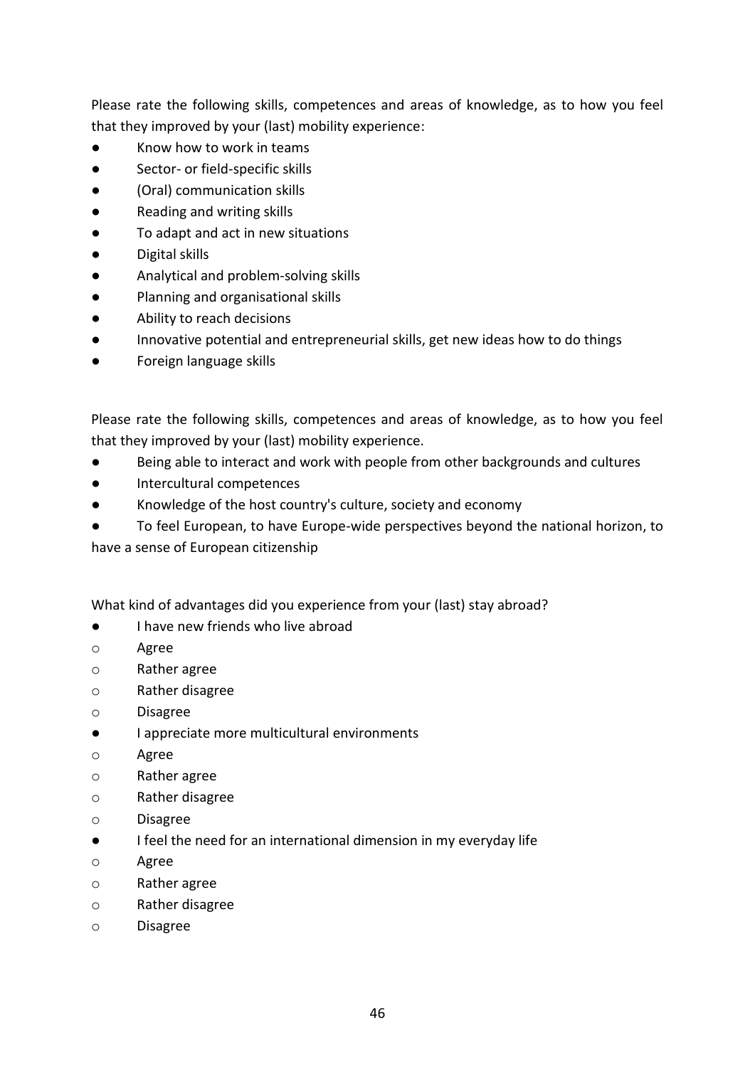Please rate the following skills, competences and areas of knowledge, as to how you feel that they improved by your (last) mobility experience:

- Know how to work in teams
- Sector- or field-specific skills
- (Oral) communication skills
- Reading and writing skills
- To adapt and act in new situations
- Digital skills
- Analytical and problem-solving skills
- Planning and organisational skills
- Ability to reach decisions
- Innovative potential and entrepreneurial skills, get new ideas how to do things
- Foreign language skills

Please rate the following skills, competences and areas of knowledge, as to how you feel that they improved by your (last) mobility experience.

- Being able to interact and work with people from other backgrounds and cultures
- Intercultural competences
- Knowledge of the host country's culture, society and economy
- To feel European, to have Europe-wide perspectives beyond the national horizon, to have a sense of European citizenship

What kind of advantages did you experience from your (last) stay abroad?

- I have new friends who live abroad
  - Agree
  - Rather agree
  - Rather disagree
  - Disagree
- I appreciate more multicultural environments
  - Agree
  - Rather agree
  - Rather disagree
  - Disagree
- I feel the need for an international dimension in my everyday life
  - Agree
  - Rather agree
  - Rather disagree
  - Disagree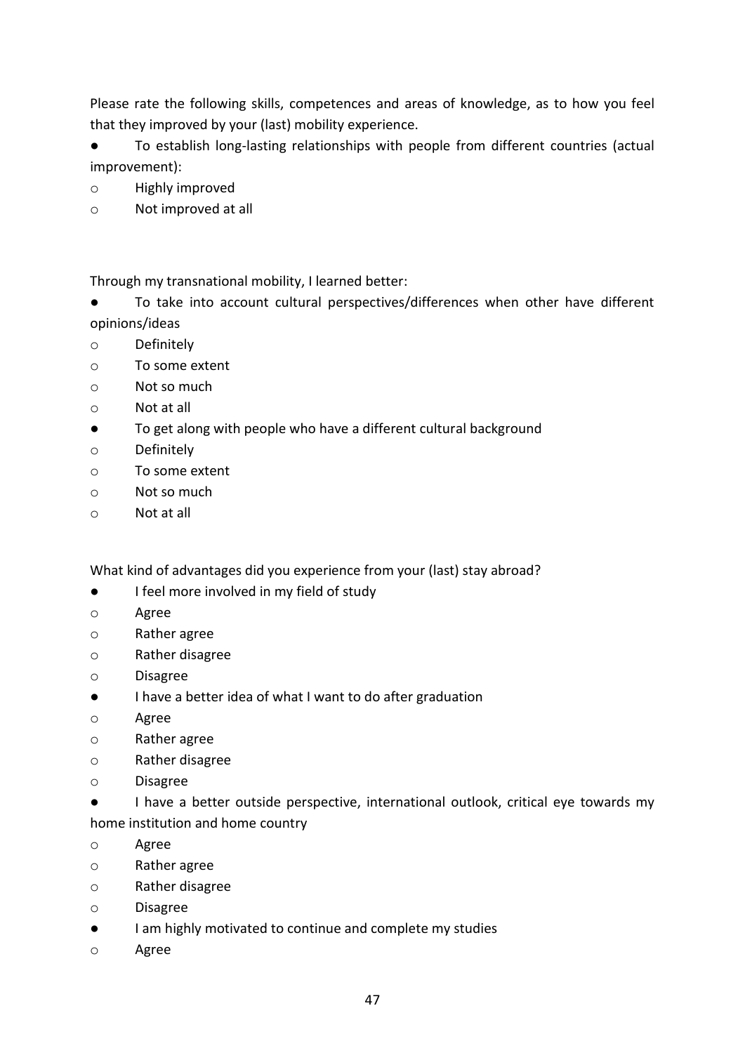Please rate the following skills, competences and areas of knowledge, as to how you feel that they improved by your (last) mobility experience.

- To establish long-lasting relationships with people from different countries (actual improvement):
  - o Highly improved
  - o Not improved at all

Through my transnational mobility, I learned better:

- To take into account cultural perspectives/differences when other have different opinions/ideas
  - o Definitely
  - o To some extent
  - o Not so much
  - o Not at all
- To get along with people who have a different cultural background
  - o Definitely
  - o To some extent
  - o Not so much
  - o Not at all

What kind of advantages did you experience from your (last) stay abroad?

- I feel more involved in my field of study
  - o Agree
  - o Rather agree
  - o Rather disagree
  - o Disagree
- I have a better idea of what I want to do after graduation
  - o Agree
  - o Rather agree
  - o Rather disagree
  - o Disagree
- I have a better outside perspective, international outlook, critical eye towards my home institution and home country
  - o Agree
  - o Rather agree
  - o Rather disagree
  - o Disagree
- I am highly motivated to continue and complete my studies
  - o Agree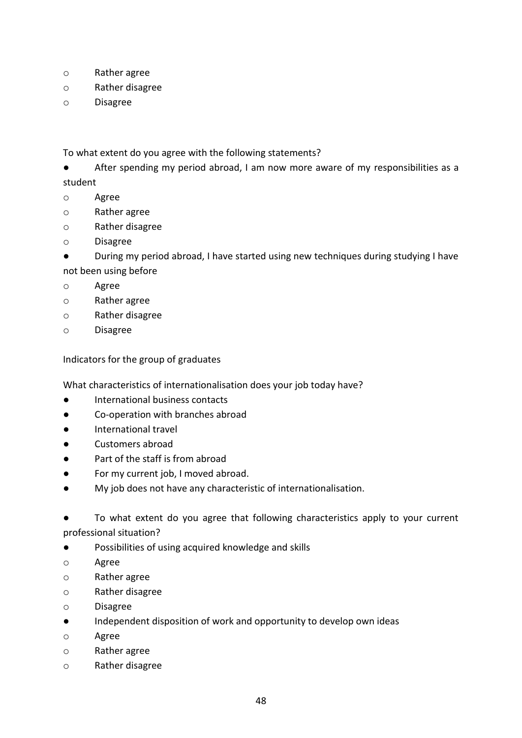- Rather agree
- Rather disagree
- Disagree

To what extent do you agree with the following statements?

- After spending my period abroad, I am now more aware of my responsibilities as a student
  - Agree
  - Rather agree
  - Rather disagree
  - Disagree
- During my period abroad, I have started using new techniques during studying I have not been using before
  - Agree
  - Rather agree
  - Rather disagree
  - Disagree

Indicators for the group of graduates

What characteristics of internationalisation does your job today have?

- International business contacts
- Co-operation with branches abroad
- International travel
- Customers abroad
- Part of the staff is from abroad
- For my current job, I moved abroad.
- My job does not have any characteristic of internationalisation.

- To what extent do you agree that following characteristics apply to your current professional situation?
- Possibilities of using acquired knowledge and skills
  - Agree
  - Rather agree
  - Rather disagree
  - Disagree
- Independent disposition of work and opportunity to develop own ideas
  - Agree
  - Rather agree
  - Rather disagree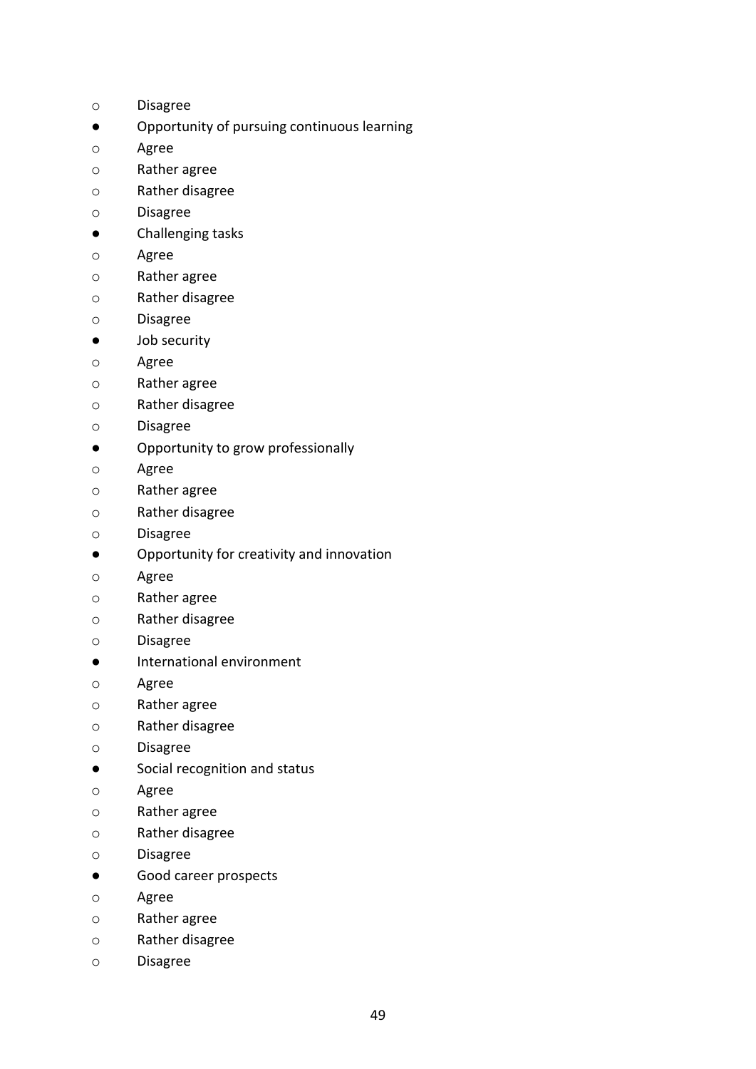- Disagree
- Opportunity of pursuing continuous learning
    - Agree
    - Rather agree
    - Rather disagree
    - Disagree
- Challenging tasks
    - Agree
    - Rather agree
    - Rather disagree
    - Disagree
- Job security
    - Agree
    - Rather agree
    - Rather disagree
    - Disagree
- Opportunity to grow professionally
    - Agree
    - Rather agree
    - Rather disagree
    - Disagree
- Opportunity for creativity and innovation
    - Agree
    - Rather agree
    - Rather disagree
    - Disagree
- International environment
    - Agree
    - Rather agree
    - Rather disagree
    - Disagree
- Social recognition and status
    - Agree
    - Rather agree
    - Rather disagree
    - Disagree
- Good career prospects
    - Agree
    - Rather agree
    - Rather disagree
    - Disagree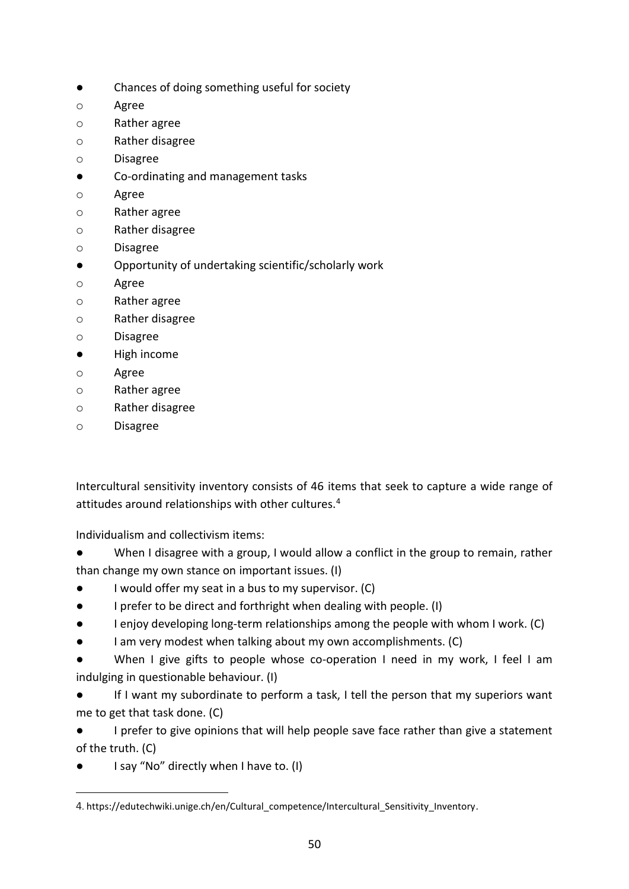- Chances of doing something useful for society
    - Agree
    - Rather agree
    - Rather disagree
    - Disagree
- Co-ordinating and management tasks
    - Agree
    - Rather agree
    - Rather disagree
    - Disagree
- Opportunity of undertaking scientific/scholarly work
    - Agree
    - Rather agree
    - Rather disagree
    - Disagree
- High income
    - Agree
    - Rather agree
    - Rather disagree
    - Disagree

Intercultural sensitivity inventory consists of 46 items that seek to capture a wide range of attitudes around relationships with other cultures.[4]

Individualism and collectivism items:

- When I disagree with a group, I would allow a conflict in the group to remain, rather than change my own stance on important issues. (I)
- I would offer my seat in a bus to my supervisor. (C)
- I prefer to be direct and forthright when dealing with people. (I)
- I enjoy developing long-term relationships among the people with whom I work. (C)
- I am very modest when talking about my own accomplishments. (C)
- When I give gifts to people whose co-operation I need in my work, I feel I am indulging in questionable behaviour. (I)
- If I want my subordinate to perform a task, I tell the person that my superiors want me to get that task done. (C)
- I prefer to give opinions that will help people save face rather than give a statement of the truth. (C)
- I say "No" directly when I have to. (I)

4. https://edutechwiki.unige.ch/en/Cultural_competence/Intercultural_Sensitivity_Inventory.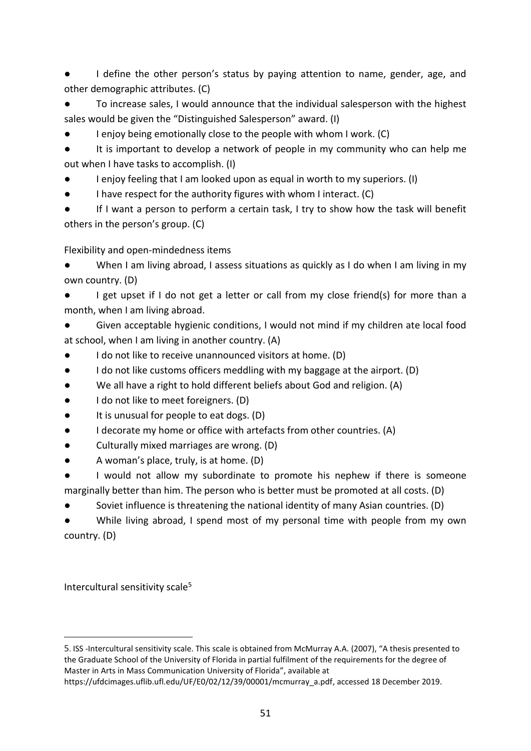- I define the other person's status by paying attention to name, gender, age, and other demographic attributes. (C)
- To increase sales, I would announce that the individual salesperson with the highest sales would be given the "Distinguished Salesperson" award. (I)
- I enjoy being emotionally close to the people with whom I work. (C)
- It is important to develop a network of people in my community who can help me out when I have tasks to accomplish. (I)
- I enjoy feeling that I am looked upon as equal in worth to my superiors. (I)
- I have respect for the authority figures with whom I interact. (C)
- If I want a person to perform a certain task, I try to show how the task will benefit others in the person's group. (C)

Flexibility and open-mindedness items

- When I am living abroad, I assess situations as quickly as I do when I am living in my own country. (D)
- I get upset if I do not get a letter or call from my close friend(s) for more than a month, when I am living abroad.
- Given acceptable hygienic conditions, I would not mind if my children ate local food at school, when I am living in another country. (A)
- I do not like to receive unannounced visitors at home. (D)
- I do not like customs officers meddling with my baggage at the airport. (D)
- We all have a right to hold different beliefs about God and religion. (A)
- I do not like to meet foreigners. (D)
- It is unusual for people to eat dogs. (D)
- I decorate my home or office with artefacts from other countries. (A)
- Culturally mixed marriages are wrong. (D)
- A woman's place, truly, is at home. (D)
- I would not allow my subordinate to promote his nephew if there is someone marginally better than him. The person who is better must be promoted at all costs. (D)
- Soviet influence is threatening the national identity of many Asian countries. (D)
- While living abroad, I spend most of my personal time with people from my own country. (D)

Intercultural sensitivity scale[5]

---

5. ISS -Intercultural sensitivity scale. This scale is obtained from McMurray A.A. (2007), "A thesis presented to the Graduate School of the University of Florida in partial fulfilment of the requirements for the degree of Master in Arts in Mass Communication University of Florida", available at https://ufdcimages.uflib.ufl.edu/UF/E0/02/12/39/00001/mcmurray_a.pdf, accessed 18 December 2019.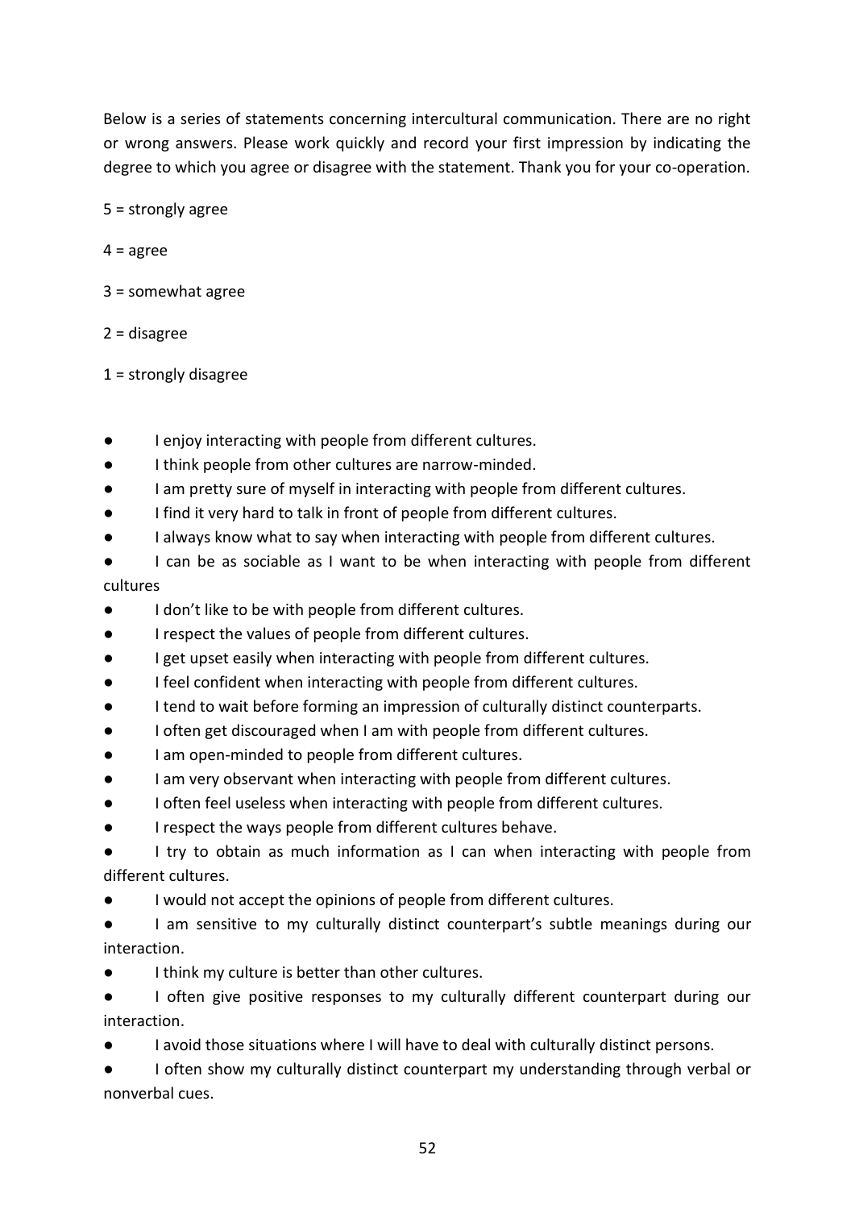Below is a series of statements concerning intercultural communication. There are no right or wrong answers. Please work quickly and record your first impression by indicating the degree to which you agree or disagree with the statement. Thank you for your co-operation.

5 = strongly agree

4 = agree

3 = somewhat agree

2 = disagree

1 = strongly disagree

- I enjoy interacting with people from different cultures.
- I think people from other cultures are narrow-minded.
- I am pretty sure of myself in interacting with people from different cultures.
- I find it very hard to talk in front of people from different cultures.
- I always know what to say when interacting with people from different cultures.
- I can be as sociable as I want to be when interacting with people from different cultures
- I don't like to be with people from different cultures.
- I respect the values of people from different cultures.
- I get upset easily when interacting with people from different cultures.
- I feel confident when interacting with people from different cultures.
- I tend to wait before forming an impression of culturally distinct counterparts.
- I often get discouraged when I am with people from different cultures.
- I am open-minded to people from different cultures.
- I am very observant when interacting with people from different cultures.
- I often feel useless when interacting with people from different cultures.
- I respect the ways people from different cultures behave.
- I try to obtain as much information as I can when interacting with people from different cultures.
- I would not accept the opinions of people from different cultures.
- I am sensitive to my culturally distinct counterpart's subtle meanings during our interaction.
- I think my culture is better than other cultures.
- I often give positive responses to my culturally different counterpart during our interaction.
- I avoid those situations where I will have to deal with culturally distinct persons.
- I often show my culturally distinct counterpart my understanding through verbal or nonverbal cues.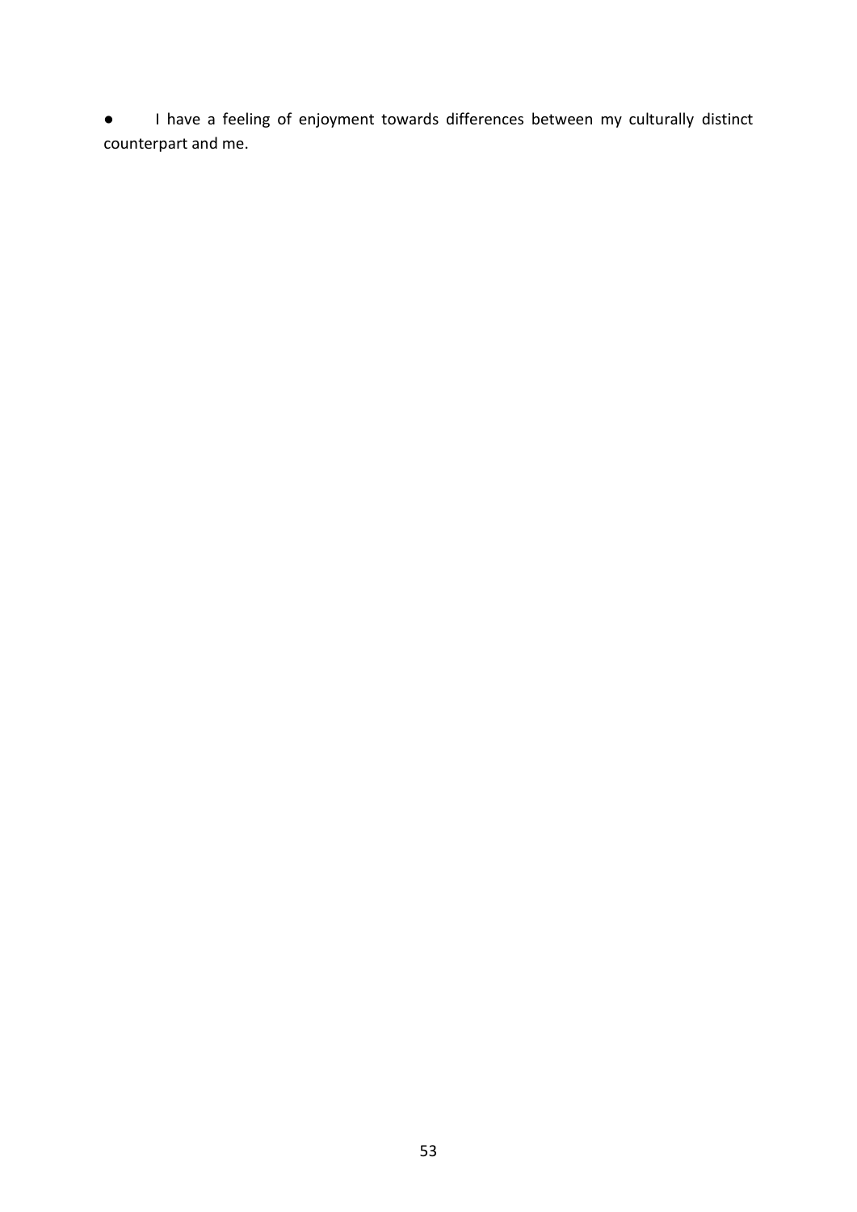- I have a feeling of enjoyment towards differences between my culturally distinct counterpart and me.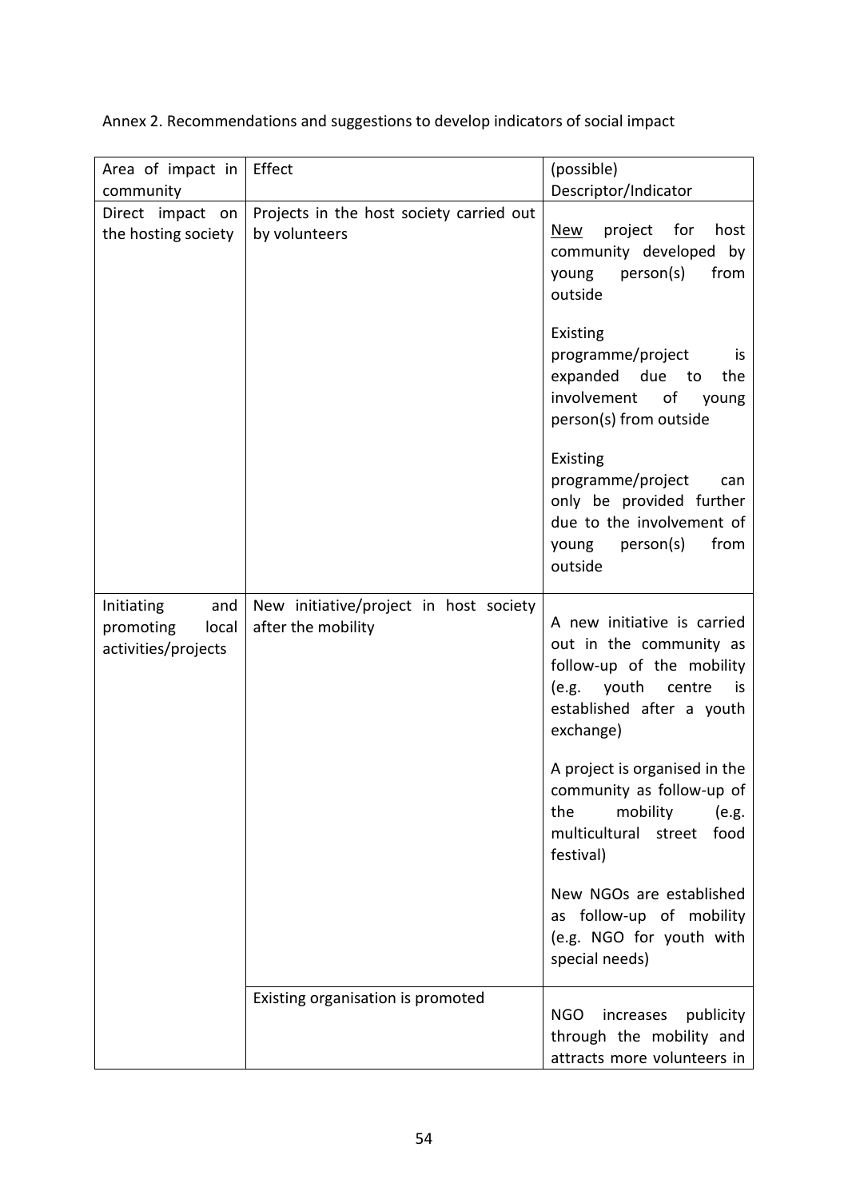Annex 2. Recommendations and suggestions to develop indicators of social impact

| Area of impact in community | Effect | (possible) Descriptor/Indicator |
|---|---|---|
| Direct impact on the hosting society | Projects in the host society carried out by volunteers | <u>New</u> project for host community developed by young person(s) from outside<br><br>Existing programme/project is expanded due to the involvement of young person(s) from outside<br><br>Existing programme/project can only be provided further due to the involvement of young person(s) from outside |
| Initiating and promoting local activities/projects | New initiative/project in host society after the mobility | A new initiative is carried out in the community as follow-up of the mobility (e.g. youth centre is established after a youth exchange)<br><br>A project is organised in the community as follow-up of the mobility (e.g. multicultural street food festival)<br><br>New NGOs are established as follow-up of mobility (e.g. NGO for youth with special needs) |
| | Existing organisation is promoted | NGO increases publicity through the mobility and attracts more volunteers in |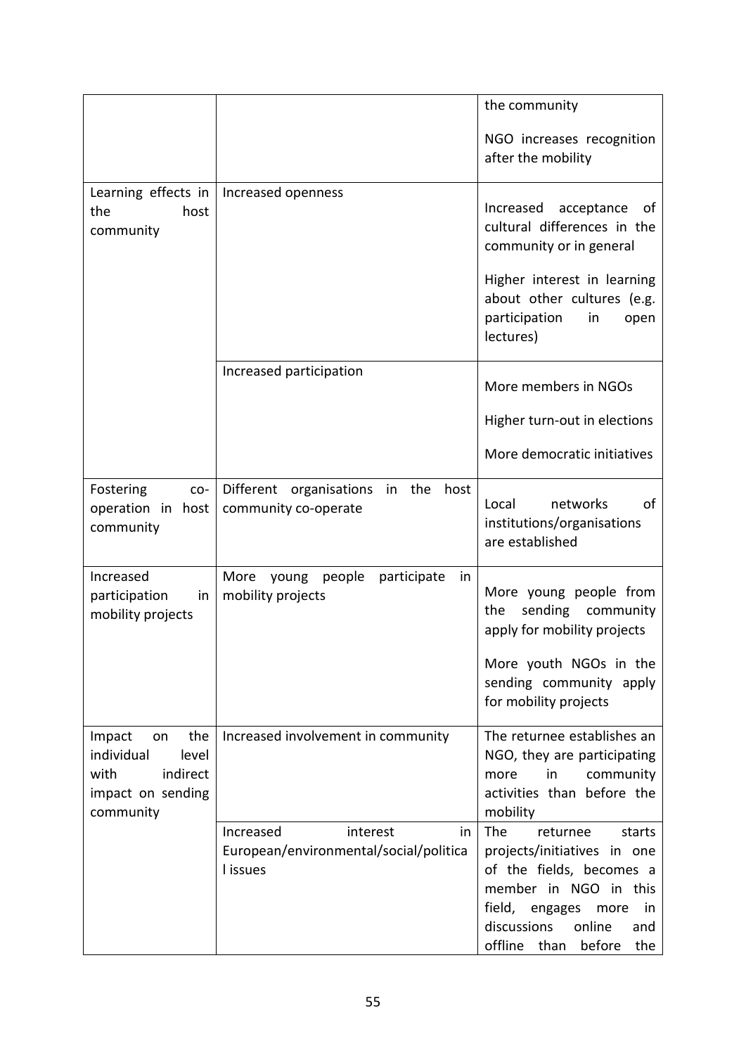| | | |
|---|---|---|
| | | the community<br><br>NGO increases recognition after the mobility |
| Learning effects in the host community | Increased openness | Increased acceptance of cultural differences in the community or in general<br><br>Higher interest in learning about other cultures (e.g. participation in open lectures) |
| | Increased participation | More members in NGOs<br><br>Higher turn-out in elections<br><br>More democratic initiatives |
| Fostering co-operation in host community | Different organisations in the host community co-operate | Local networks of institutions/organisations are established |
| Increased participation in mobility projects | More young people participate in mobility projects | More young people from the sending community apply for mobility projects<br><br>More youth NGOs in the sending community apply for mobility projects |
| Impact on the individual level with indirect impact on sending community | Increased involvement in community | The returnee establishes an NGO, they are participating more in community activities than before the mobility |
| | Increased interest in European/environmental/social/political issues | The returnee starts projects/initiatives in one of the fields, becomes a member in NGO in this field, engages more in discussions online and offline than before the |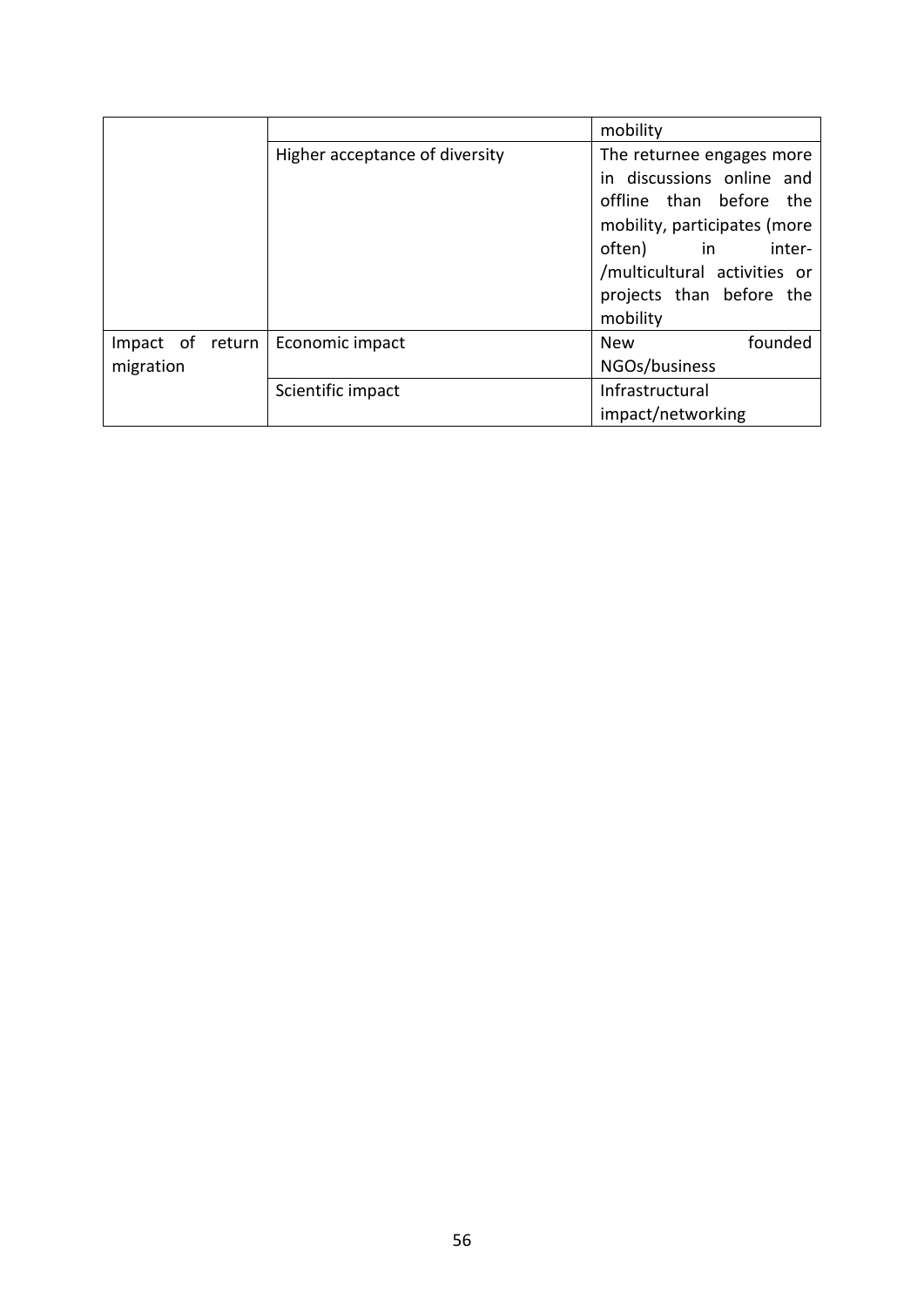| | | |
|---|---|---|
| | | mobility |
| | Higher acceptance of diversity | The returnee engages more in discussions online and offline than before the mobility, participates (more often) in inter-/multicultural activities or projects than before the mobility |
| Impact of return migration | Economic impact | New founded NGOs/business |
| | Scientific impact | Infrastructural impact/networking |